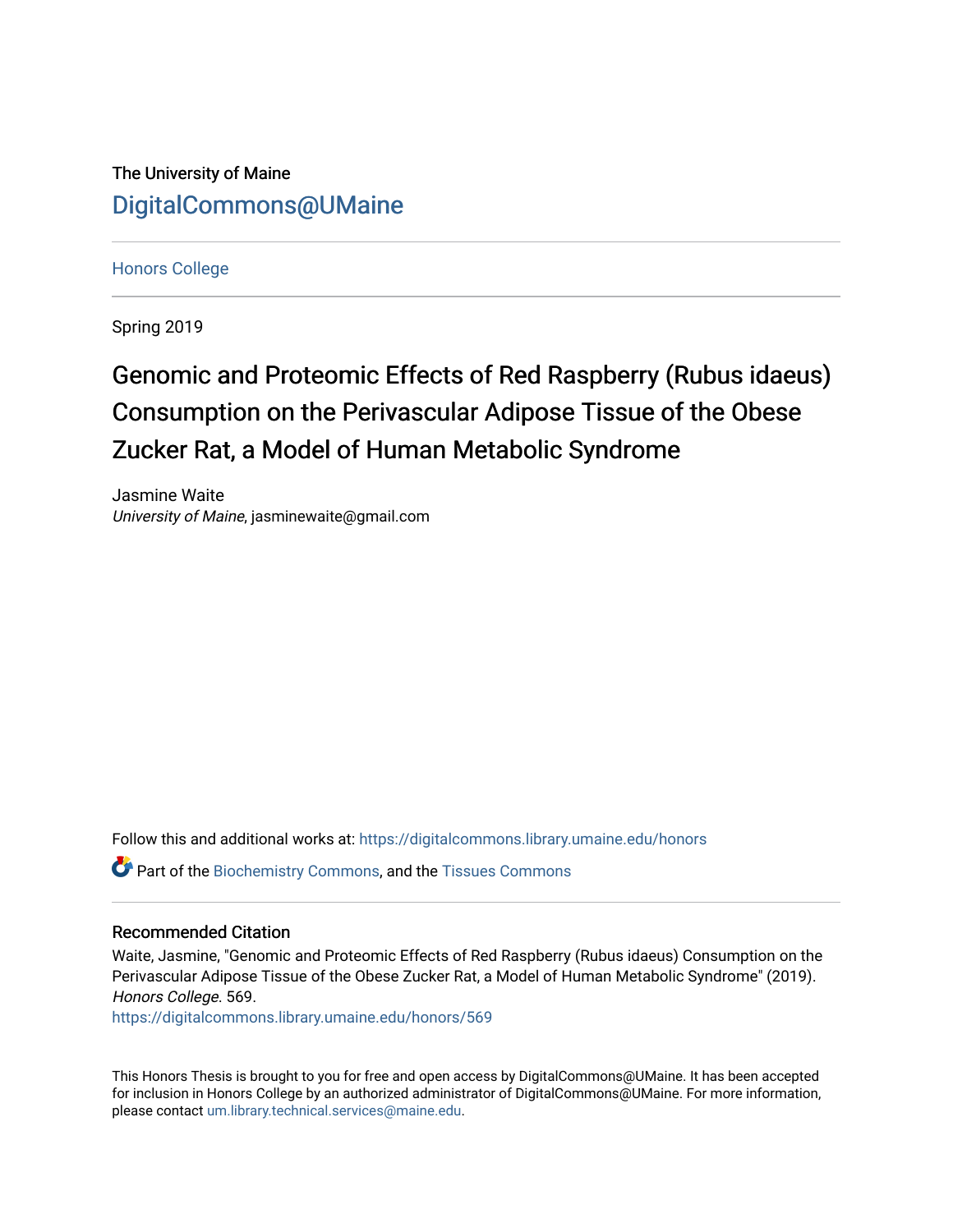The University of Maine

DigitalCommons@UMaine

Honors College

Spring 2019

# Genomic and Proteomic Effects of Red Raspberry (Rubus idaeus) Consumption on the Perivascular Adipose Tissue of the Obese Zucker Rat, a Model of Human Metabolic Syndrome

Jasmine Waite

*University of Maine*, jasminewaite@gmail.com

Follow this and additional works at: https://digitalcommons.library.umaine.edu/honors

Part of the Biochemistry Commons, and the Tissues Commons

### Recommended Citation

Waite, Jasmine, "Genomic and Proteomic Effects of Red Raspberry (Rubus idaeus) Consumption on the Perivascular Adipose Tissue of the Obese Zucker Rat, a Model of Human Metabolic Syndrome" (2019). *Honors College*. 569.

https://digitalcommons.library.umaine.edu/honors/569

This Honors Thesis is brought to you for free and open access by DigitalCommons@UMaine. It has been accepted for inclusion in Honors College by an authorized administrator of DigitalCommons@UMaine. For more information, please contact um.library.technical.services@maine.edu.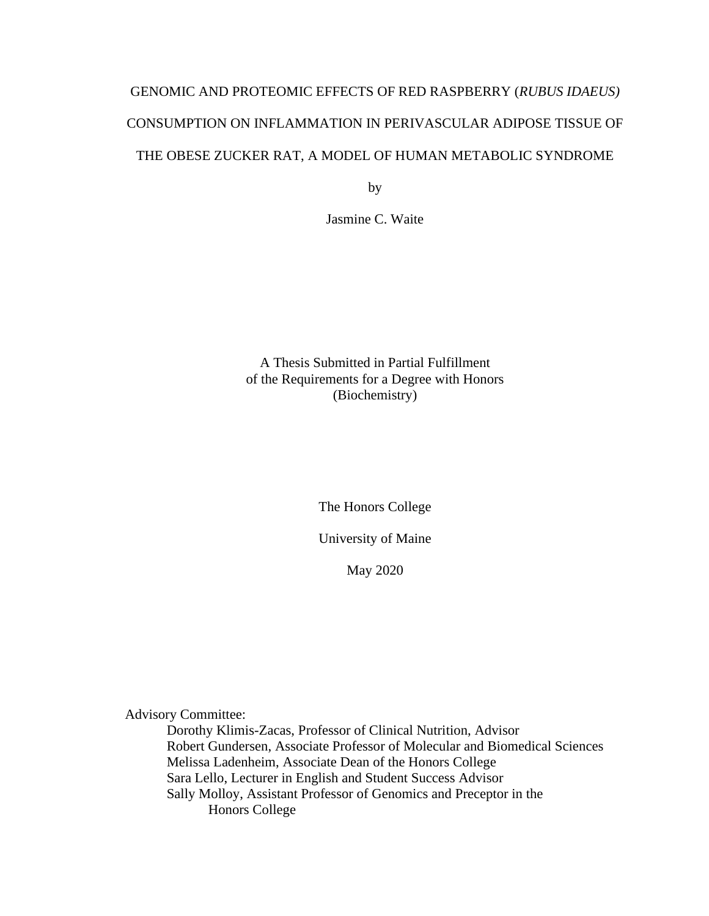# GENOMIC AND PROTEOMIC EFFECTS OF RED RASPBERRY (*RUBUS IDAEUS)* CONSUMPTION ON INFLAMMATION IN PERIVASCULAR ADIPOSE TISSUE OF THE OBESE ZUCKER RAT, A MODEL OF HUMAN METABOLIC SYNDROME

by

Jasmine C. Waite

A Thesis Submitted in Partial Fulfillment
of the Requirements for a Degree with Honors
(Biochemistry)

The Honors College

University of Maine

May 2020

Advisory Committee:

Dorothy Klimis-Zacas, Professor of Clinical Nutrition, Advisor
Robert Gundersen, Associate Professor of Molecular and Biomedical Sciences
Melissa Ladenheim, Associate Dean of the Honors College
Sara Lello, Lecturer in English and Student Success Advisor
Sally Molloy, Assistant Professor of Genomics and Preceptor in the Honors College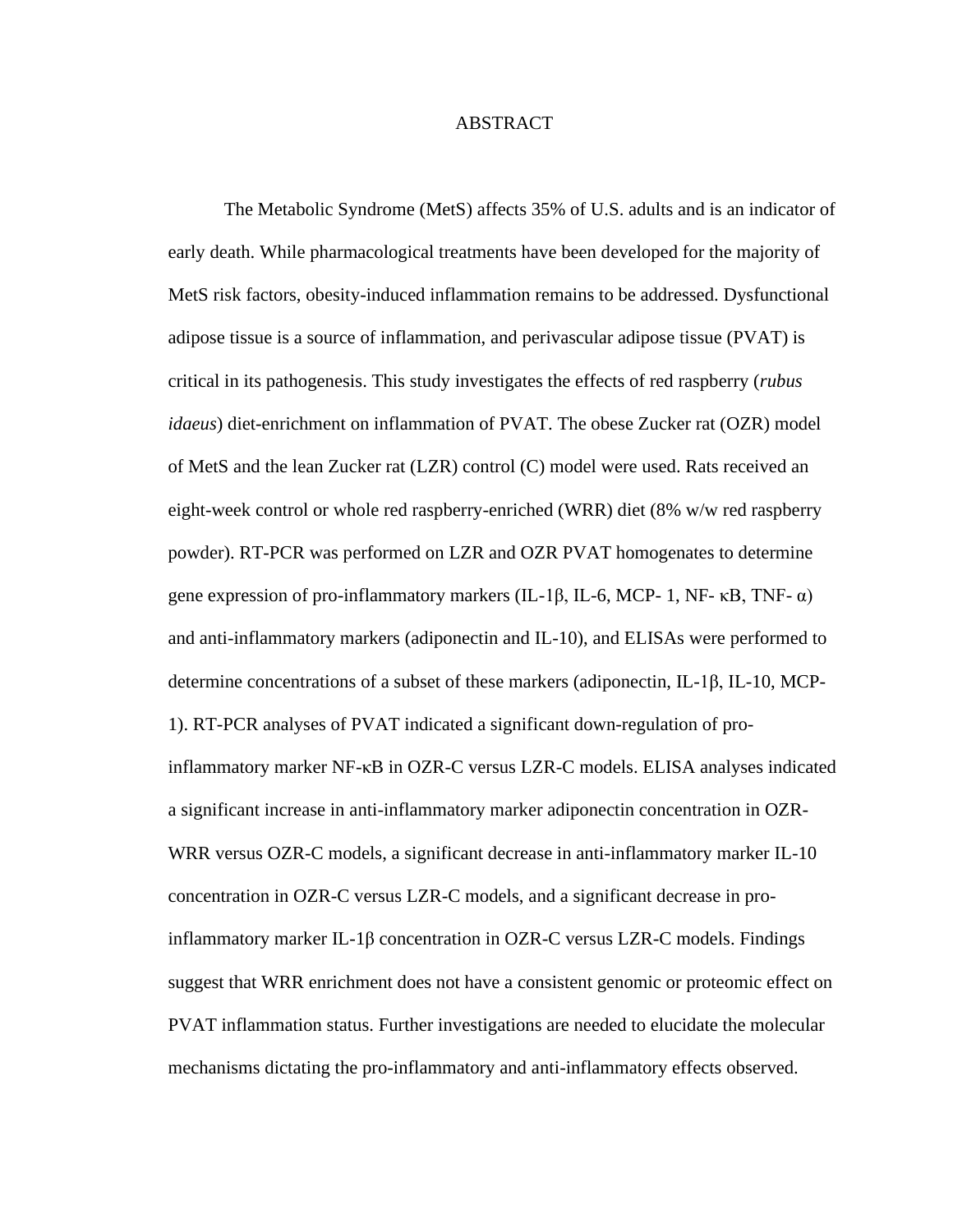# ABSTRACT

The Metabolic Syndrome (MetS) affects 35% of U.S. adults and is an indicator of early death. While pharmacological treatments have been developed for the majority of MetS risk factors, obesity-induced inflammation remains to be addressed. Dysfunctional adipose tissue is a source of inflammation, and perivascular adipose tissue (PVAT) is critical in its pathogenesis. This study investigates the effects of red raspberry (*rubus idaeus*) diet-enrichment on inflammation of PVAT. The obese Zucker rat (OZR) model of MetS and the lean Zucker rat (LZR) control (C) model were used. Rats received an eight-week control or whole red raspberry-enriched (WRR) diet (8% w/w red raspberry powder). RT-PCR was performed on LZR and OZR PVAT homogenates to determine gene expression of pro-inflammatory markers (IL-1β, IL-6, MCP- 1, NF- κB, TNF- α) and anti-inflammatory markers (adiponectin and IL-10), and ELISAs were performed to determine concentrations of a subset of these markers (adiponectin, IL-1β, IL-10, MCP-1). RT-PCR analyses of PVAT indicated a significant down-regulation of pro-inflammatory marker NF-κB in OZR-C versus LZR-C models. ELISA analyses indicated a significant increase in anti-inflammatory marker adiponectin concentration in OZR-WRR versus OZR-C models, a significant decrease in anti-inflammatory marker IL-10 concentration in OZR-C versus LZR-C models, and a significant decrease in pro-inflammatory marker IL-1β concentration in OZR-C versus LZR-C models. Findings suggest that WRR enrichment does not have a consistent genomic or proteomic effect on PVAT inflammation status. Further investigations are needed to elucidate the molecular mechanisms dictating the pro-inflammatory and anti-inflammatory effects observed.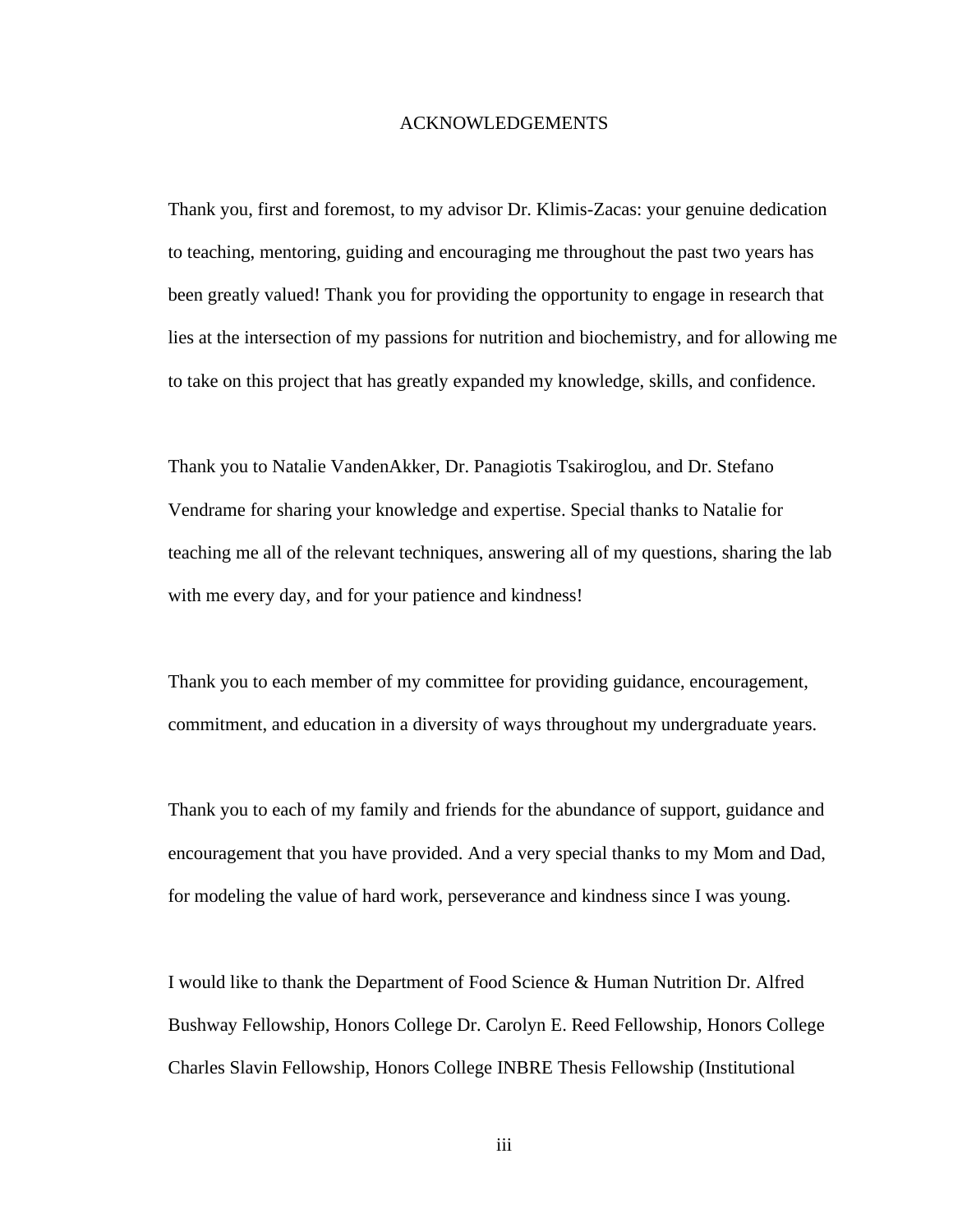# ACKNOWLEDGEMENTS

Thank you, first and foremost, to my advisor Dr. Klimis-Zacas: your genuine dedication to teaching, mentoring, guiding and encouraging me throughout the past two years has been greatly valued! Thank you for providing the opportunity to engage in research that lies at the intersection of my passions for nutrition and biochemistry, and for allowing me to take on this project that has greatly expanded my knowledge, skills, and confidence.

Thank you to Natalie VandenAkker, Dr. Panagiotis Tsakiroglou, and Dr. Stefano Vendrame for sharing your knowledge and expertise. Special thanks to Natalie for teaching me all of the relevant techniques, answering all of my questions, sharing the lab with me every day, and for your patience and kindness!

Thank you to each member of my committee for providing guidance, encouragement, commitment, and education in a diversity of ways throughout my undergraduate years.

Thank you to each of my family and friends for the abundance of support, guidance and encouragement that you have provided. And a very special thanks to my Mom and Dad, for modeling the value of hard work, perseverance and kindness since I was young.

I would like to thank the Department of Food Science & Human Nutrition Dr. Alfred Bushway Fellowship, Honors College Dr. Carolyn E. Reed Fellowship, Honors College Charles Slavin Fellowship, Honors College INBRE Thesis Fellowship (Institutional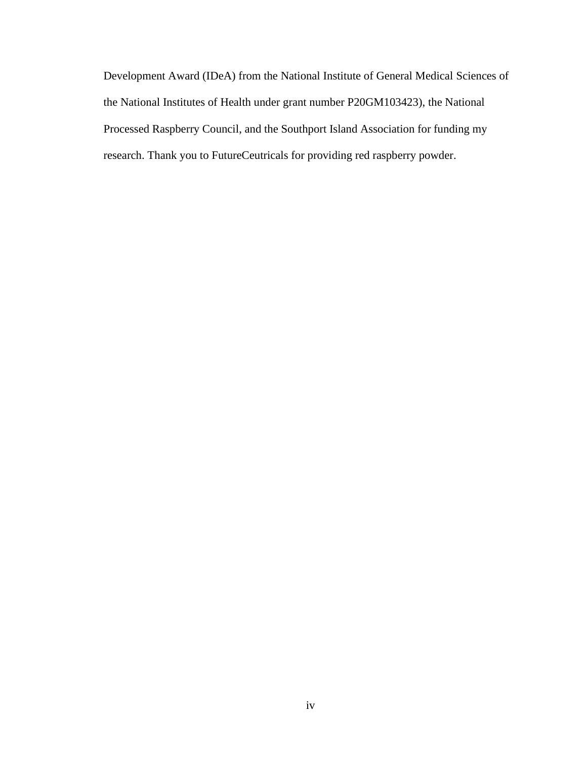Development Award (IDeA) from the National Institute of General Medical Sciences of the National Institutes of Health under grant number P20GM103423), the National Processed Raspberry Council, and the Southport Island Association for funding my research. Thank you to FutureCeutricals for providing red raspberry powder.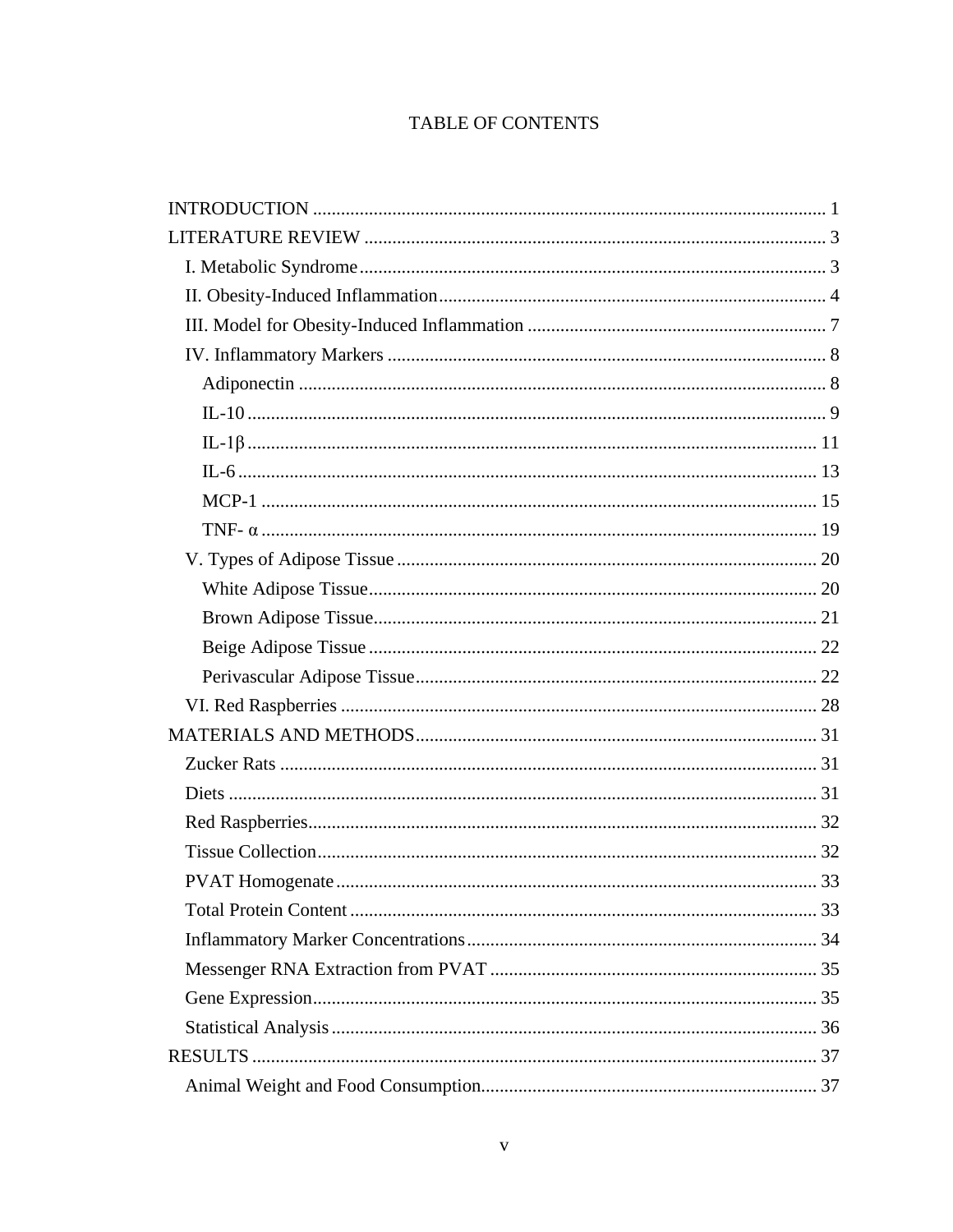# TABLE OF CONTENTS

INTRODUCTION ............................................................................................................ 1

LITERATURE REVIEW .................................................................................................. 3

- I. Metabolic Syndrome .................................................................................................. 3
- II. Obesity-Induced Inflammation .................................................................................. 4
- III. Model for Obesity-Induced Inflammation ............................................................... 7
- IV. Inflammatory Markers ............................................................................................. 8
  - Adiponectin ................................................................................................................ 8
  - IL-10 .......................................................................................................................... 9
  - IL-1β ......................................................................................................................... 11
  - IL-6 ........................................................................................................................... 13
  - MCP-1 ...................................................................................................................... 15
  - TNF- α ...................................................................................................................... 19
- V. Types of Adipose Tissue ......................................................................................... 20
  - White Adipose Tissue ............................................................................................... 20
  - Brown Adipose Tissue .............................................................................................. 21
  - Beige Adipose Tissue ............................................................................................... 22
  - Perivascular Adipose Tissue ..................................................................................... 22
- VI. Red Raspberries ..................................................................................................... 28

MATERIALS AND METHODS ..................................................................................... 31

- Zucker Rats .................................................................................................................. 31
- Diets ............................................................................................................................ 31
- Red Raspberries ........................................................................................................... 32
- Tissue Collection .......................................................................................................... 32
- PVAT Homogenate ...................................................................................................... 33
- Total Protein Content ................................................................................................... 33
- Inflammatory Marker Concentrations .......................................................................... 34
- Messenger RNA Extraction from PVAT ..................................................................... 35
- Gene Expression ........................................................................................................... 35
- Statistical Analysis ....................................................................................................... 36

RESULTS ........................................................................................................................ 37

- Animal Weight and Food Consumption ....................................................................... 37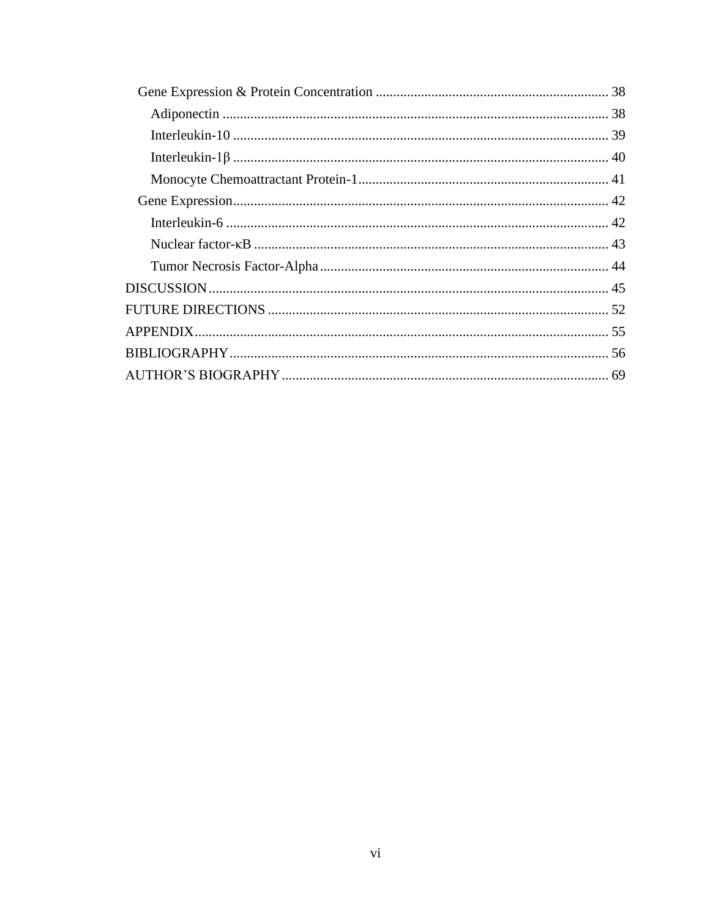Gene Expression & Protein Concentration ... 38

Adiponectin ... 38

Interleukin-10 ... 39

Interleukin-1β ... 40

Monocyte Chemoattractant Protein-1 ... 41

Gene Expression ... 42

Interleukin-6 ... 42

Nuclear factor-κB ... 43

Tumor Necrosis Factor-Alpha ... 44

DISCUSSION ... 45

FUTURE DIRECTIONS ... 52

APPENDIX ... 55

BIBLIOGRAPHY ... 56

AUTHOR'S BIOGRAPHY ... 69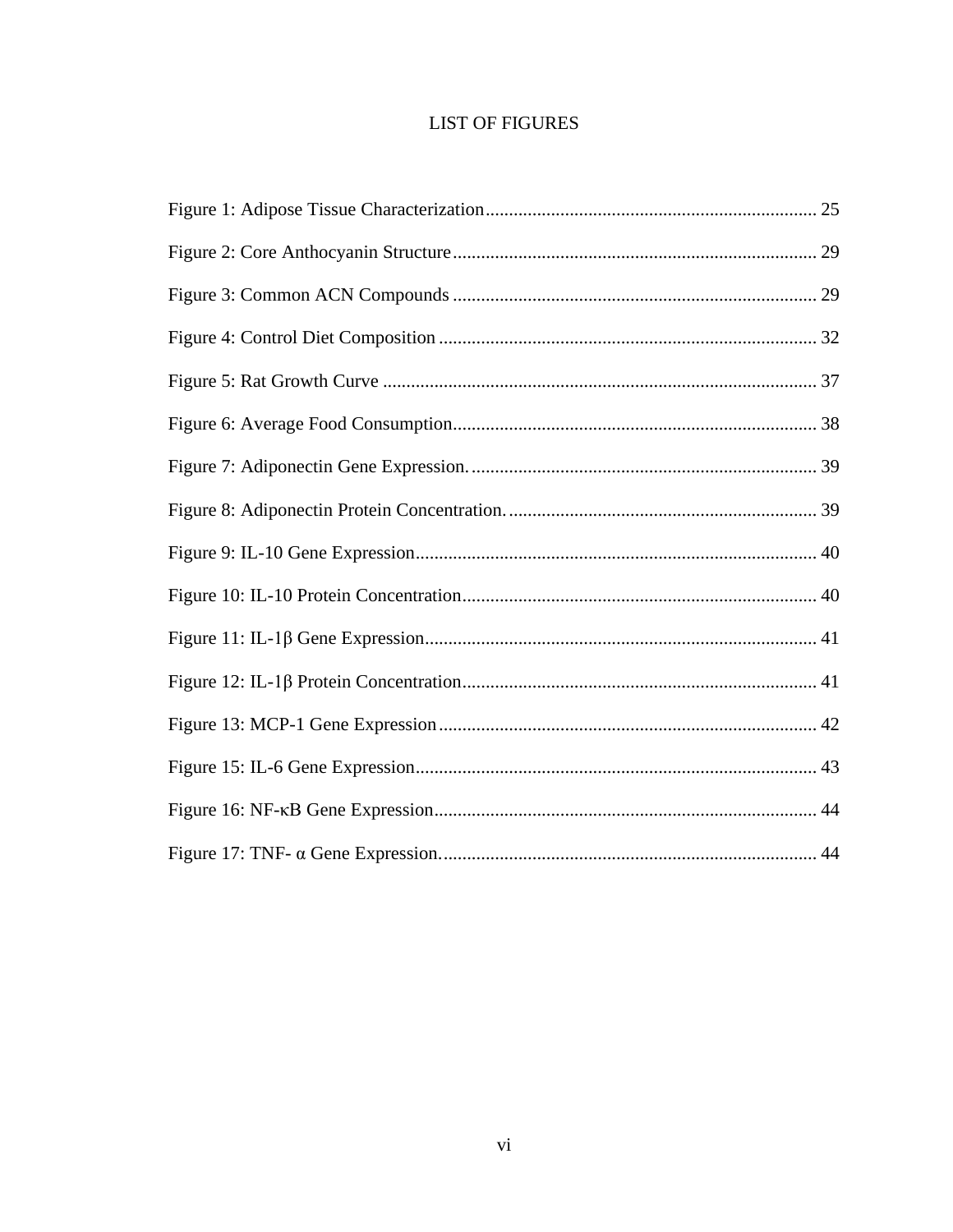# LIST OF FIGURES

Figure 1: Adipose Tissue Characterization ........................................ 25

Figure 2: Core Anthocyanin Structure ........................................ 29

Figure 3: Common ACN Compounds ........................................ 29

Figure 4: Control Diet Composition ........................................ 32

Figure 5: Rat Growth Curve ........................................ 37

Figure 6: Average Food Consumption ........................................ 38

Figure 7: Adiponectin Gene Expression. ........................................ 39

Figure 8: Adiponectin Protein Concentration. ........................................ 39

Figure 9: IL-10 Gene Expression ........................................ 40

Figure 10: IL-10 Protein Concentration ........................................ 40

Figure 11: IL-1β Gene Expression ........................................ 41

Figure 12: IL-1β Protein Concentration ........................................ 41

Figure 13: MCP-1 Gene Expression ........................................ 42

Figure 15: IL-6 Gene Expression ........................................ 43

Figure 16: NF-κB Gene Expression ........................................ 44

Figure 17: TNF- α Gene Expression. ........................................ 44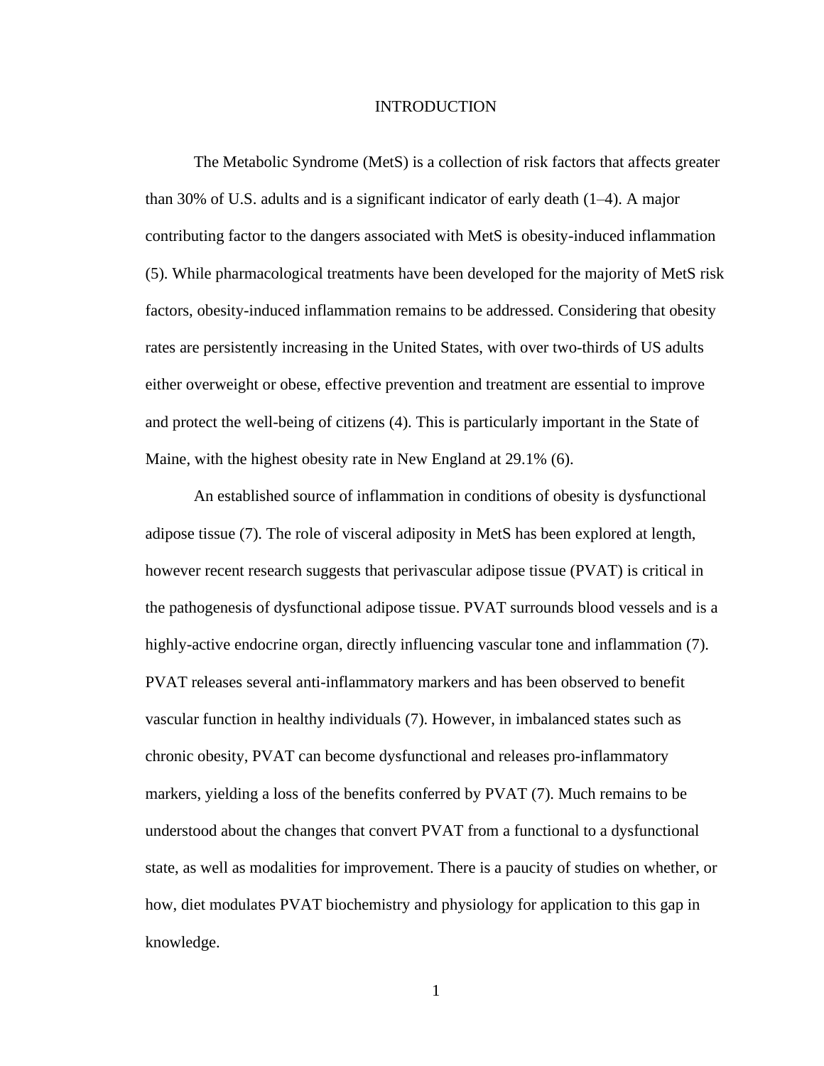# INTRODUCTION

The Metabolic Syndrome (MetS) is a collection of risk factors that affects greater than 30% of U.S. adults and is a significant indicator of early death (1–4). A major contributing factor to the dangers associated with MetS is obesity-induced inflammation (5). While pharmacological treatments have been developed for the majority of MetS risk factors, obesity-induced inflammation remains to be addressed. Considering that obesity rates are persistently increasing in the United States, with over two-thirds of US adults either overweight or obese, effective prevention and treatment are essential to improve and protect the well-being of citizens (4). This is particularly important in the State of Maine, with the highest obesity rate in New England at 29.1% (6).

An established source of inflammation in conditions of obesity is dysfunctional adipose tissue (7). The role of visceral adiposity in MetS has been explored at length, however recent research suggests that perivascular adipose tissue (PVAT) is critical in the pathogenesis of dysfunctional adipose tissue. PVAT surrounds blood vessels and is a highly-active endocrine organ, directly influencing vascular tone and inflammation (7). PVAT releases several anti-inflammatory markers and has been observed to benefit vascular function in healthy individuals (7). However, in imbalanced states such as chronic obesity, PVAT can become dysfunctional and releases pro-inflammatory markers, yielding a loss of the benefits conferred by PVAT (7). Much remains to be understood about the changes that convert PVAT from a functional to a dysfunctional state, as well as modalities for improvement. There is a paucity of studies on whether, or how, diet modulates PVAT biochemistry and physiology for application to this gap in knowledge.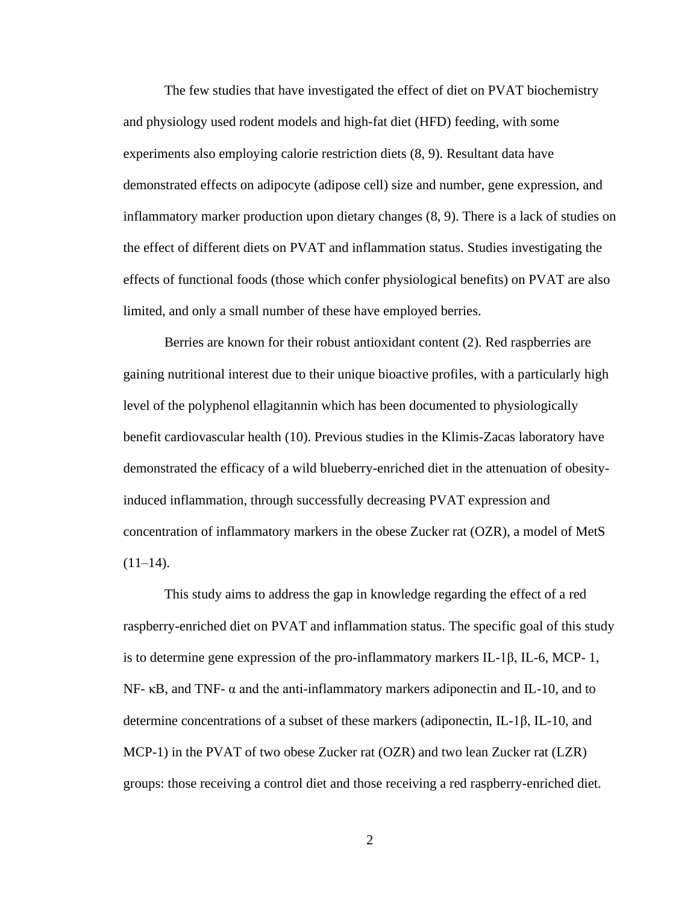The few studies that have investigated the effect of diet on PVAT biochemistry and physiology used rodent models and high-fat diet (HFD) feeding, with some experiments also employing calorie restriction diets (8, 9). Resultant data have demonstrated effects on adipocyte (adipose cell) size and number, gene expression, and inflammatory marker production upon dietary changes (8, 9). There is a lack of studies on the effect of different diets on PVAT and inflammation status. Studies investigating the effects of functional foods (those which confer physiological benefits) on PVAT are also limited, and only a small number of these have employed berries.

Berries are known for their robust antioxidant content (2). Red raspberries are gaining nutritional interest due to their unique bioactive profiles, with a particularly high level of the polyphenol ellagitannin which has been documented to physiologically benefit cardiovascular health (10). Previous studies in the Klimis-Zacas laboratory have demonstrated the efficacy of a wild blueberry-enriched diet in the attenuation of obesity-induced inflammation, through successfully decreasing PVAT expression and concentration of inflammatory markers in the obese Zucker rat (OZR), a model of MetS (11–14).

This study aims to address the gap in knowledge regarding the effect of a red raspberry-enriched diet on PVAT and inflammation status. The specific goal of this study is to determine gene expression of the pro-inflammatory markers IL-1β, IL-6, MCP- 1, NF- κB, and TNF- α and the anti-inflammatory markers adiponectin and IL-10, and to determine concentrations of a subset of these markers (adiponectin, IL-1β, IL-10, and MCP-1) in the PVAT of two obese Zucker rat (OZR) and two lean Zucker rat (LZR) groups: those receiving a control diet and those receiving a red raspberry-enriched diet.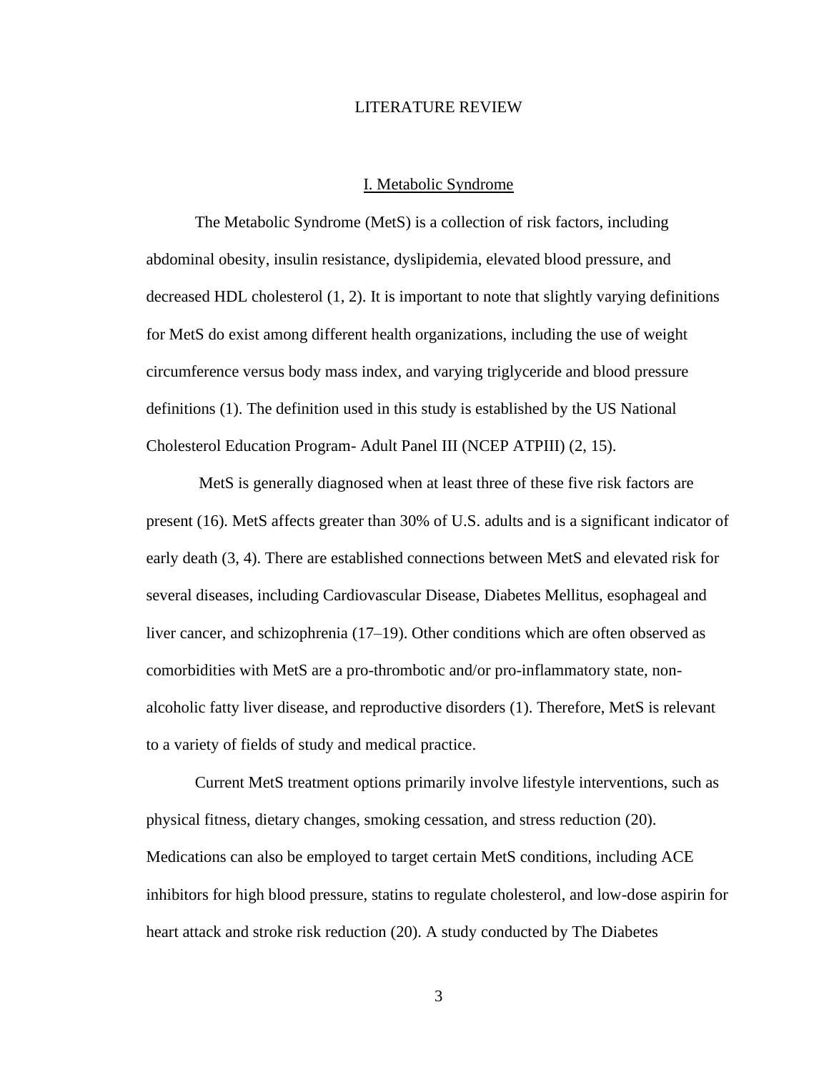# LITERATURE REVIEW

## I. Metabolic Syndrome

The Metabolic Syndrome (MetS) is a collection of risk factors, including abdominal obesity, insulin resistance, dyslipidemia, elevated blood pressure, and decreased HDL cholesterol (1, 2). It is important to note that slightly varying definitions for MetS do exist among different health organizations, including the use of weight circumference versus body mass index, and varying triglyceride and blood pressure definitions (1). The definition used in this study is established by the US National Cholesterol Education Program- Adult Panel III (NCEP ATPIII) (2, 15).

MetS is generally diagnosed when at least three of these five risk factors are present (16). MetS affects greater than 30% of U.S. adults and is a significant indicator of early death (3, 4). There are established connections between MetS and elevated risk for several diseases, including Cardiovascular Disease, Diabetes Mellitus, esophageal and liver cancer, and schizophrenia (17–19). Other conditions which are often observed as comorbidities with MetS are a pro-thrombotic and/or pro-inflammatory state, non-alcoholic fatty liver disease, and reproductive disorders (1). Therefore, MetS is relevant to a variety of fields of study and medical practice.

Current MetS treatment options primarily involve lifestyle interventions, such as physical fitness, dietary changes, smoking cessation, and stress reduction (20). Medications can also be employed to target certain MetS conditions, including ACE inhibitors for high blood pressure, statins to regulate cholesterol, and low-dose aspirin for heart attack and stroke risk reduction (20). A study conducted by The Diabetes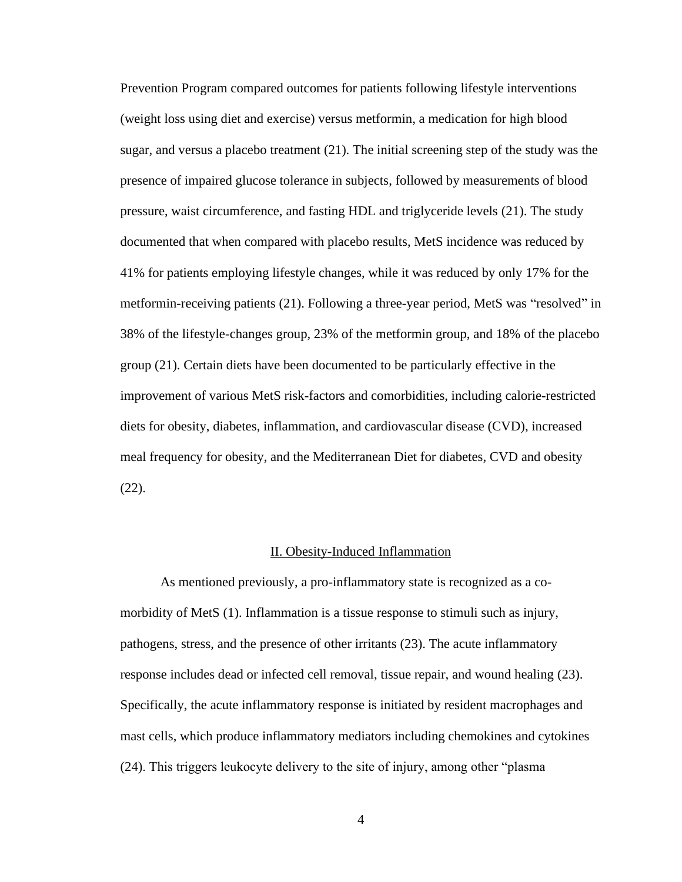Prevention Program compared outcomes for patients following lifestyle interventions (weight loss using diet and exercise) versus metformin, a medication for high blood sugar, and versus a placebo treatment (21). The initial screening step of the study was the presence of impaired glucose tolerance in subjects, followed by measurements of blood pressure, waist circumference, and fasting HDL and triglyceride levels (21). The study documented that when compared with placebo results, MetS incidence was reduced by 41% for patients employing lifestyle changes, while it was reduced by only 17% for the metformin-receiving patients (21). Following a three-year period, MetS was "resolved" in 38% of the lifestyle-changes group, 23% of the metformin group, and 18% of the placebo group (21). Certain diets have been documented to be particularly effective in the improvement of various MetS risk-factors and comorbidities, including calorie-restricted diets for obesity, diabetes, inflammation, and cardiovascular disease (CVD), increased meal frequency for obesity, and the Mediterranean Diet for diabetes, CVD and obesity (22).

## II. Obesity-Induced Inflammation

As mentioned previously, a pro-inflammatory state is recognized as a co-morbidity of MetS (1). Inflammation is a tissue response to stimuli such as injury, pathogens, stress, and the presence of other irritants (23). The acute inflammatory response includes dead or infected cell removal, tissue repair, and wound healing (23). Specifically, the acute inflammatory response is initiated by resident macrophages and mast cells, which produce inflammatory mediators including chemokines and cytokines (24). This triggers leukocyte delivery to the site of injury, among other "plasma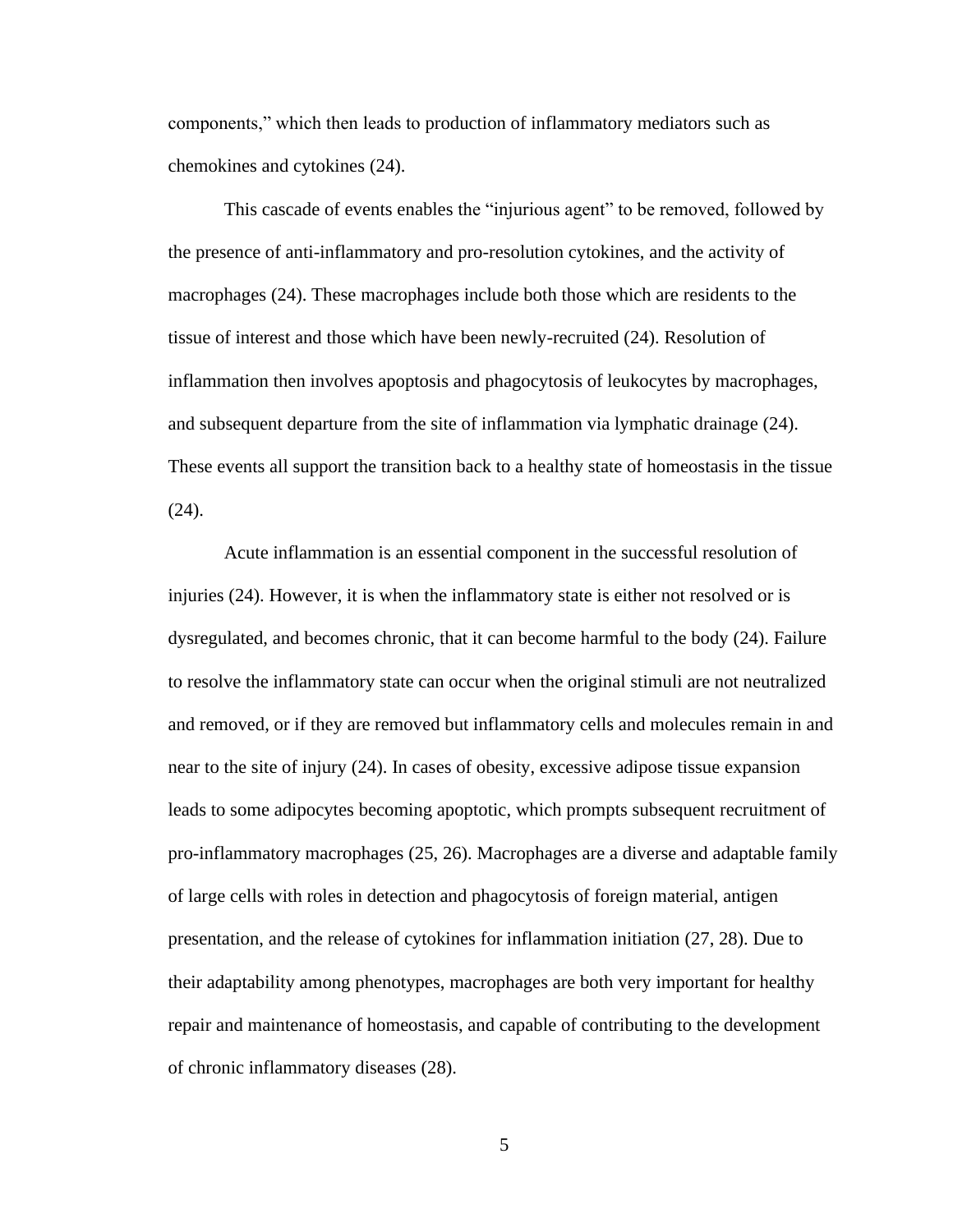components," which then leads to production of inflammatory mediators such as chemokines and cytokines (24).

This cascade of events enables the "injurious agent" to be removed, followed by the presence of anti-inflammatory and pro-resolution cytokines, and the activity of macrophages (24). These macrophages include both those which are residents to the tissue of interest and those which have been newly-recruited (24). Resolution of inflammation then involves apoptosis and phagocytosis of leukocytes by macrophages, and subsequent departure from the site of inflammation via lymphatic drainage (24). These events all support the transition back to a healthy state of homeostasis in the tissue (24).

Acute inflammation is an essential component in the successful resolution of injuries (24). However, it is when the inflammatory state is either not resolved or is dysregulated, and becomes chronic, that it can become harmful to the body (24). Failure to resolve the inflammatory state can occur when the original stimuli are not neutralized and removed, or if they are removed but inflammatory cells and molecules remain in and near to the site of injury (24). In cases of obesity, excessive adipose tissue expansion leads to some adipocytes becoming apoptotic, which prompts subsequent recruitment of pro-inflammatory macrophages (25, 26). Macrophages are a diverse and adaptable family of large cells with roles in detection and phagocytosis of foreign material, antigen presentation, and the release of cytokines for inflammation initiation (27, 28). Due to their adaptability among phenotypes, macrophages are both very important for healthy repair and maintenance of homeostasis, and capable of contributing to the development of chronic inflammatory diseases (28).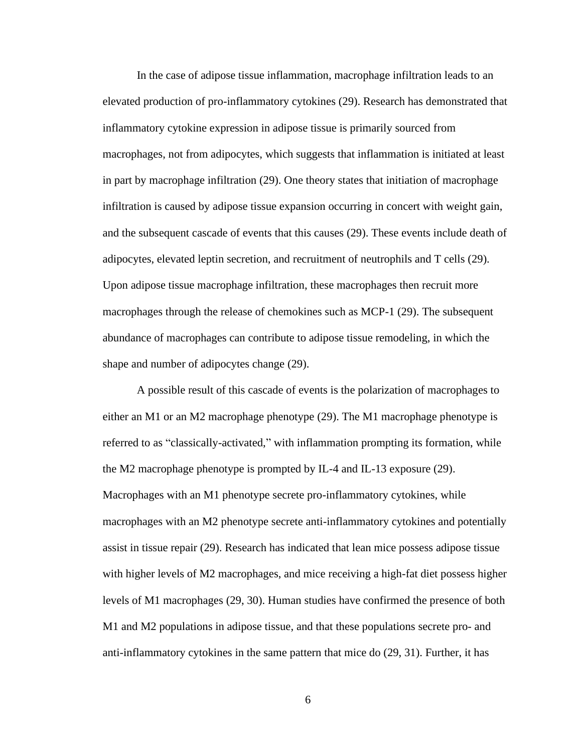In the case of adipose tissue inflammation, macrophage infiltration leads to an elevated production of pro-inflammatory cytokines (29). Research has demonstrated that inflammatory cytokine expression in adipose tissue is primarily sourced from macrophages, not from adipocytes, which suggests that inflammation is initiated at least in part by macrophage infiltration (29). One theory states that initiation of macrophage infiltration is caused by adipose tissue expansion occurring in concert with weight gain, and the subsequent cascade of events that this causes (29). These events include death of adipocytes, elevated leptin secretion, and recruitment of neutrophils and T cells (29). Upon adipose tissue macrophage infiltration, these macrophages then recruit more macrophages through the release of chemokines such as MCP-1 (29). The subsequent abundance of macrophages can contribute to adipose tissue remodeling, in which the shape and number of adipocytes change (29).

A possible result of this cascade of events is the polarization of macrophages to either an M1 or an M2 macrophage phenotype (29). The M1 macrophage phenotype is referred to as "classically-activated," with inflammation prompting its formation, while the M2 macrophage phenotype is prompted by IL-4 and IL-13 exposure (29). Macrophages with an M1 phenotype secrete pro-inflammatory cytokines, while macrophages with an M2 phenotype secrete anti-inflammatory cytokines and potentially assist in tissue repair (29). Research has indicated that lean mice possess adipose tissue with higher levels of M2 macrophages, and mice receiving a high-fat diet possess higher levels of M1 macrophages (29, 30). Human studies have confirmed the presence of both M1 and M2 populations in adipose tissue, and that these populations secrete pro- and anti-inflammatory cytokines in the same pattern that mice do (29, 31). Further, it has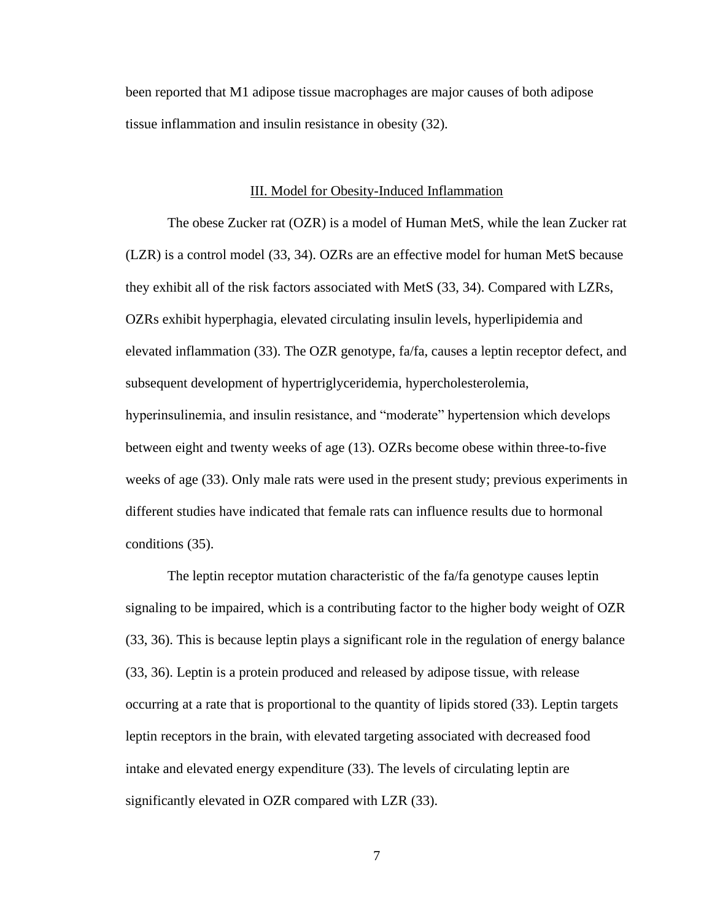been reported that M1 adipose tissue macrophages are major causes of both adipose tissue inflammation and insulin resistance in obesity (32).

## III. Model for Obesity-Induced Inflammation

The obese Zucker rat (OZR) is a model of Human MetS, while the lean Zucker rat (LZR) is a control model (33, 34). OZRs are an effective model for human MetS because they exhibit all of the risk factors associated with MetS (33, 34). Compared with LZRs, OZRs exhibit hyperphagia, elevated circulating insulin levels, hyperlipidemia and elevated inflammation (33). The OZR genotype, fa/fa, causes a leptin receptor defect, and subsequent development of hypertriglyceridemia, hypercholesterolemia, hyperinsulinemia, and insulin resistance, and "moderate" hypertension which develops between eight and twenty weeks of age (13). OZRs become obese within three-to-five weeks of age (33). Only male rats were used in the present study; previous experiments in different studies have indicated that female rats can influence results due to hormonal conditions (35).

The leptin receptor mutation characteristic of the fa/fa genotype causes leptin signaling to be impaired, which is a contributing factor to the higher body weight of OZR (33, 36). This is because leptin plays a significant role in the regulation of energy balance (33, 36). Leptin is a protein produced and released by adipose tissue, with release occurring at a rate that is proportional to the quantity of lipids stored (33). Leptin targets leptin receptors in the brain, with elevated targeting associated with decreased food intake and elevated energy expenditure (33). The levels of circulating leptin are significantly elevated in OZR compared with LZR (33).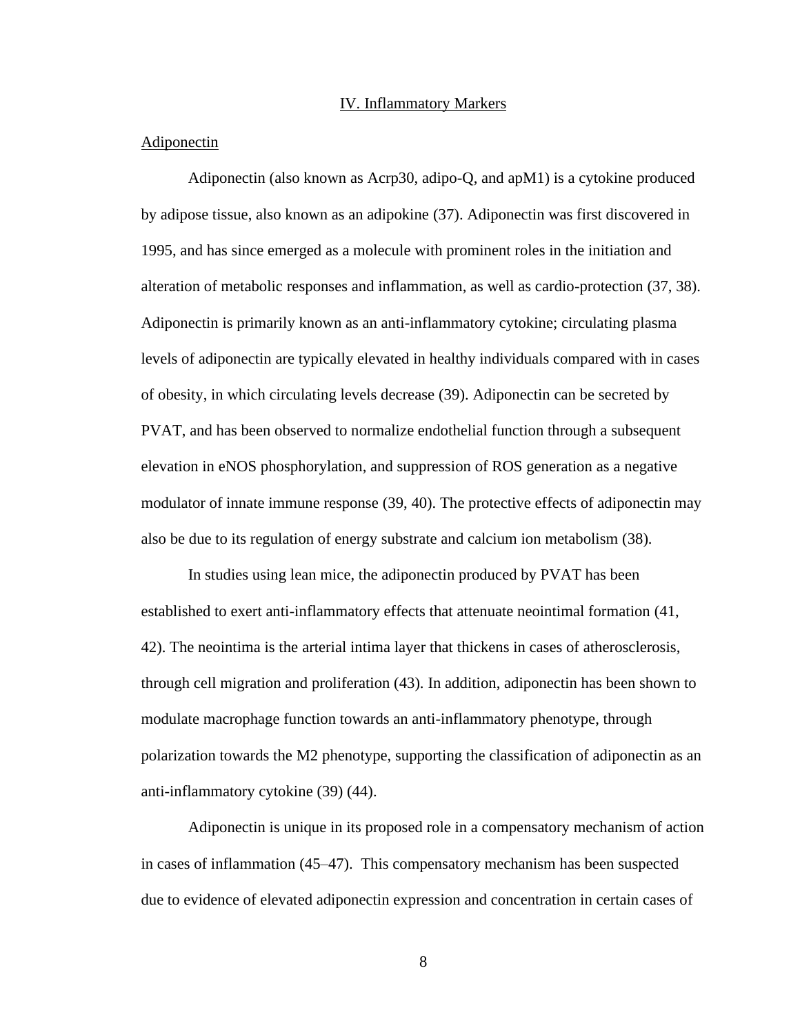## IV. Inflammatory Markers

### Adiponectin

Adiponectin (also known as Acrp30, adipo-Q, and apM1) is a cytokine produced by adipose tissue, also known as an adipokine (37). Adiponectin was first discovered in 1995, and has since emerged as a molecule with prominent roles in the initiation and alteration of metabolic responses and inflammation, as well as cardio-protection (37, 38). Adiponectin is primarily known as an anti-inflammatory cytokine; circulating plasma levels of adiponectin are typically elevated in healthy individuals compared with in cases of obesity, in which circulating levels decrease (39). Adiponectin can be secreted by PVAT, and has been observed to normalize endothelial function through a subsequent elevation in eNOS phosphorylation, and suppression of ROS generation as a negative modulator of innate immune response (39, 40). The protective effects of adiponectin may also be due to its regulation of energy substrate and calcium ion metabolism (38).

In studies using lean mice, the adiponectin produced by PVAT has been established to exert anti-inflammatory effects that attenuate neointimal formation (41, 42). The neointima is the arterial intima layer that thickens in cases of atherosclerosis, through cell migration and proliferation (43). In addition, adiponectin has been shown to modulate macrophage function towards an anti-inflammatory phenotype, through polarization towards the M2 phenotype, supporting the classification of adiponectin as an anti-inflammatory cytokine (39) (44).

Adiponectin is unique in its proposed role in a compensatory mechanism of action in cases of inflammation (45–47). This compensatory mechanism has been suspected due to evidence of elevated adiponectin expression and concentration in certain cases of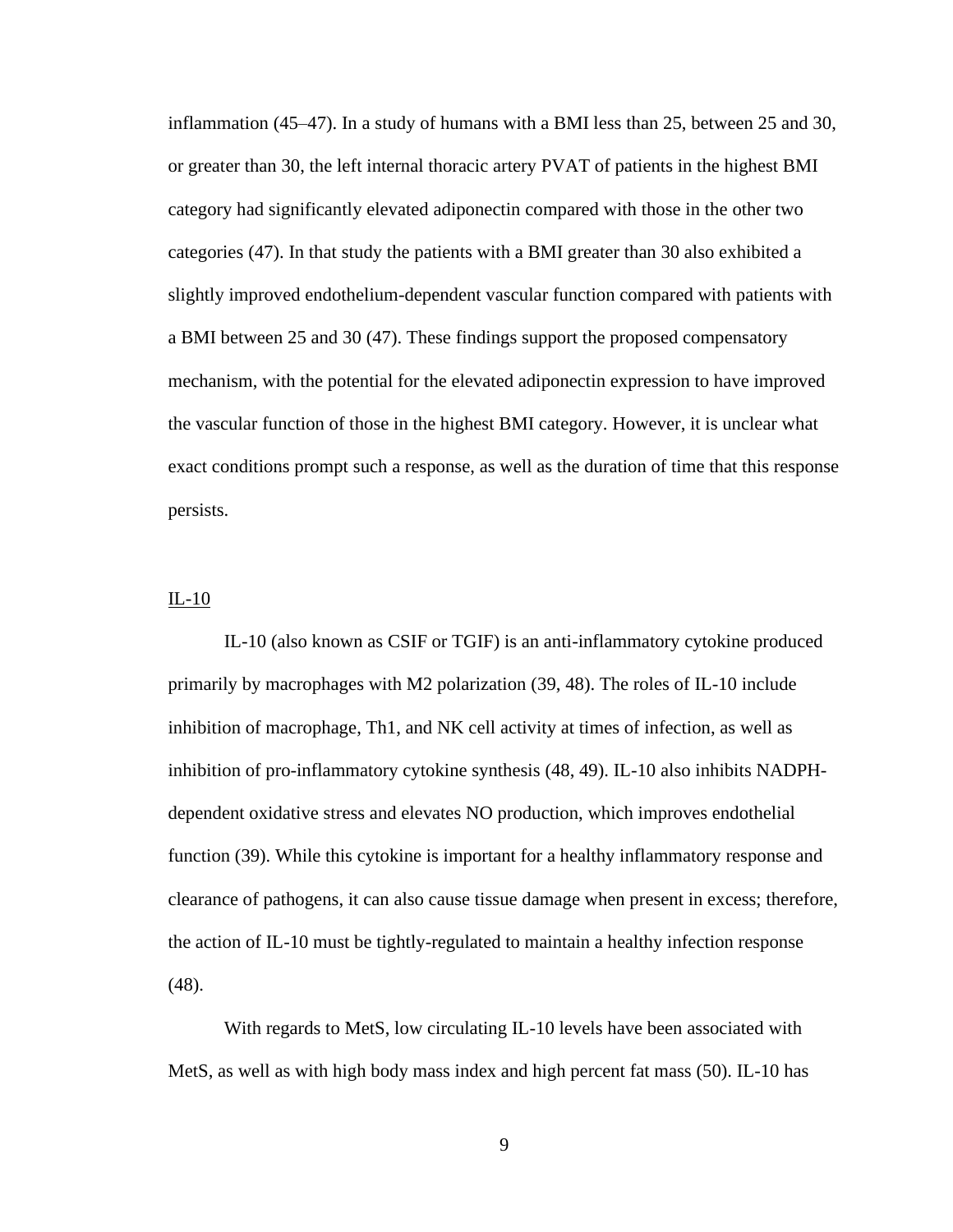inflammation (45–47). In a study of humans with a BMI less than 25, between 25 and 30, or greater than 30, the left internal thoracic artery PVAT of patients in the highest BMI category had significantly elevated adiponectin compared with those in the other two categories (47). In that study the patients with a BMI greater than 30 also exhibited a slightly improved endothelium-dependent vascular function compared with patients with a BMI between 25 and 30 (47). These findings support the proposed compensatory mechanism, with the potential for the elevated adiponectin expression to have improved the vascular function of those in the highest BMI category. However, it is unclear what exact conditions prompt such a response, as well as the duration of time that this response persists.

<u>IL-10</u>

IL-10 (also known as CSIF or TGIF) is an anti-inflammatory cytokine produced primarily by macrophages with M2 polarization (39, 48). The roles of IL-10 include inhibition of macrophage, Th1, and NK cell activity at times of infection, as well as inhibition of pro-inflammatory cytokine synthesis (48, 49). IL-10 also inhibits NADPH-dependent oxidative stress and elevates NO production, which improves endothelial function (39). While this cytokine is important for a healthy inflammatory response and clearance of pathogens, it can also cause tissue damage when present in excess; therefore, the action of IL-10 must be tightly-regulated to maintain a healthy infection response (48).

With regards to MetS, low circulating IL-10 levels have been associated with MetS, as well as with high body mass index and high percent fat mass (50). IL-10 has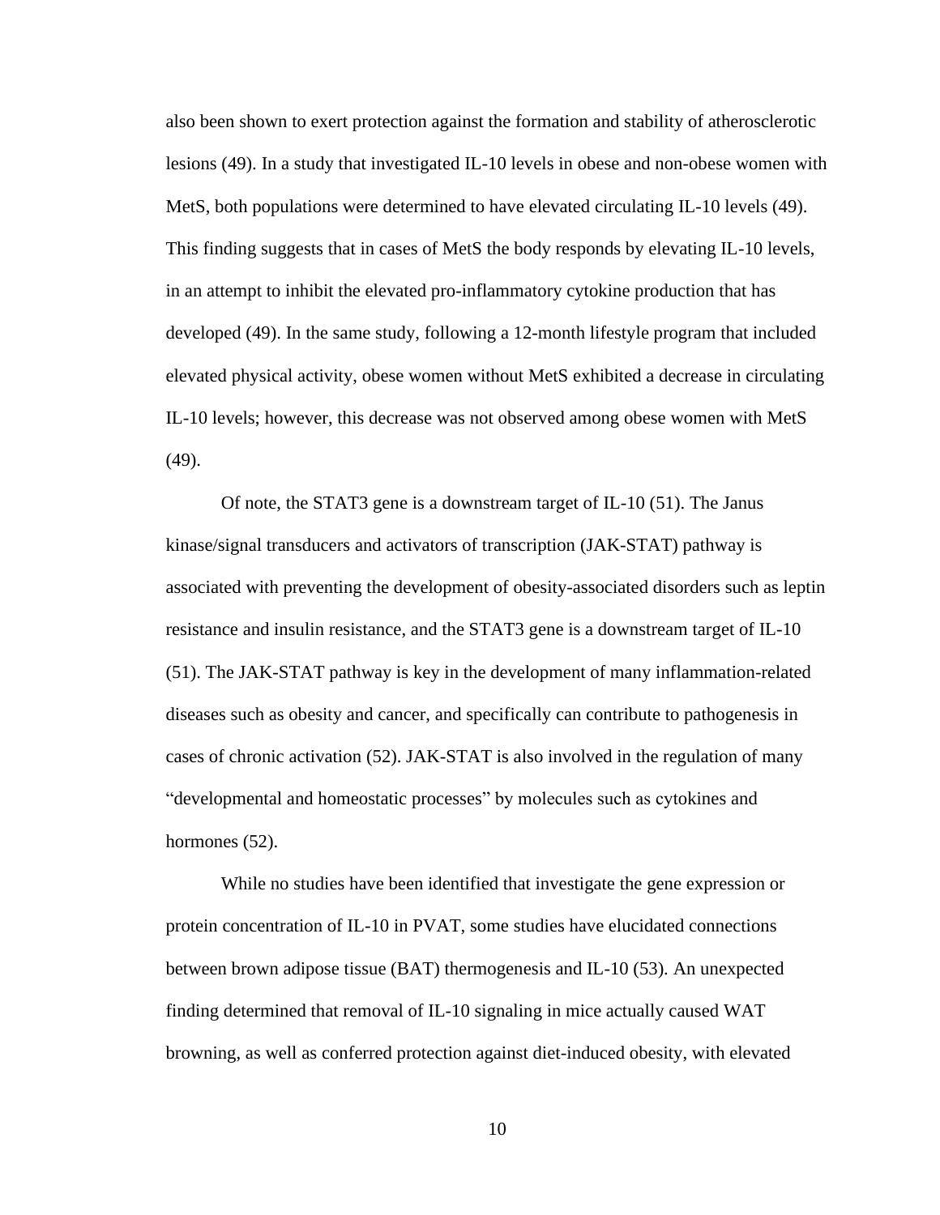also been shown to exert protection against the formation and stability of atherosclerotic lesions (49). In a study that investigated IL-10 levels in obese and non-obese women with MetS, both populations were determined to have elevated circulating IL-10 levels (49). This finding suggests that in cases of MetS the body responds by elevating IL-10 levels, in an attempt to inhibit the elevated pro-inflammatory cytokine production that has developed (49). In the same study, following a 12-month lifestyle program that included elevated physical activity, obese women without MetS exhibited a decrease in circulating IL-10 levels; however, this decrease was not observed among obese women with MetS (49).

Of note, the STAT3 gene is a downstream target of IL-10 (51). The Janus kinase/signal transducers and activators of transcription (JAK-STAT) pathway is associated with preventing the development of obesity-associated disorders such as leptin resistance and insulin resistance, and the STAT3 gene is a downstream target of IL-10 (51). The JAK-STAT pathway is key in the development of many inflammation-related diseases such as obesity and cancer, and specifically can contribute to pathogenesis in cases of chronic activation (52). JAK-STAT is also involved in the regulation of many "developmental and homeostatic processes" by molecules such as cytokines and hormones (52).

While no studies have been identified that investigate the gene expression or protein concentration of IL-10 in PVAT, some studies have elucidated connections between brown adipose tissue (BAT) thermogenesis and IL-10 (53). An unexpected finding determined that removal of IL-10 signaling in mice actually caused WAT browning, as well as conferred protection against diet-induced obesity, with elevated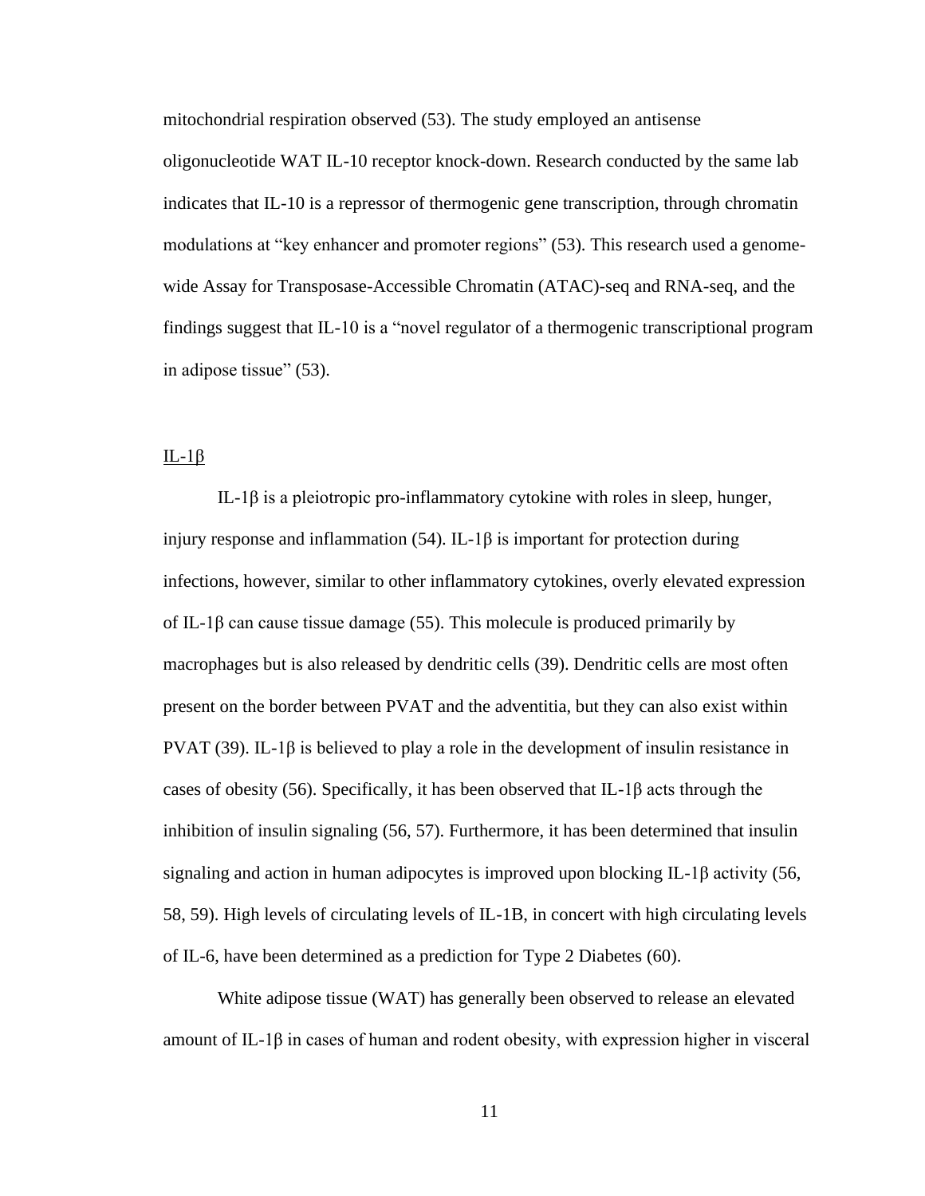mitochondrial respiration observed (53). The study employed an antisense oligonucleotide WAT IL-10 receptor knock-down. Research conducted by the same lab indicates that IL-10 is a repressor of thermogenic gene transcription, through chromatin modulations at "key enhancer and promoter regions" (53). This research used a genome-wide Assay for Transposase-Accessible Chromatin (ATAC)-seq and RNA-seq, and the findings suggest that IL-10 is a "novel regulator of a thermogenic transcriptional program in adipose tissue" (53).

### IL-1β

IL-1β is a pleiotropic pro-inflammatory cytokine with roles in sleep, hunger, injury response and inflammation (54). IL-1β is important for protection during infections, however, similar to other inflammatory cytokines, overly elevated expression of IL-1β can cause tissue damage (55). This molecule is produced primarily by macrophages but is also released by dendritic cells (39). Dendritic cells are most often present on the border between PVAT and the adventitia, but they can also exist within PVAT (39). IL-1β is believed to play a role in the development of insulin resistance in cases of obesity (56). Specifically, it has been observed that IL-1β acts through the inhibition of insulin signaling (56, 57). Furthermore, it has been determined that insulin signaling and action in human adipocytes is improved upon blocking IL-1β activity (56, 58, 59). High levels of circulating levels of IL-1B, in concert with high circulating levels of IL-6, have been determined as a prediction for Type 2 Diabetes (60).

White adipose tissue (WAT) has generally been observed to release an elevated amount of IL-1β in cases of human and rodent obesity, with expression higher in visceral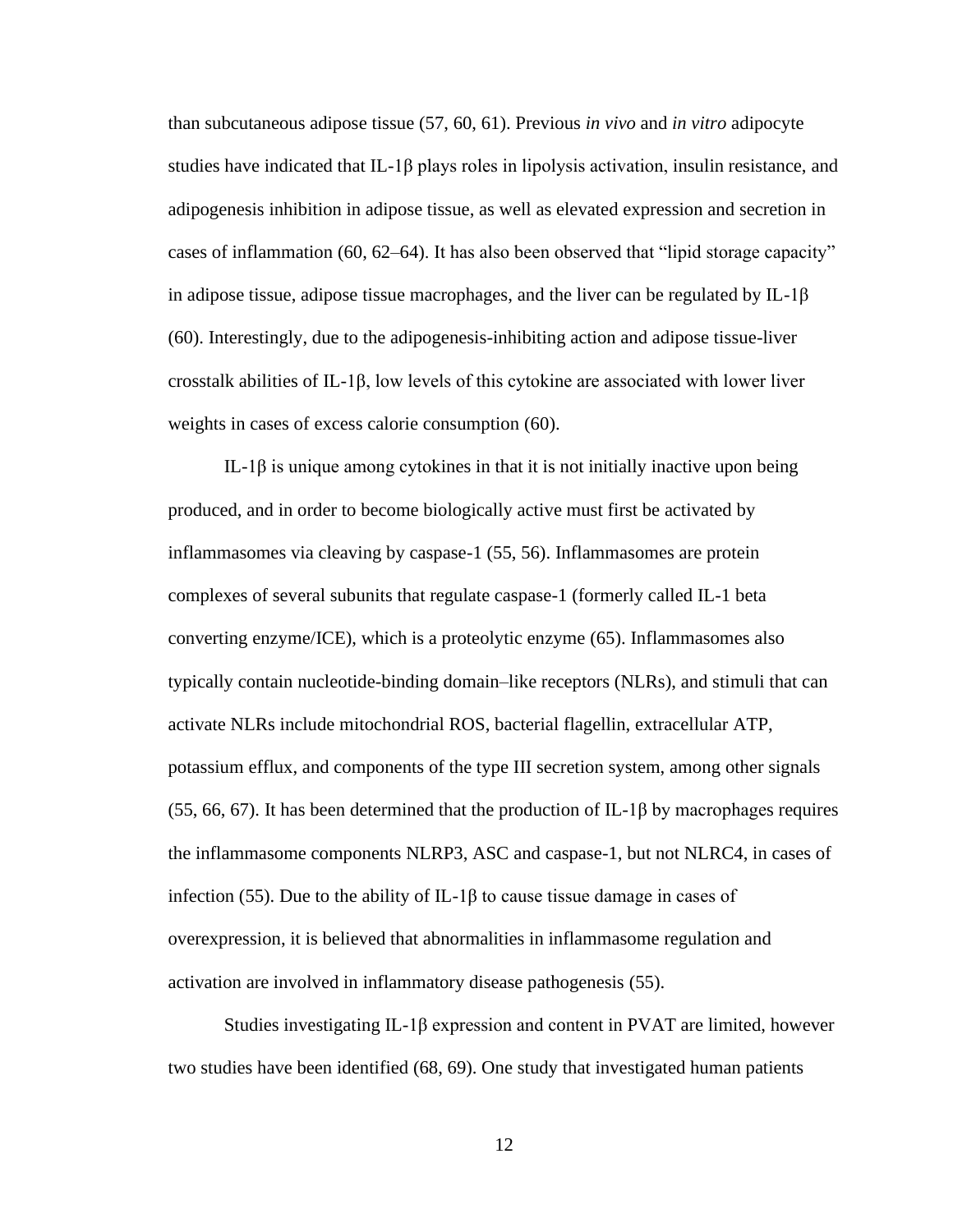than subcutaneous adipose tissue (57, 60, 61). Previous *in vivo* and *in vitro* adipocyte studies have indicated that IL-1β plays roles in lipolysis activation, insulin resistance, and adipogenesis inhibition in adipose tissue, as well as elevated expression and secretion in cases of inflammation (60, 62–64). It has also been observed that "lipid storage capacity" in adipose tissue, adipose tissue macrophages, and the liver can be regulated by IL-1β (60). Interestingly, due to the adipogenesis-inhibiting action and adipose tissue-liver crosstalk abilities of IL-1β, low levels of this cytokine are associated with lower liver weights in cases of excess calorie consumption (60).

IL-1β is unique among cytokines in that it is not initially inactive upon being produced, and in order to become biologically active must first be activated by inflammasomes via cleaving by caspase-1 (55, 56). Inflammasomes are protein complexes of several subunits that regulate caspase-1 (formerly called IL-1 beta converting enzyme/ICE), which is a proteolytic enzyme (65). Inflammasomes also typically contain nucleotide-binding domain–like receptors (NLRs), and stimuli that can activate NLRs include mitochondrial ROS, bacterial flagellin, extracellular ATP, potassium efflux, and components of the type III secretion system, among other signals (55, 66, 67). It has been determined that the production of IL-1β by macrophages requires the inflammasome components NLRP3, ASC and caspase-1, but not NLRC4, in cases of infection (55). Due to the ability of IL-1β to cause tissue damage in cases of overexpression, it is believed that abnormalities in inflammasome regulation and activation are involved in inflammatory disease pathogenesis (55).

Studies investigating IL-1β expression and content in PVAT are limited, however two studies have been identified (68, 69). One study that investigated human patients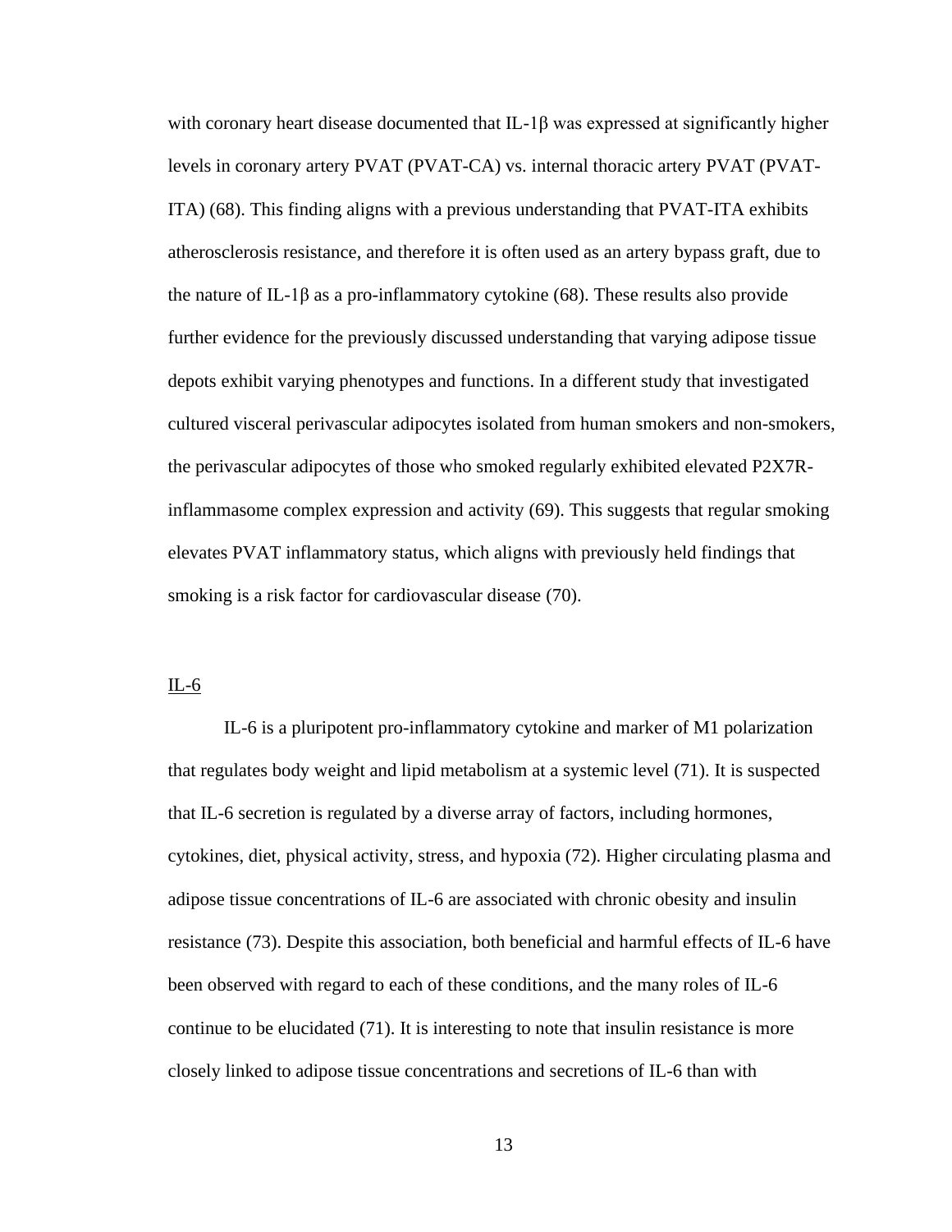with coronary heart disease documented that IL-1β was expressed at significantly higher levels in coronary artery PVAT (PVAT-CA) vs. internal thoracic artery PVAT (PVAT-ITA) (68). This finding aligns with a previous understanding that PVAT-ITA exhibits atherosclerosis resistance, and therefore it is often used as an artery bypass graft, due to the nature of IL-1β as a pro-inflammatory cytokine (68). These results also provide further evidence for the previously discussed understanding that varying adipose tissue depots exhibit varying phenotypes and functions. In a different study that investigated cultured visceral perivascular adipocytes isolated from human smokers and non-smokers, the perivascular adipocytes of those who smoked regularly exhibited elevated P2X7R-inflammasome complex expression and activity (69). This suggests that regular smoking elevates PVAT inflammatory status, which aligns with previously held findings that smoking is a risk factor for cardiovascular disease (70).

### IL-6

IL-6 is a pluripotent pro-inflammatory cytokine and marker of M1 polarization that regulates body weight and lipid metabolism at a systemic level (71). It is suspected that IL-6 secretion is regulated by a diverse array of factors, including hormones, cytokines, diet, physical activity, stress, and hypoxia (72). Higher circulating plasma and adipose tissue concentrations of IL-6 are associated with chronic obesity and insulin resistance (73). Despite this association, both beneficial and harmful effects of IL-6 have been observed with regard to each of these conditions, and the many roles of IL-6 continue to be elucidated (71). It is interesting to note that insulin resistance is more closely linked to adipose tissue concentrations and secretions of IL-6 than with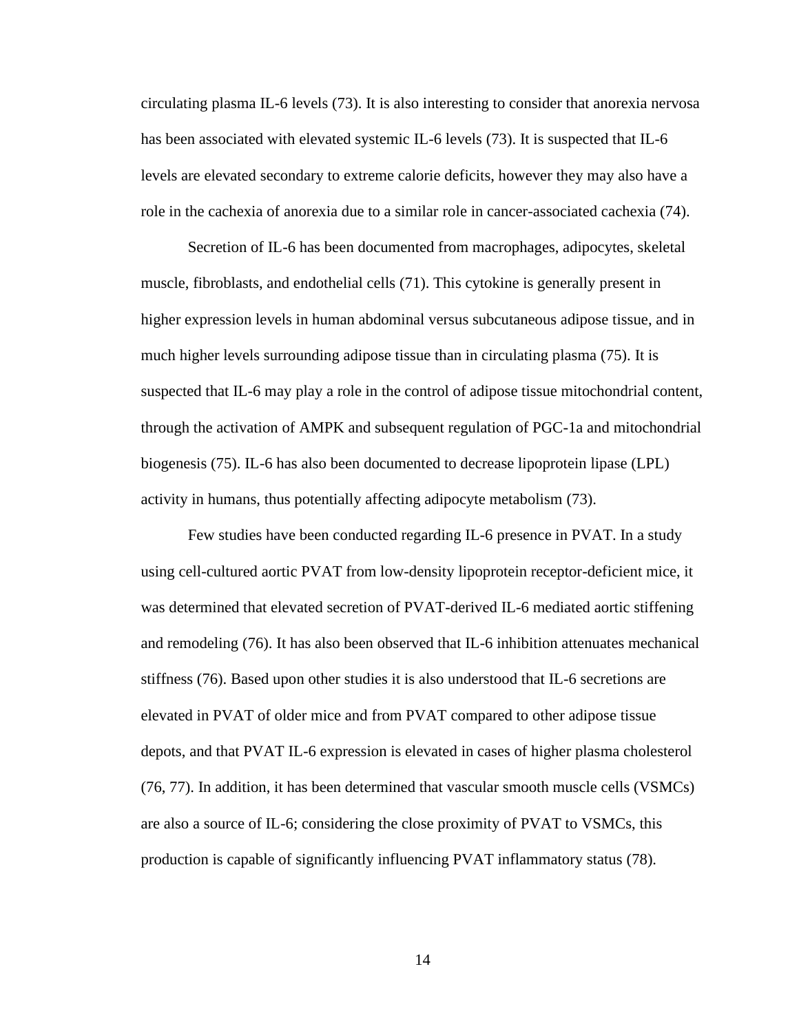circulating plasma IL-6 levels (73). It is also interesting to consider that anorexia nervosa has been associated with elevated systemic IL-6 levels (73). It is suspected that IL-6 levels are elevated secondary to extreme calorie deficits, however they may also have a role in the cachexia of anorexia due to a similar role in cancer-associated cachexia (74).

Secretion of IL-6 has been documented from macrophages, adipocytes, skeletal muscle, fibroblasts, and endothelial cells (71). This cytokine is generally present in higher expression levels in human abdominal versus subcutaneous adipose tissue, and in much higher levels surrounding adipose tissue than in circulating plasma (75). It is suspected that IL-6 may play a role in the control of adipose tissue mitochondrial content, through the activation of AMPK and subsequent regulation of PGC-1a and mitochondrial biogenesis (75). IL-6 has also been documented to decrease lipoprotein lipase (LPL) activity in humans, thus potentially affecting adipocyte metabolism (73).

Few studies have been conducted regarding IL-6 presence in PVAT. In a study using cell-cultured aortic PVAT from low-density lipoprotein receptor-deficient mice, it was determined that elevated secretion of PVAT-derived IL-6 mediated aortic stiffening and remodeling (76). It has also been observed that IL-6 inhibition attenuates mechanical stiffness (76). Based upon other studies it is also understood that IL-6 secretions are elevated in PVAT of older mice and from PVAT compared to other adipose tissue depots, and that PVAT IL-6 expression is elevated in cases of higher plasma cholesterol (76, 77). In addition, it has been determined that vascular smooth muscle cells (VSMCs) are also a source of IL-6; considering the close proximity of PVAT to VSMCs, this production is capable of significantly influencing PVAT inflammatory status (78).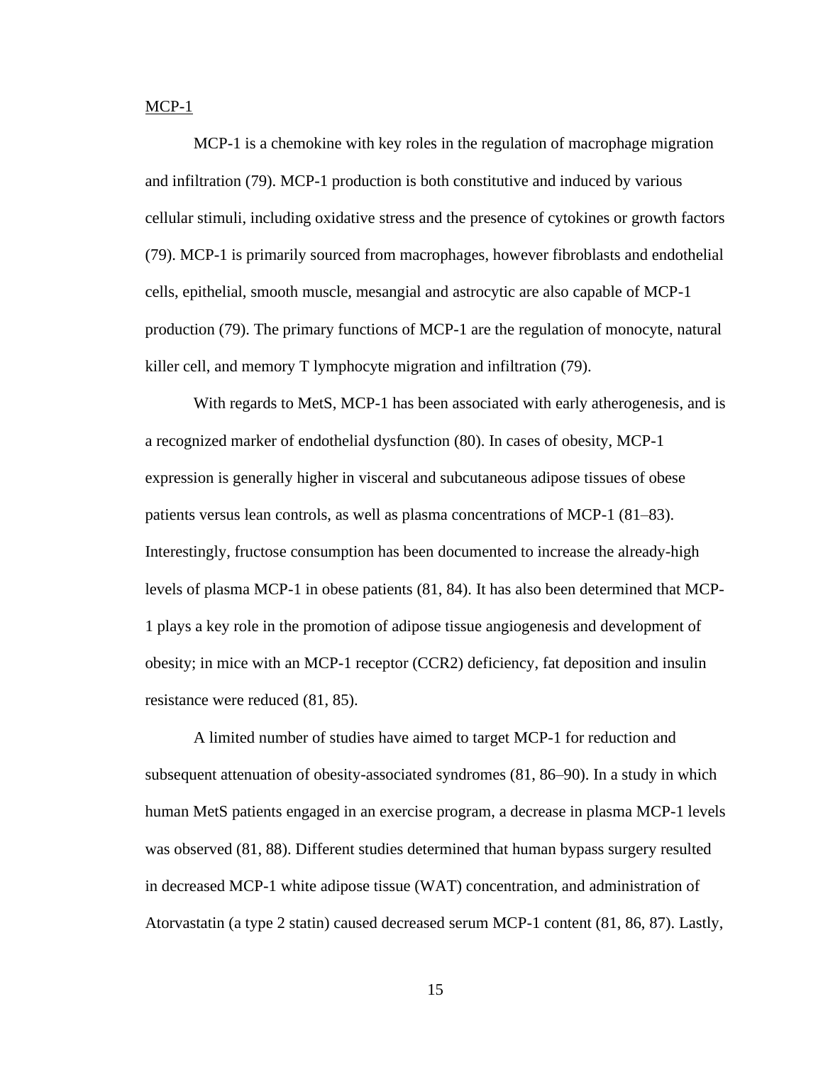<u>MCP-1</u>

MCP-1 is a chemokine with key roles in the regulation of macrophage migration and infiltration (79). MCP-1 production is both constitutive and induced by various cellular stimuli, including oxidative stress and the presence of cytokines or growth factors (79). MCP-1 is primarily sourced from macrophages, however fibroblasts and endothelial cells, epithelial, smooth muscle, mesangial and astrocytic are also capable of MCP-1 production (79). The primary functions of MCP-1 are the regulation of monocyte, natural killer cell, and memory T lymphocyte migration and infiltration (79).

With regards to MetS, MCP-1 has been associated with early atherogenesis, and is a recognized marker of endothelial dysfunction (80). In cases of obesity, MCP-1 expression is generally higher in visceral and subcutaneous adipose tissues of obese patients versus lean controls, as well as plasma concentrations of MCP-1 (81–83). Interestingly, fructose consumption has been documented to increase the already-high levels of plasma MCP-1 in obese patients (81, 84). It has also been determined that MCP-1 plays a key role in the promotion of adipose tissue angiogenesis and development of obesity; in mice with an MCP-1 receptor (CCR2) deficiency, fat deposition and insulin resistance were reduced (81, 85).

A limited number of studies have aimed to target MCP-1 for reduction and subsequent attenuation of obesity-associated syndromes (81, 86–90). In a study in which human MetS patients engaged in an exercise program, a decrease in plasma MCP-1 levels was observed (81, 88). Different studies determined that human bypass surgery resulted in decreased MCP-1 white adipose tissue (WAT) concentration, and administration of Atorvastatin (a type 2 statin) caused decreased serum MCP-1 content (81, 86, 87). Lastly,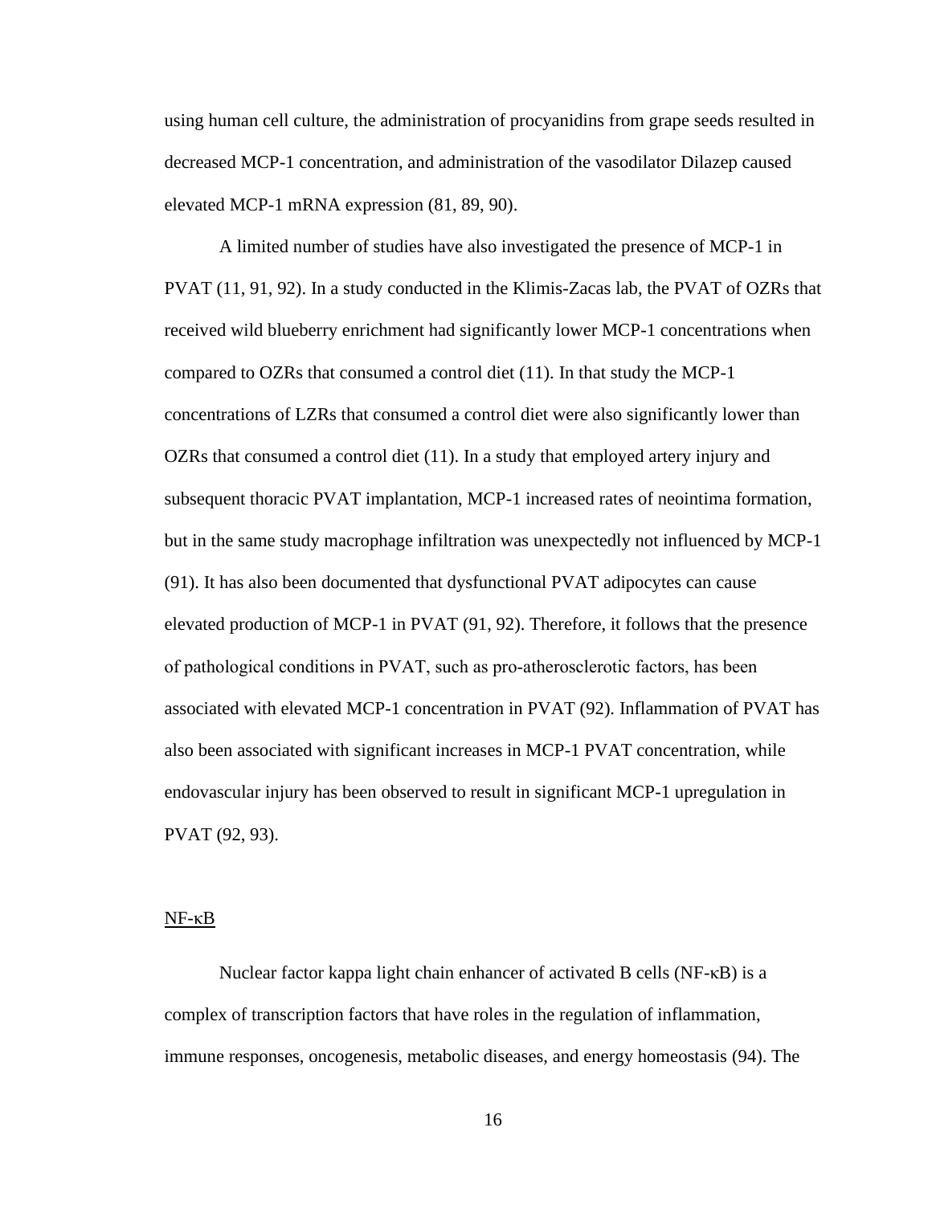using human cell culture, the administration of procyanidins from grape seeds resulted in decreased MCP-1 concentration, and administration of the vasodilator Dilazep caused elevated MCP-1 mRNA expression (81, 89, 90).

A limited number of studies have also investigated the presence of MCP-1 in PVAT (11, 91, 92). In a study conducted in the Klimis-Zacas lab, the PVAT of OZRs that received wild blueberry enrichment had significantly lower MCP-1 concentrations when compared to OZRs that consumed a control diet (11). In that study the MCP-1 concentrations of LZRs that consumed a control diet were also significantly lower than OZRs that consumed a control diet (11). In a study that employed artery injury and subsequent thoracic PVAT implantation, MCP-1 increased rates of neointima formation, but in the same study macrophage infiltration was unexpectedly not influenced by MCP-1 (91). It has also been documented that dysfunctional PVAT adipocytes can cause elevated production of MCP-1 in PVAT (91, 92). Therefore, it follows that the presence of pathological conditions in PVAT, such as pro-atherosclerotic factors, has been associated with elevated MCP-1 concentration in PVAT (92). Inflammation of PVAT has also been associated with significant increases in MCP-1 PVAT concentration, while endovascular injury has been observed to result in significant MCP-1 upregulation in PVAT (92, 93).

## NF-κB

Nuclear factor kappa light chain enhancer of activated B cells (NF-κB) is a complex of transcription factors that have roles in the regulation of inflammation, immune responses, oncogenesis, metabolic diseases, and energy homeostasis (94). The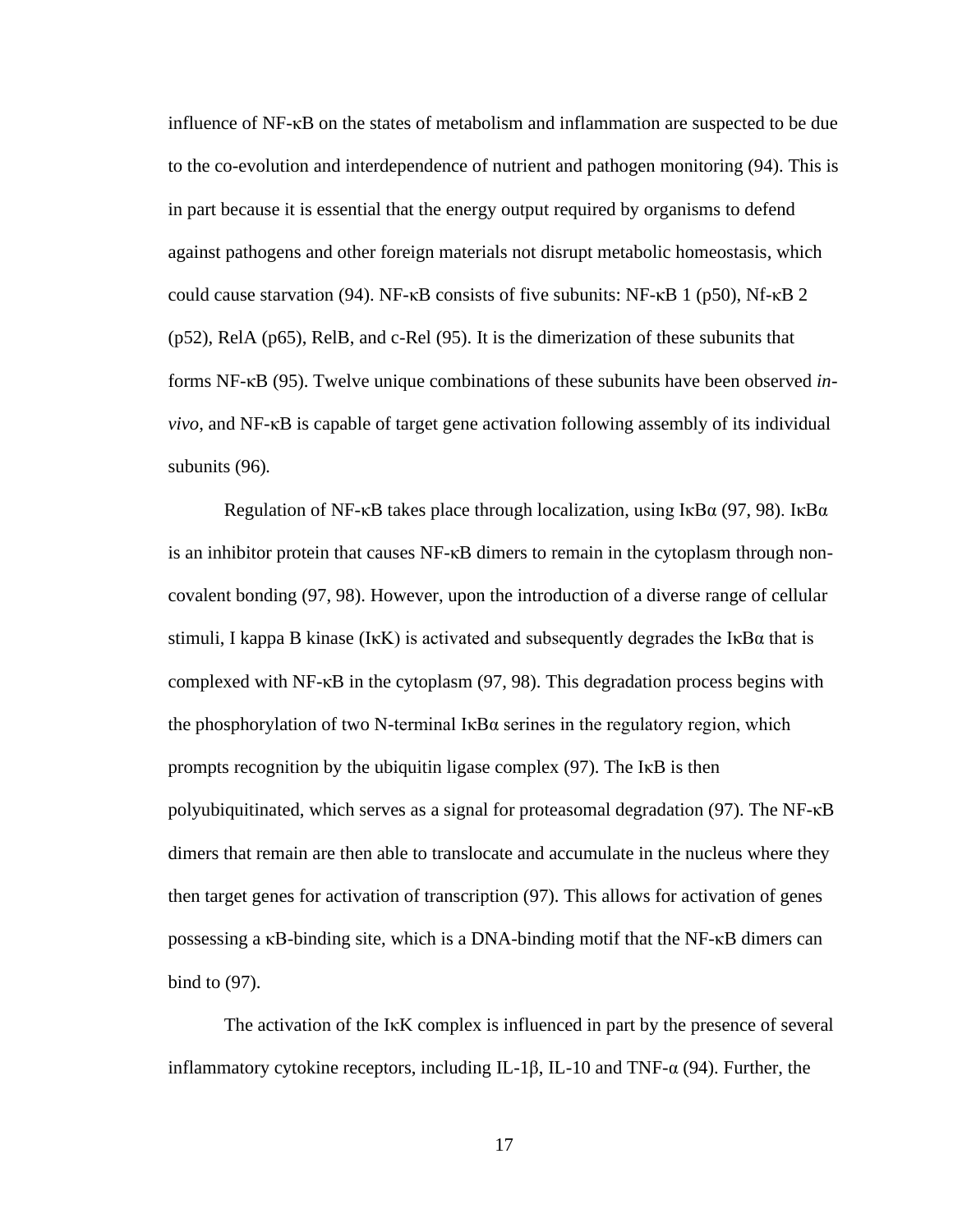influence of NF-κB on the states of metabolism and inflammation are suspected to be due to the co-evolution and interdependence of nutrient and pathogen monitoring (94). This is in part because it is essential that the energy output required by organisms to defend against pathogens and other foreign materials not disrupt metabolic homeostasis, which could cause starvation (94). NF-κB consists of five subunits: NF-κB 1 (p50), Nf-κB 2 (p52), RelA (p65), RelB, and c-Rel (95). It is the dimerization of these subunits that forms NF-κB (95). Twelve unique combinations of these subunits have been observed *in-vivo*, and NF-κB is capable of target gene activation following assembly of its individual subunits (96).

Regulation of NF-κB takes place through localization, using IκBα (97, 98). IκBα is an inhibitor protein that causes NF-κB dimers to remain in the cytoplasm through non-covalent bonding (97, 98). However, upon the introduction of a diverse range of cellular stimuli, I kappa B kinase (IκK) is activated and subsequently degrades the IκBα that is complexed with NF-κB in the cytoplasm (97, 98). This degradation process begins with the phosphorylation of two N-terminal IκBα serines in the regulatory region, which prompts recognition by the ubiquitin ligase complex (97). The IκB is then polyubiquitinated, which serves as a signal for proteasomal degradation (97). The NF-κB dimers that remain are then able to translocate and accumulate in the nucleus where they then target genes for activation of transcription (97). This allows for activation of genes possessing a κB-binding site, which is a DNA-binding motif that the NF-κB dimers can bind to (97).

The activation of the IκK complex is influenced in part by the presence of several inflammatory cytokine receptors, including IL-1β, IL-10 and TNF-α (94). Further, the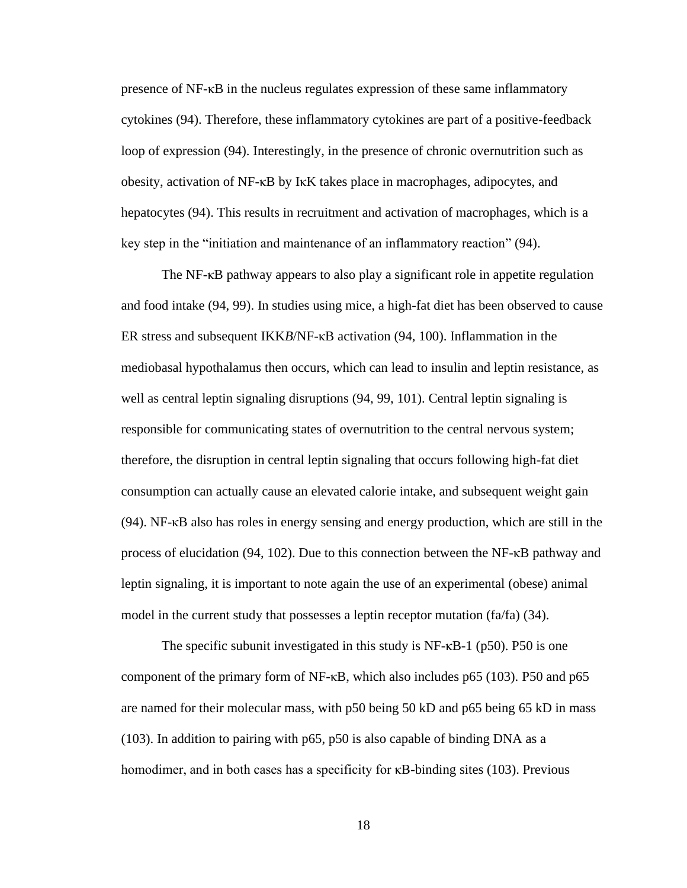presence of NF-κB in the nucleus regulates expression of these same inflammatory cytokines (94). Therefore, these inflammatory cytokines are part of a positive-feedback loop of expression (94). Interestingly, in the presence of chronic overnutrition such as obesity, activation of NF-κB by IκK takes place in macrophages, adipocytes, and hepatocytes (94). This results in recruitment and activation of macrophages, which is a key step in the "initiation and maintenance of an inflammatory reaction" (94).

The NF-κB pathway appears to also play a significant role in appetite regulation and food intake (94, 99). In studies using mice, a high-fat diet has been observed to cause ER stress and subsequent IKK*B*/NF-κB activation (94, 100). Inflammation in the mediobasal hypothalamus then occurs, which can lead to insulin and leptin resistance, as well as central leptin signaling disruptions (94, 99, 101). Central leptin signaling is responsible for communicating states of overnutrition to the central nervous system; therefore, the disruption in central leptin signaling that occurs following high-fat diet consumption can actually cause an elevated calorie intake, and subsequent weight gain (94). NF-κB also has roles in energy sensing and energy production, which are still in the process of elucidation (94, 102). Due to this connection between the NF-κB pathway and leptin signaling, it is important to note again the use of an experimental (obese) animal model in the current study that possesses a leptin receptor mutation (fa/fa) (34).

The specific subunit investigated in this study is NF-κB-1 (p50). P50 is one component of the primary form of NF-κB, which also includes p65 (103). P50 and p65 are named for their molecular mass, with p50 being 50 kD and p65 being 65 kD in mass (103). In addition to pairing with p65, p50 is also capable of binding DNA as a homodimer, and in both cases has a specificity for κB-binding sites (103). Previous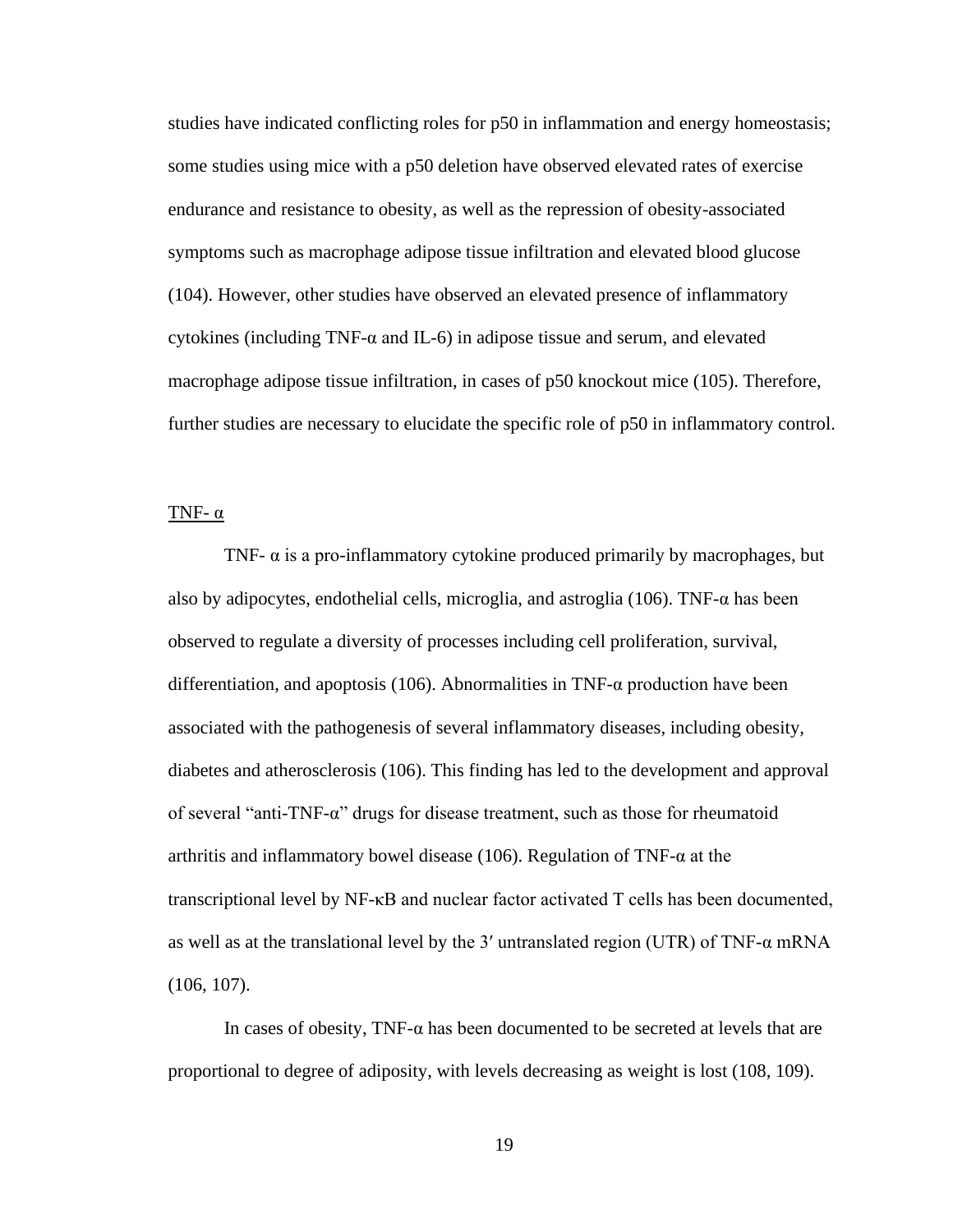studies have indicated conflicting roles for p50 in inflammation and energy homeostasis; some studies using mice with a p50 deletion have observed elevated rates of exercise endurance and resistance to obesity, as well as the repression of obesity-associated symptoms such as macrophage adipose tissue infiltration and elevated blood glucose (104). However, other studies have observed an elevated presence of inflammatory cytokines (including TNF-α and IL-6) in adipose tissue and serum, and elevated macrophage adipose tissue infiltration, in cases of p50 knockout mice (105). Therefore, further studies are necessary to elucidate the specific role of p50 in inflammatory control.

<u>TNF- α</u>

TNF- α is a pro-inflammatory cytokine produced primarily by macrophages, but also by adipocytes, endothelial cells, microglia, and astroglia (106). TNF-α has been observed to regulate a diversity of processes including cell proliferation, survival, differentiation, and apoptosis (106). Abnormalities in TNF-α production have been associated with the pathogenesis of several inflammatory diseases, including obesity, diabetes and atherosclerosis (106). This finding has led to the development and approval of several "anti-TNF-α" drugs for disease treatment, such as those for rheumatoid arthritis and inflammatory bowel disease (106). Regulation of TNF-α at the transcriptional level by NF-κB and nuclear factor activated T cells has been documented, as well as at the translational level by the 3′ untranslated region (UTR) of TNF-α mRNA (106, 107).

In cases of obesity, TNF-α has been documented to be secreted at levels that are proportional to degree of adiposity, with levels decreasing as weight is lost (108, 109).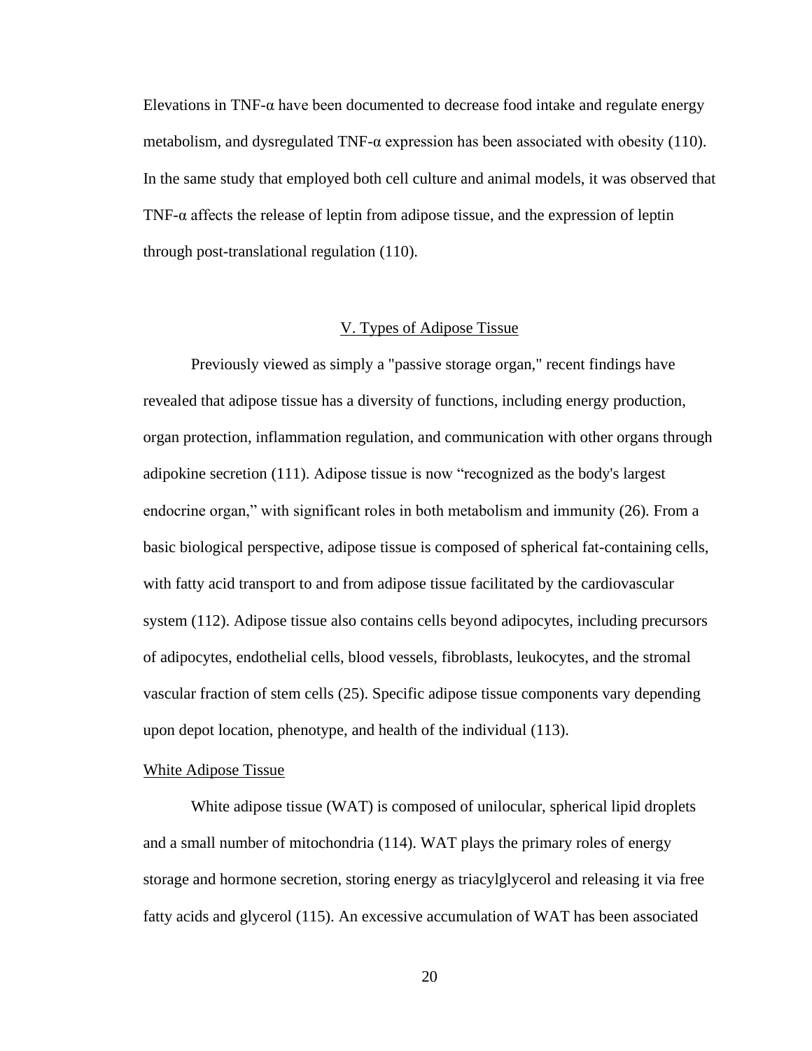Elevations in TNF-α have been documented to decrease food intake and regulate energy metabolism, and dysregulated TNF-α expression has been associated with obesity (110). In the same study that employed both cell culture and animal models, it was observed that TNF-α affects the release of leptin from adipose tissue, and the expression of leptin through post-translational regulation (110).

## V. Types of Adipose Tissue

Previously viewed as simply a "passive storage organ," recent findings have revealed that adipose tissue has a diversity of functions, including energy production, organ protection, inflammation regulation, and communication with other organs through adipokine secretion (111). Adipose tissue is now "recognized as the body's largest endocrine organ," with significant roles in both metabolism and immunity (26). From a basic biological perspective, adipose tissue is composed of spherical fat-containing cells, with fatty acid transport to and from adipose tissue facilitated by the cardiovascular system (112). Adipose tissue also contains cells beyond adipocytes, including precursors of adipocytes, endothelial cells, blood vessels, fibroblasts, leukocytes, and the stromal vascular fraction of stem cells (25). Specific adipose tissue components vary depending upon depot location, phenotype, and health of the individual (113).

### White Adipose Tissue

White adipose tissue (WAT) is composed of unilocular, spherical lipid droplets and a small number of mitochondria (114). WAT plays the primary roles of energy storage and hormone secretion, storing energy as triacylglycerol and releasing it via free fatty acids and glycerol (115). An excessive accumulation of WAT has been associated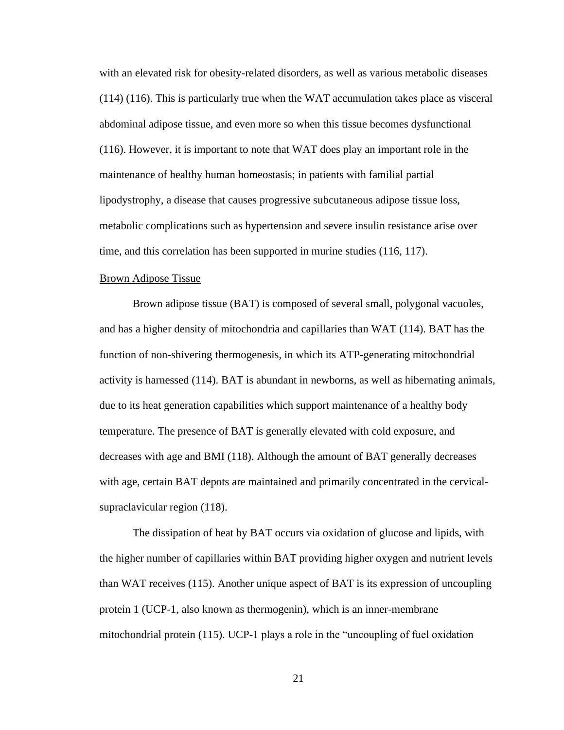with an elevated risk for obesity-related disorders, as well as various metabolic diseases (114) (116). This is particularly true when the WAT accumulation takes place as visceral abdominal adipose tissue, and even more so when this tissue becomes dysfunctional (116). However, it is important to note that WAT does play an important role in the maintenance of healthy human homeostasis; in patients with familial partial lipodystrophy, a disease that causes progressive subcutaneous adipose tissue loss, metabolic complications such as hypertension and severe insulin resistance arise over time, and this correlation has been supported in murine studies (116, 117).

<u>Brown Adipose Tissue</u>

Brown adipose tissue (BAT) is composed of several small, polygonal vacuoles, and has a higher density of mitochondria and capillaries than WAT (114). BAT has the function of non-shivering thermogenesis, in which its ATP-generating mitochondrial activity is harnessed (114). BAT is abundant in newborns, as well as hibernating animals, due to its heat generation capabilities which support maintenance of a healthy body temperature. The presence of BAT is generally elevated with cold exposure, and decreases with age and BMI (118). Although the amount of BAT generally decreases with age, certain BAT depots are maintained and primarily concentrated in the cervical-supraclavicular region (118).

The dissipation of heat by BAT occurs via oxidation of glucose and lipids, with the higher number of capillaries within BAT providing higher oxygen and nutrient levels than WAT receives (115). Another unique aspect of BAT is its expression of uncoupling protein 1 (UCP-1, also known as thermogenin), which is an inner-membrane mitochondrial protein (115). UCP-1 plays a role in the "uncoupling of fuel oxidation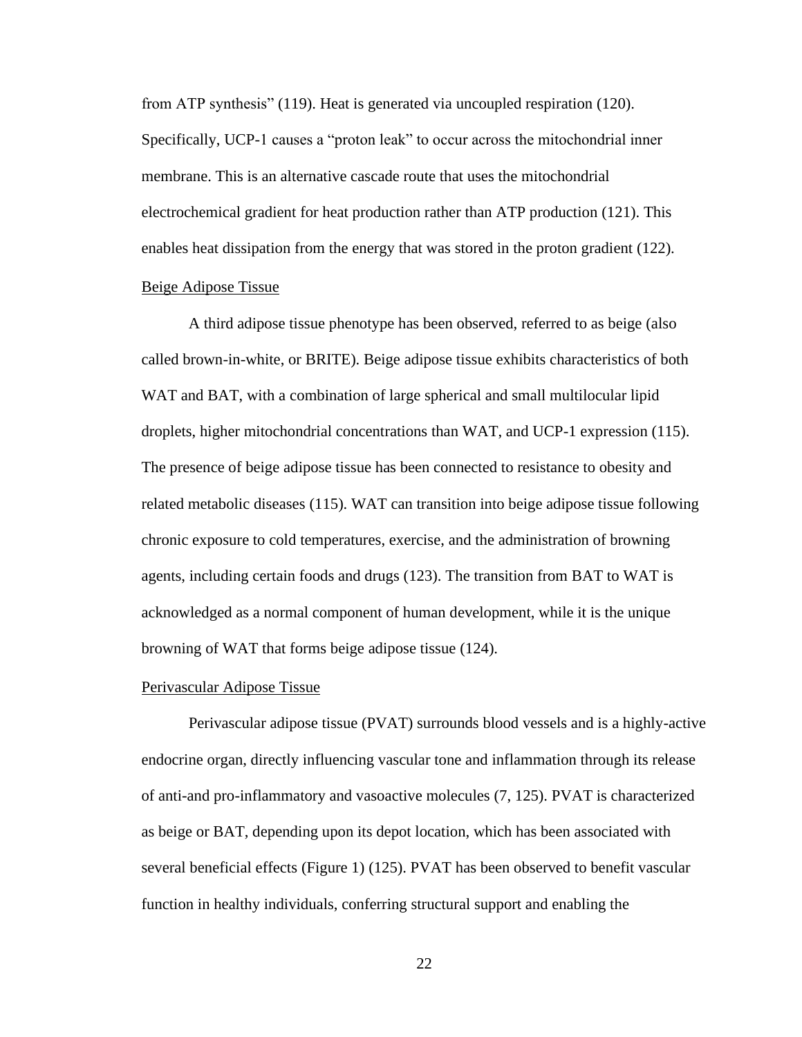from ATP synthesis" (119). Heat is generated via uncoupled respiration (120). Specifically, UCP-1 causes a "proton leak" to occur across the mitochondrial inner membrane. This is an alternative cascade route that uses the mitochondrial electrochemical gradient for heat production rather than ATP production (121). This enables heat dissipation from the energy that was stored in the proton gradient (122).

### Beige Adipose Tissue

A third adipose tissue phenotype has been observed, referred to as beige (also called brown-in-white, or BRITE). Beige adipose tissue exhibits characteristics of both WAT and BAT, with a combination of large spherical and small multilocular lipid droplets, higher mitochondrial concentrations than WAT, and UCP-1 expression (115). The presence of beige adipose tissue has been connected to resistance to obesity and related metabolic diseases (115). WAT can transition into beige adipose tissue following chronic exposure to cold temperatures, exercise, and the administration of browning agents, including certain foods and drugs (123). The transition from BAT to WAT is acknowledged as a normal component of human development, while it is the unique browning of WAT that forms beige adipose tissue (124).

### Perivascular Adipose Tissue

Perivascular adipose tissue (PVAT) surrounds blood vessels and is a highly-active endocrine organ, directly influencing vascular tone and inflammation through its release of anti-and pro-inflammatory and vasoactive molecules (7, 125). PVAT is characterized as beige or BAT, depending upon its depot location, which has been associated with several beneficial effects (Figure 1) (125). PVAT has been observed to benefit vascular function in healthy individuals, conferring structural support and enabling the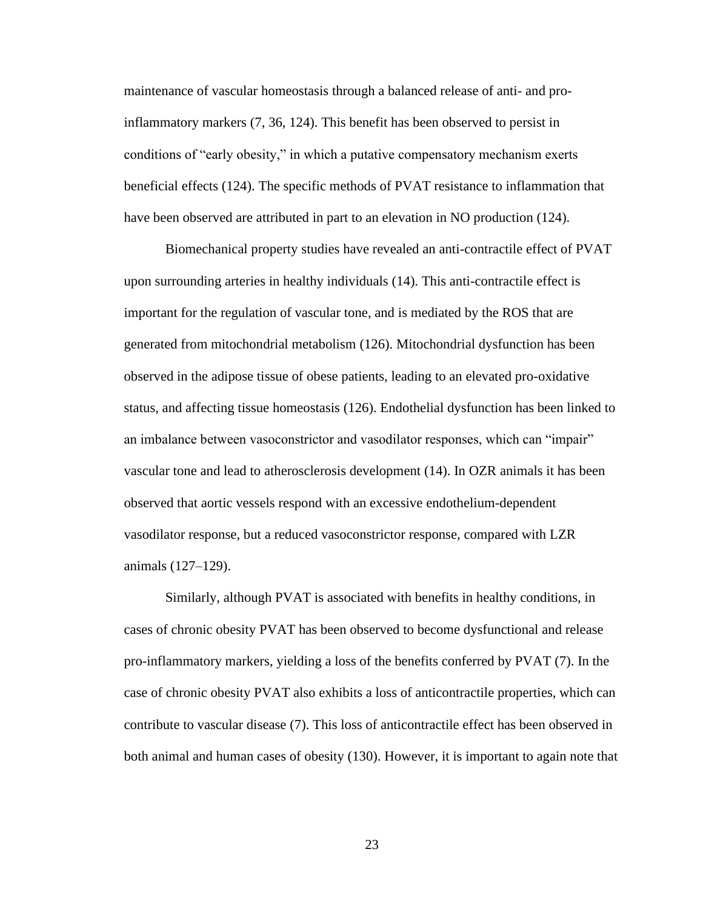maintenance of vascular homeostasis through a balanced release of anti- and pro-inflammatory markers (7, 36, 124). This benefit has been observed to persist in conditions of "early obesity," in which a putative compensatory mechanism exerts beneficial effects (124). The specific methods of PVAT resistance to inflammation that have been observed are attributed in part to an elevation in NO production (124).

Biomechanical property studies have revealed an anti-contractile effect of PVAT upon surrounding arteries in healthy individuals (14). This anti-contractile effect is important for the regulation of vascular tone, and is mediated by the ROS that are generated from mitochondrial metabolism (126). Mitochondrial dysfunction has been observed in the adipose tissue of obese patients, leading to an elevated pro-oxidative status, and affecting tissue homeostasis (126). Endothelial dysfunction has been linked to an imbalance between vasoconstrictor and vasodilator responses, which can "impair" vascular tone and lead to atherosclerosis development (14). In OZR animals it has been observed that aortic vessels respond with an excessive endothelium-dependent vasodilator response, but a reduced vasoconstrictor response, compared with LZR animals (127–129).

Similarly, although PVAT is associated with benefits in healthy conditions, in cases of chronic obesity PVAT has been observed to become dysfunctional and release pro-inflammatory markers, yielding a loss of the benefits conferred by PVAT (7). In the case of chronic obesity PVAT also exhibits a loss of anticontractile properties, which can contribute to vascular disease (7). This loss of anticontractile effect has been observed in both animal and human cases of obesity (130). However, it is important to again note that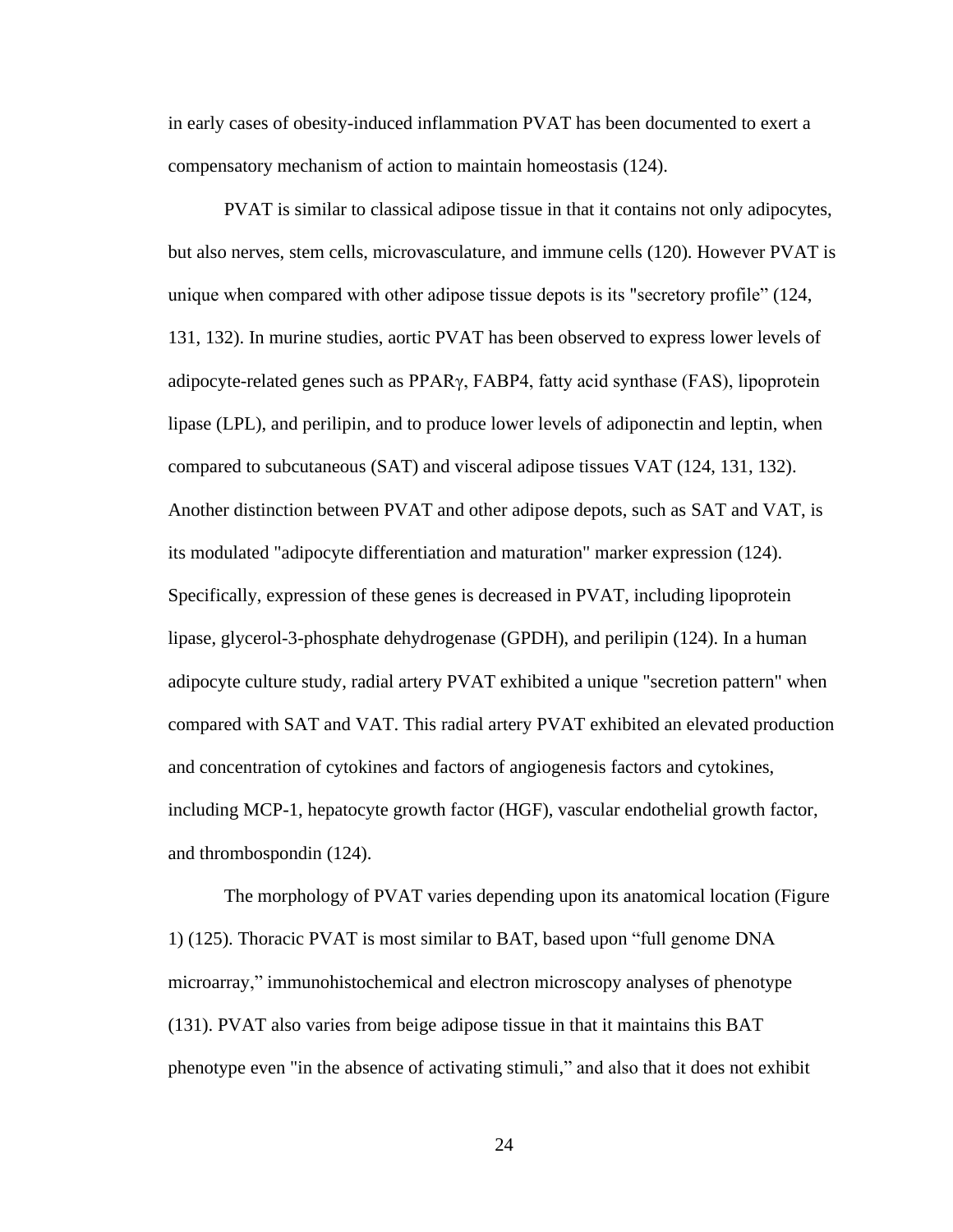in early cases of obesity-induced inflammation PVAT has been documented to exert a compensatory mechanism of action to maintain homeostasis (124).

PVAT is similar to classical adipose tissue in that it contains not only adipocytes, but also nerves, stem cells, microvasculature, and immune cells (120). However PVAT is unique when compared with other adipose tissue depots is its "secretory profile" (124, 131, 132). In murine studies, aortic PVAT has been observed to express lower levels of adipocyte-related genes such as PPARγ, FABP4, fatty acid synthase (FAS), lipoprotein lipase (LPL), and perilipin, and to produce lower levels of adiponectin and leptin, when compared to subcutaneous (SAT) and visceral adipose tissues VAT (124, 131, 132). Another distinction between PVAT and other adipose depots, such as SAT and VAT, is its modulated "adipocyte differentiation and maturation" marker expression (124). Specifically, expression of these genes is decreased in PVAT, including lipoprotein lipase, glycerol-3-phosphate dehydrogenase (GPDH), and perilipin (124). In a human adipocyte culture study, radial artery PVAT exhibited a unique "secretion pattern" when compared with SAT and VAT. This radial artery PVAT exhibited an elevated production and concentration of cytokines and factors of angiogenesis factors and cytokines, including MCP-1, hepatocyte growth factor (HGF), vascular endothelial growth factor, and thrombospondin (124).

The morphology of PVAT varies depending upon its anatomical location (Figure 1) (125). Thoracic PVAT is most similar to BAT, based upon "full genome DNA microarray," immunohistochemical and electron microscopy analyses of phenotype (131). PVAT also varies from beige adipose tissue in that it maintains this BAT phenotype even "in the absence of activating stimuli," and also that it does not exhibit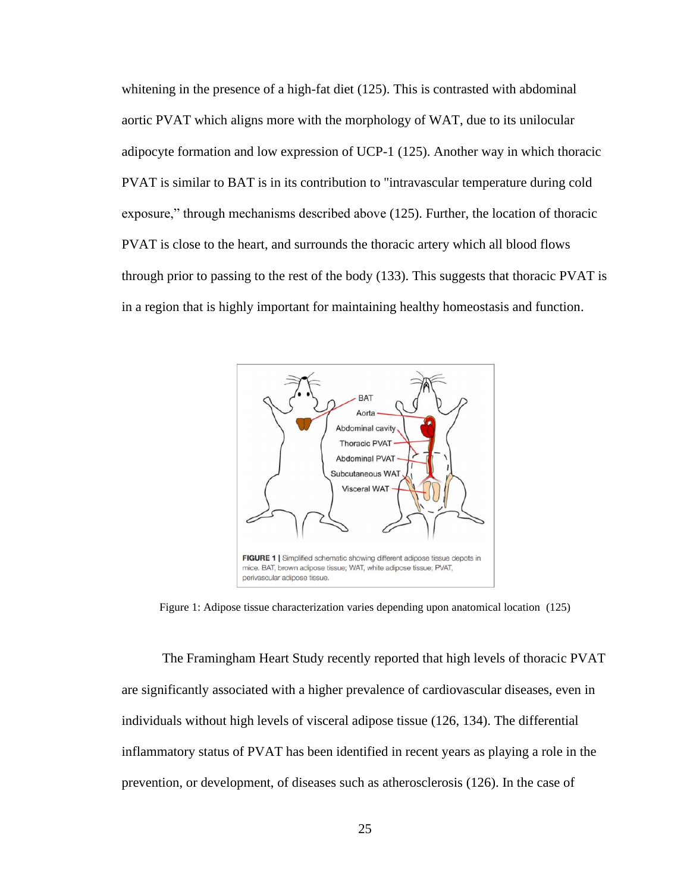whitening in the presence of a high-fat diet (125). This is contrasted with abdominal aortic PVAT which aligns more with the morphology of WAT, due to its unilocular adipocyte formation and low expression of UCP-1 (125). Another way in which thoracic PVAT is similar to BAT is in its contribution to "intravascular temperature during cold exposure," through mechanisms described above (125). Further, the location of thoracic PVAT is close to the heart, and surrounds the thoracic artery which all blood flows through prior to passing to the rest of the body (133). This suggests that thoracic PVAT is in a region that is highly important for maintaining healthy homeostasis and function.

Figure 1: Adipose tissue characterization varies depending upon anatomical location (125)

The Framingham Heart Study recently reported that high levels of thoracic PVAT are significantly associated with a higher prevalence of cardiovascular diseases, even in individuals without high levels of visceral adipose tissue (126, 134). The differential inflammatory status of PVAT has been identified in recent years as playing a role in the prevention, or development, of diseases such as atherosclerosis (126). In the case of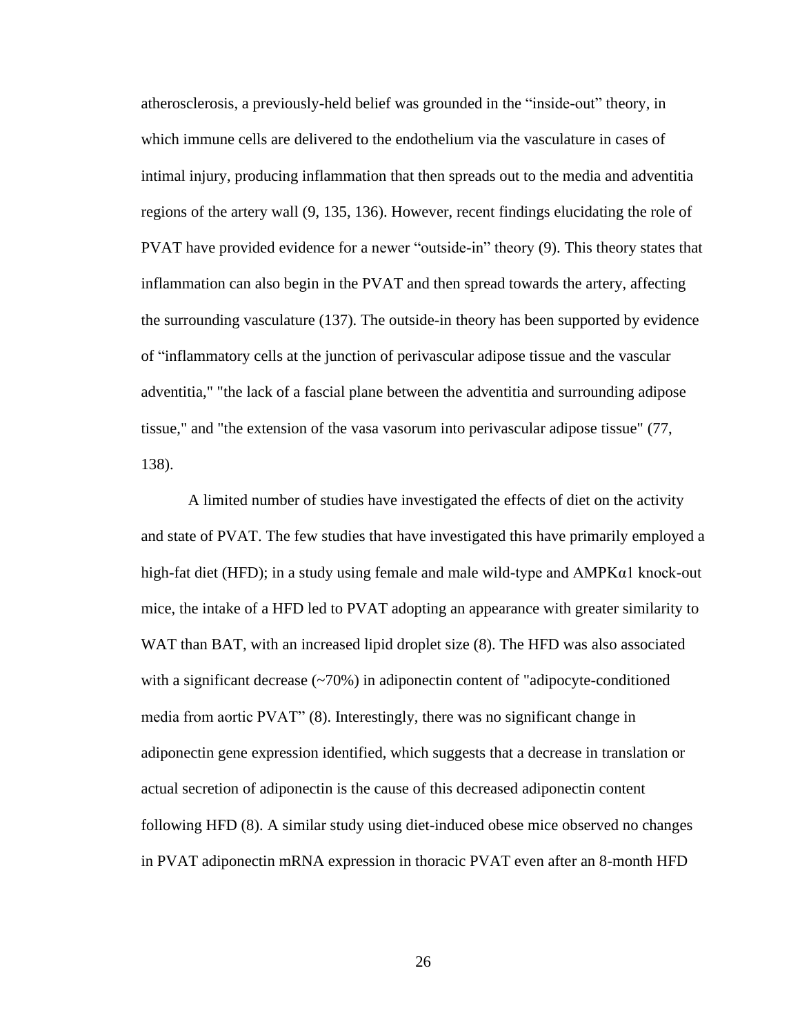atherosclerosis, a previously-held belief was grounded in the "inside-out" theory, in which immune cells are delivered to the endothelium via the vasculature in cases of intimal injury, producing inflammation that then spreads out to the media and adventitia regions of the artery wall (9, 135, 136). However, recent findings elucidating the role of PVAT have provided evidence for a newer "outside-in" theory (9). This theory states that inflammation can also begin in the PVAT and then spread towards the artery, affecting the surrounding vasculature (137). The outside-in theory has been supported by evidence of "inflammatory cells at the junction of perivascular adipose tissue and the vascular adventitia," "the lack of a fascial plane between the adventitia and surrounding adipose tissue," and "the extension of the vasa vasorum into perivascular adipose tissue" (77, 138).

A limited number of studies have investigated the effects of diet on the activity and state of PVAT. The few studies that have investigated this have primarily employed a high-fat diet (HFD); in a study using female and male wild-type and AMPKα1 knock-out mice, the intake of a HFD led to PVAT adopting an appearance with greater similarity to WAT than BAT, with an increased lipid droplet size (8). The HFD was also associated with a significant decrease (~70%) in adiponectin content of "adipocyte-conditioned media from aortic PVAT" (8). Interestingly, there was no significant change in adiponectin gene expression identified, which suggests that a decrease in translation or actual secretion of adiponectin is the cause of this decreased adiponectin content following HFD (8). A similar study using diet-induced obese mice observed no changes in PVAT adiponectin mRNA expression in thoracic PVAT even after an 8-month HFD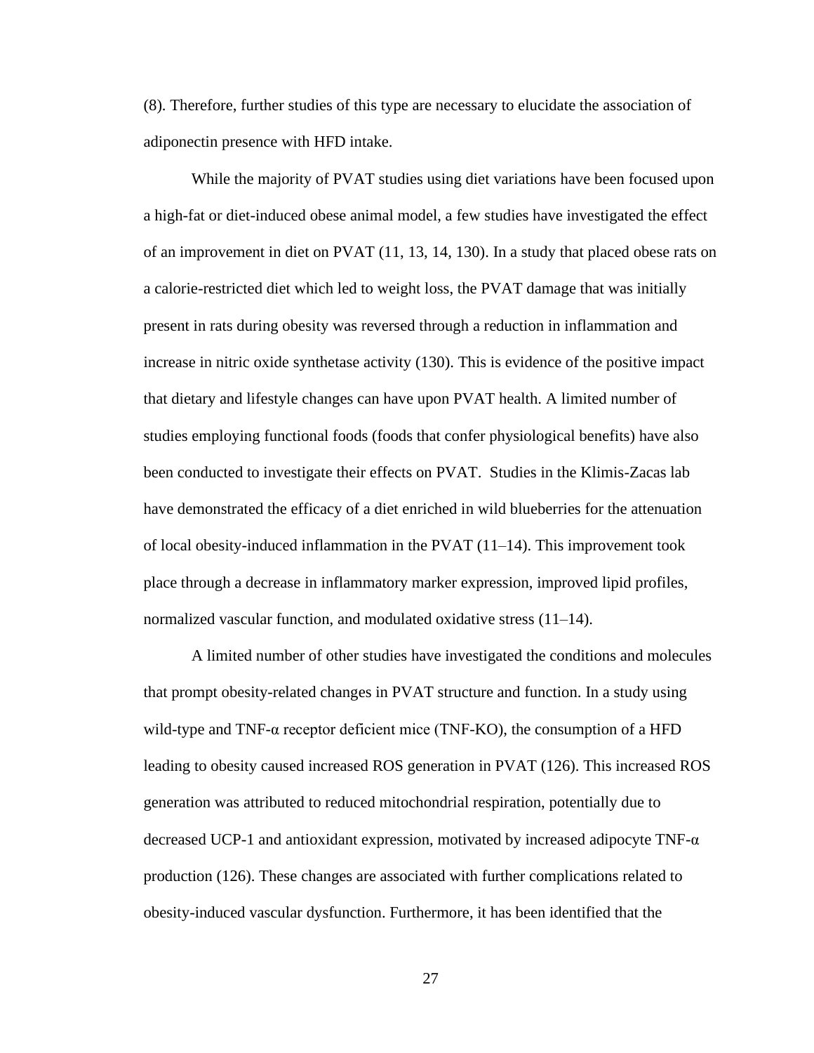(8). Therefore, further studies of this type are necessary to elucidate the association of adiponectin presence with HFD intake.

While the majority of PVAT studies using diet variations have been focused upon a high-fat or diet-induced obese animal model, a few studies have investigated the effect of an improvement in diet on PVAT (11, 13, 14, 130). In a study that placed obese rats on a calorie-restricted diet which led to weight loss, the PVAT damage that was initially present in rats during obesity was reversed through a reduction in inflammation and increase in nitric oxide synthetase activity (130). This is evidence of the positive impact that dietary and lifestyle changes can have upon PVAT health. A limited number of studies employing functional foods (foods that confer physiological benefits) have also been conducted to investigate their effects on PVAT. Studies in the Klimis-Zacas lab have demonstrated the efficacy of a diet enriched in wild blueberries for the attenuation of local obesity-induced inflammation in the PVAT (11–14). This improvement took place through a decrease in inflammatory marker expression, improved lipid profiles, normalized vascular function, and modulated oxidative stress (11–14).

A limited number of other studies have investigated the conditions and molecules that prompt obesity-related changes in PVAT structure and function. In a study using wild-type and TNF-α receptor deficient mice (TNF-KO), the consumption of a HFD leading to obesity caused increased ROS generation in PVAT (126). This increased ROS generation was attributed to reduced mitochondrial respiration, potentially due to decreased UCP-1 and antioxidant expression, motivated by increased adipocyte TNF-α production (126). These changes are associated with further complications related to obesity-induced vascular dysfunction. Furthermore, it has been identified that the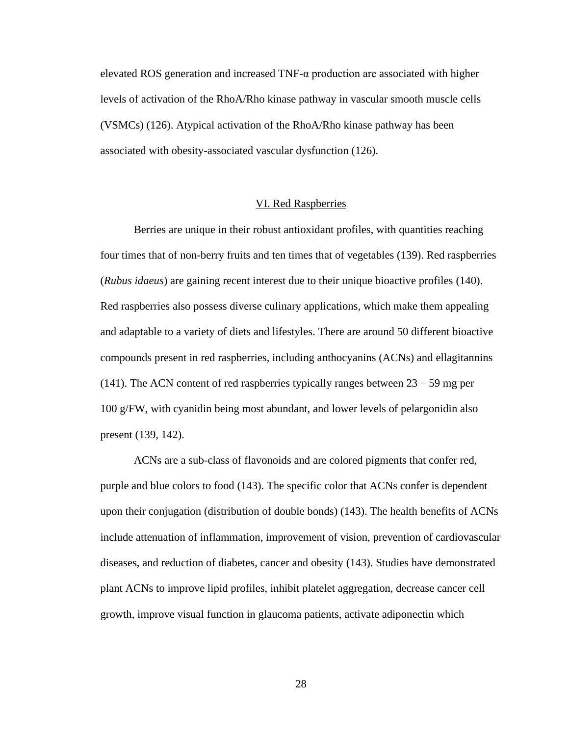elevated ROS generation and increased TNF-α production are associated with higher levels of activation of the RhoA/Rho kinase pathway in vascular smooth muscle cells (VSMCs) (126). Atypical activation of the RhoA/Rho kinase pathway has been associated with obesity-associated vascular dysfunction (126).

## VI. Red Raspberries

Berries are unique in their robust antioxidant profiles, with quantities reaching four times that of non-berry fruits and ten times that of vegetables (139). Red raspberries (*Rubus idaeus*) are gaining recent interest due to their unique bioactive profiles (140). Red raspberries also possess diverse culinary applications, which make them appealing and adaptable to a variety of diets and lifestyles. There are around 50 different bioactive compounds present in red raspberries, including anthocyanins (ACNs) and ellagitannins (141). The ACN content of red raspberries typically ranges between 23 – 59 mg per 100 g/FW, with cyanidin being most abundant, and lower levels of pelargonidin also present (139, 142).

ACNs are a sub-class of flavonoids and are colored pigments that confer red, purple and blue colors to food (143). The specific color that ACNs confer is dependent upon their conjugation (distribution of double bonds) (143). The health benefits of ACNs include attenuation of inflammation, improvement of vision, prevention of cardiovascular diseases, and reduction of diabetes, cancer and obesity (143). Studies have demonstrated plant ACNs to improve lipid profiles, inhibit platelet aggregation, decrease cancer cell growth, improve visual function in glaucoma patients, activate adiponectin which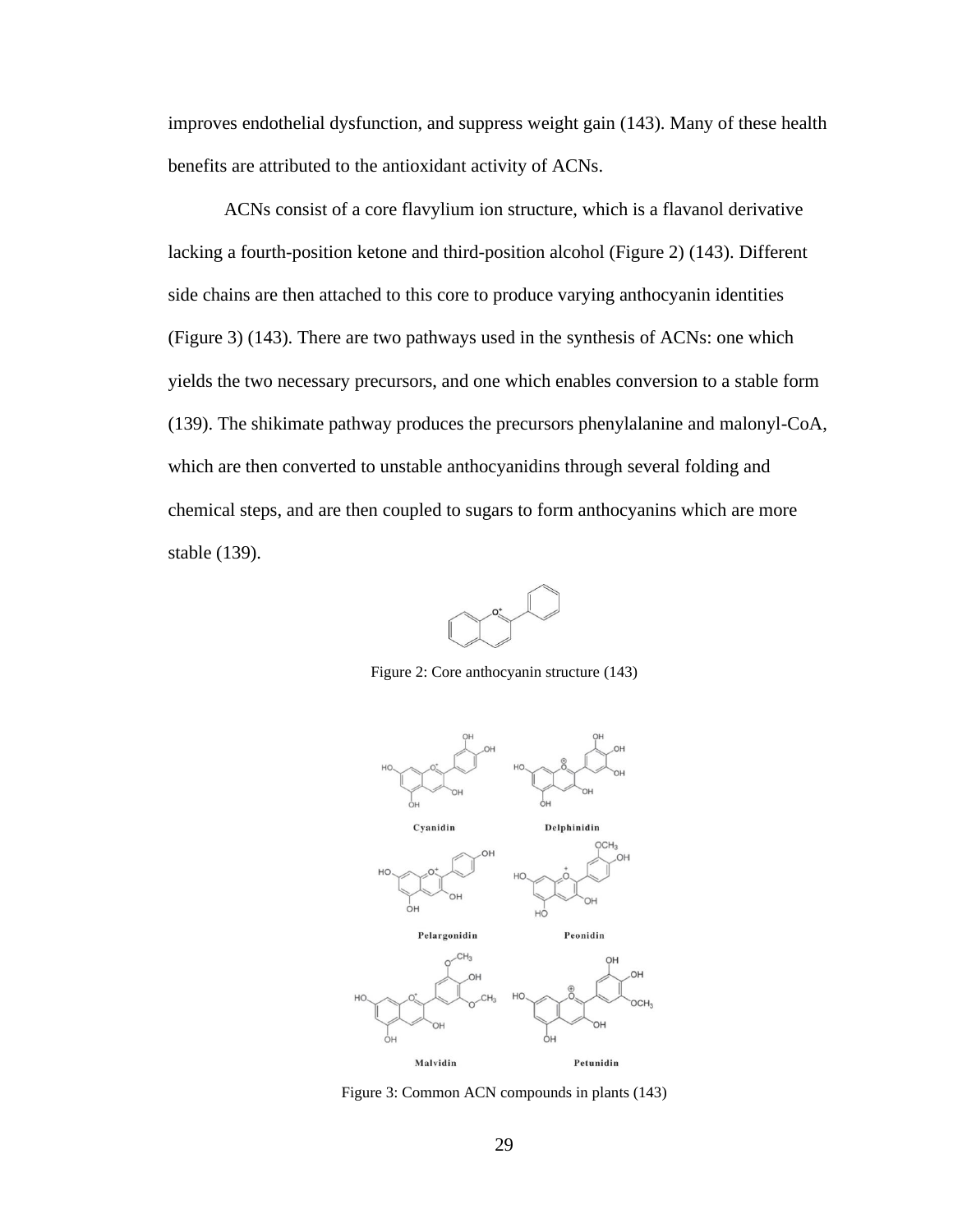improves endothelial dysfunction, and suppress weight gain (143). Many of these health benefits are attributed to the antioxidant activity of ACNs.

ACNs consist of a core flavylium ion structure, which is a flavanol derivative lacking a fourth-position ketone and third-position alcohol (Figure 2) (143). Different side chains are then attached to this core to produce varying anthocyanin identities (Figure 3) (143). There are two pathways used in the synthesis of ACNs: one which yields the two necessary precursors, and one which enables conversion to a stable form (139). The shikimate pathway produces the precursors phenylalanine and malonyl-CoA, which are then converted to unstable anthocyanidins through several folding and chemical steps, and are then coupled to sugars to form anthocyanins which are more stable (139).

Figure 2: Core anthocyanin structure (143)

Figure 3: Common ACN compounds in plants (143)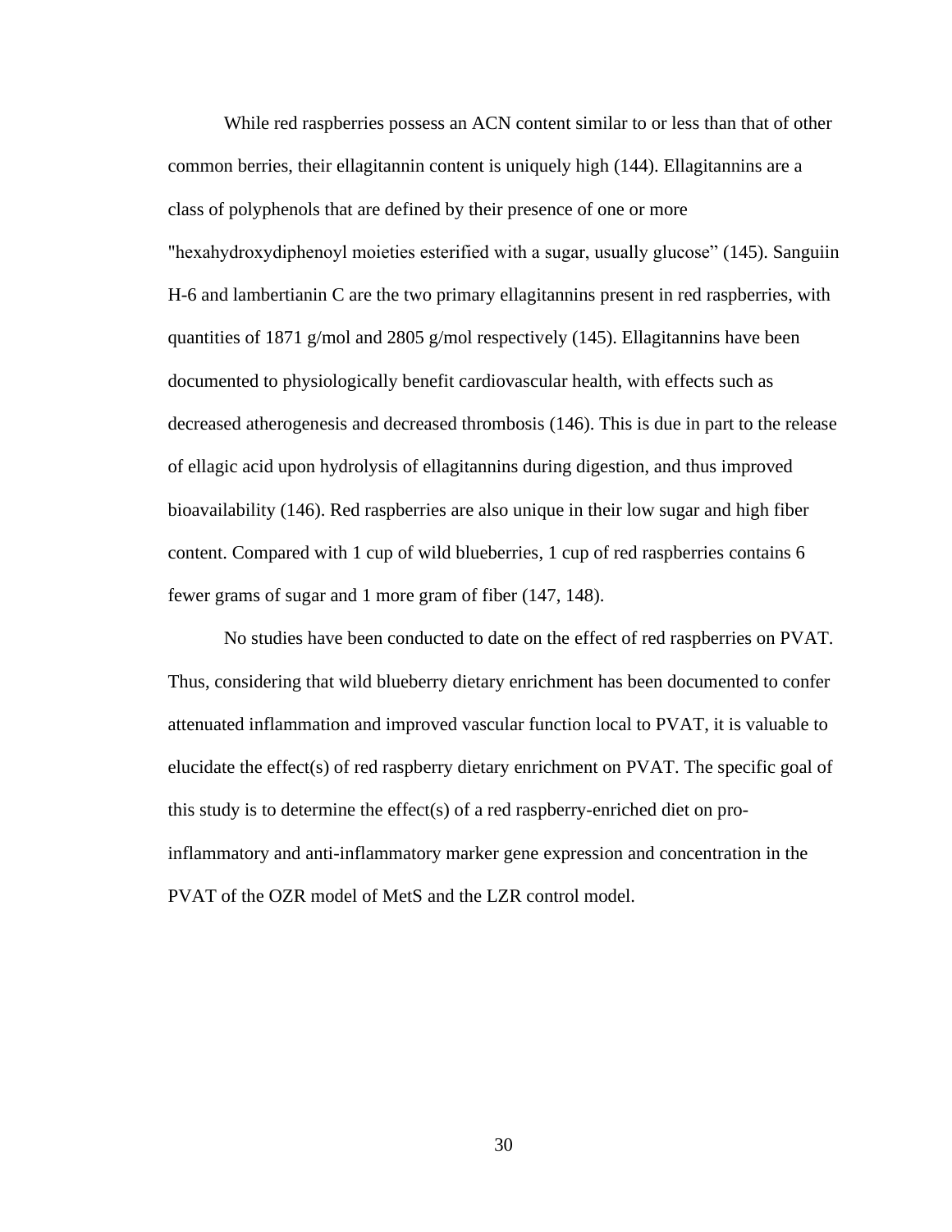While red raspberries possess an ACN content similar to or less than that of other common berries, their ellagitannin content is uniquely high (144). Ellagitannins are a class of polyphenols that are defined by their presence of one or more "hexahydroxydiphenoyl moieties esterified with a sugar, usually glucose" (145). Sanguiin H-6 and lambertianin C are the two primary ellagitannins present in red raspberries, with quantities of 1871 g/mol and 2805 g/mol respectively (145). Ellagitannins have been documented to physiologically benefit cardiovascular health, with effects such as decreased atherogenesis and decreased thrombosis (146). This is due in part to the release of ellagic acid upon hydrolysis of ellagitannins during digestion, and thus improved bioavailability (146). Red raspberries are also unique in their low sugar and high fiber content. Compared with 1 cup of wild blueberries, 1 cup of red raspberries contains 6 fewer grams of sugar and 1 more gram of fiber (147, 148).

No studies have been conducted to date on the effect of red raspberries on PVAT. Thus, considering that wild blueberry dietary enrichment has been documented to confer attenuated inflammation and improved vascular function local to PVAT, it is valuable to elucidate the effect(s) of red raspberry dietary enrichment on PVAT. The specific goal of this study is to determine the effect(s) of a red raspberry-enriched diet on pro-inflammatory and anti-inflammatory marker gene expression and concentration in the PVAT of the OZR model of MetS and the LZR control model.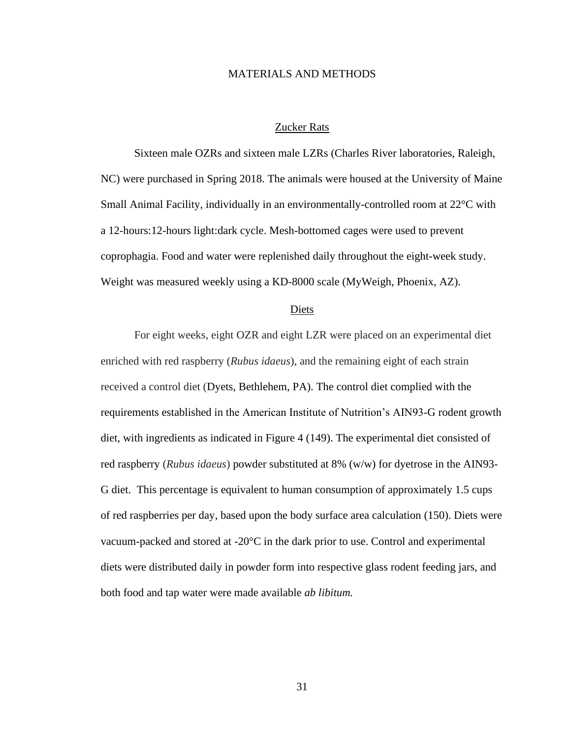# MATERIALS AND METHODS

## Zucker Rats

Sixteen male OZRs and sixteen male LZRs (Charles River laboratories, Raleigh, NC) were purchased in Spring 2018. The animals were housed at the University of Maine Small Animal Facility, individually in an environmentally-controlled room at 22°C with a 12-hours:12-hours light:dark cycle. Mesh-bottomed cages were used to prevent coprophagia. Food and water were replenished daily throughout the eight-week study. Weight was measured weekly using a KD-8000 scale (MyWeigh, Phoenix, AZ).

## Diets

For eight weeks, eight OZR and eight LZR were placed on an experimental diet enriched with red raspberry (*Rubus idaeus*), and the remaining eight of each strain received a control diet (Dyets, Bethlehem, PA). The control diet complied with the requirements established in the American Institute of Nutrition's AIN93-G rodent growth diet, with ingredients as indicated in Figure 4 (149). The experimental diet consisted of red raspberry (*Rubus idaeus*) powder substituted at 8% (w/w) for dyetrose in the AIN93-G diet. This percentage is equivalent to human consumption of approximately 1.5 cups of red raspberries per day, based upon the body surface area calculation (150). Diets were vacuum-packed and stored at -20°C in the dark prior to use. Control and experimental diets were distributed daily in powder form into respective glass rodent feeding jars, and both food and tap water were made available *ab libitum.*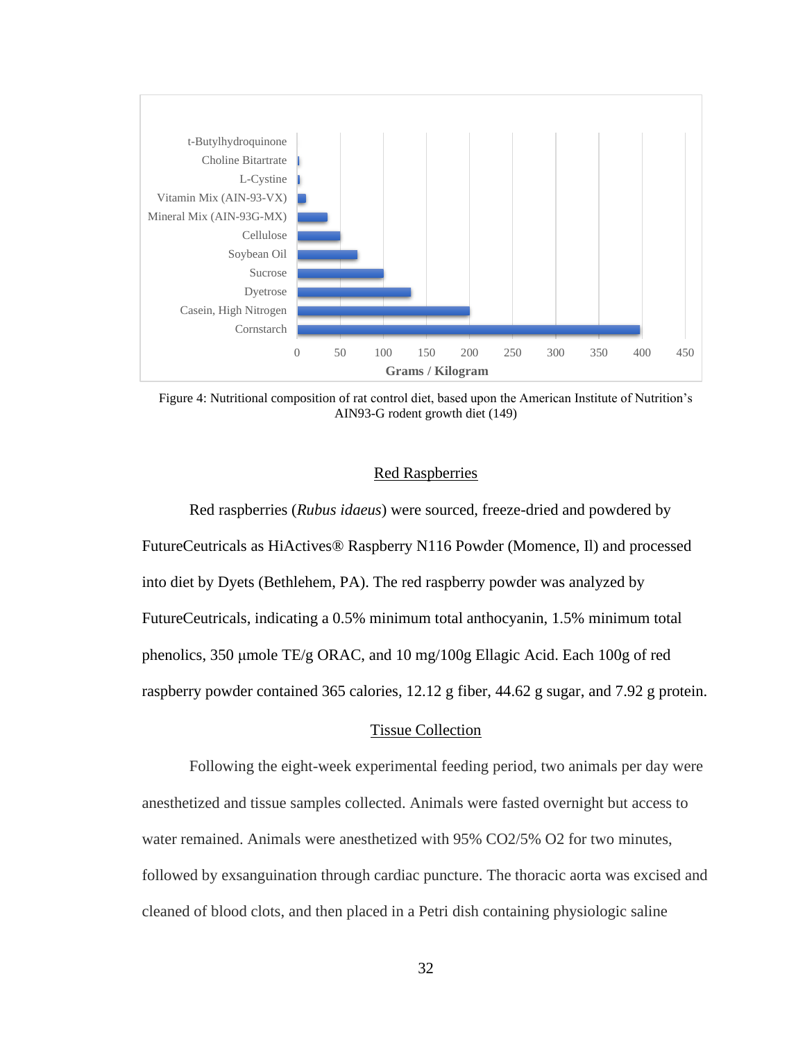Figure 4: Nutritional composition of rat control diet, based upon the American Institute of Nutrition's AIN93-G rodent growth diet (149)

## Red Raspberries

Red raspberries (*Rubus idaeus*) were sourced, freeze-dried and powdered by FutureCeutricals as HiActives® Raspberry N116 Powder (Momence, Il) and processed into diet by Dyets (Bethlehem, PA). The red raspberry powder was analyzed by FutureCeutricals, indicating a 0.5% minimum total anthocyanin, 1.5% minimum total phenolics, 350 μmole TE/g ORAC, and 10 mg/100g Ellagic Acid. Each 100g of red raspberry powder contained 365 calories, 12.12 g fiber, 44.62 g sugar, and 7.92 g protein.

## Tissue Collection

Following the eight-week experimental feeding period, two animals per day were anesthetized and tissue samples collected. Animals were fasted overnight but access to water remained. Animals were anesthetized with 95% $CO_2$/5% $O_2$ for two minutes, followed by exsanguination through cardiac puncture. The thoracic aorta was excised and cleaned of blood clots, and then placed in a Petri dish containing physiologic saline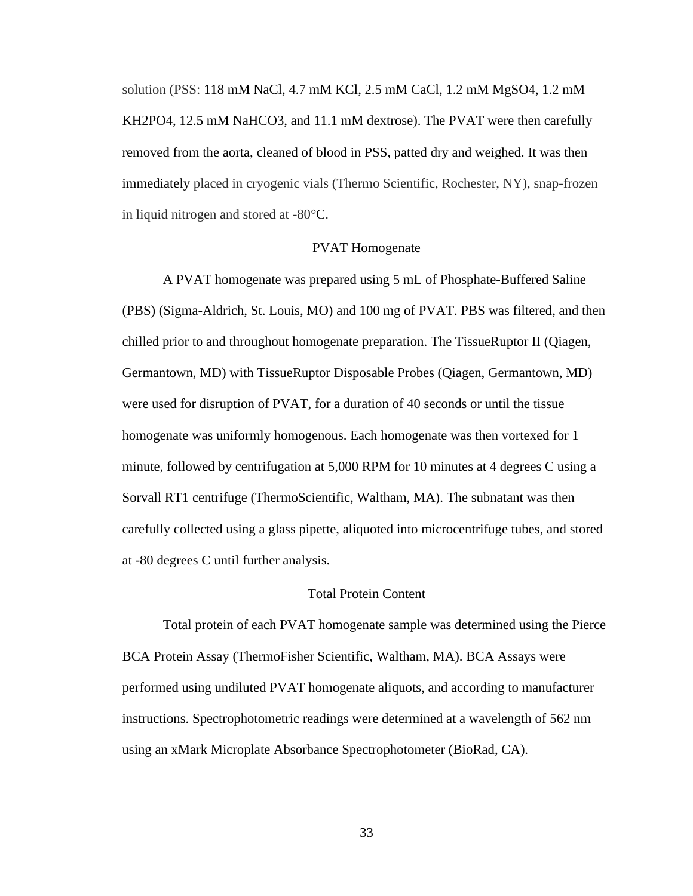solution (PSS: 118 mM NaCl, 4.7 mM KCl, 2.5 mM CaCl, 1.2 mM $MgSO_4$, 1.2 mM $KH_2PO_4$, 12.5 mM $NaHCO_3$, and 11.1 mM dextrose). The PVAT were then carefully removed from the aorta, cleaned of blood in PSS, patted dry and weighed. It was then immediately placed in cryogenic vials (Thermo Scientific, Rochester, NY), snap-frozen in liquid nitrogen and stored at -80°C.

## PVAT Homogenate

A PVAT homogenate was prepared using 5 mL of Phosphate-Buffered Saline (PBS) (Sigma-Aldrich, St. Louis, MO) and 100 mg of PVAT. PBS was filtered, and then chilled prior to and throughout homogenate preparation. The TissueRuptor II (Qiagen, Germantown, MD) with TissueRuptor Disposable Probes (Qiagen, Germantown, MD) were used for disruption of PVAT, for a duration of 40 seconds or until the tissue homogenate was uniformly homogenous. Each homogenate was then vortexed for 1 minute, followed by centrifugation at 5,000 RPM for 10 minutes at 4 degrees C using a Sorvall RT1 centrifuge (ThermoScientific, Waltham, MA). The subnatant was then carefully collected using a glass pipette, aliquoted into microcentrifuge tubes, and stored at -80 degrees C until further analysis.

## Total Protein Content

Total protein of each PVAT homogenate sample was determined using the Pierce BCA Protein Assay (ThermoFisher Scientific, Waltham, MA). BCA Assays were performed using undiluted PVAT homogenate aliquots, and according to manufacturer instructions. Spectrophotometric readings were determined at a wavelength of 562 nm using an xMark Microplate Absorbance Spectrophotometer (BioRad, CA).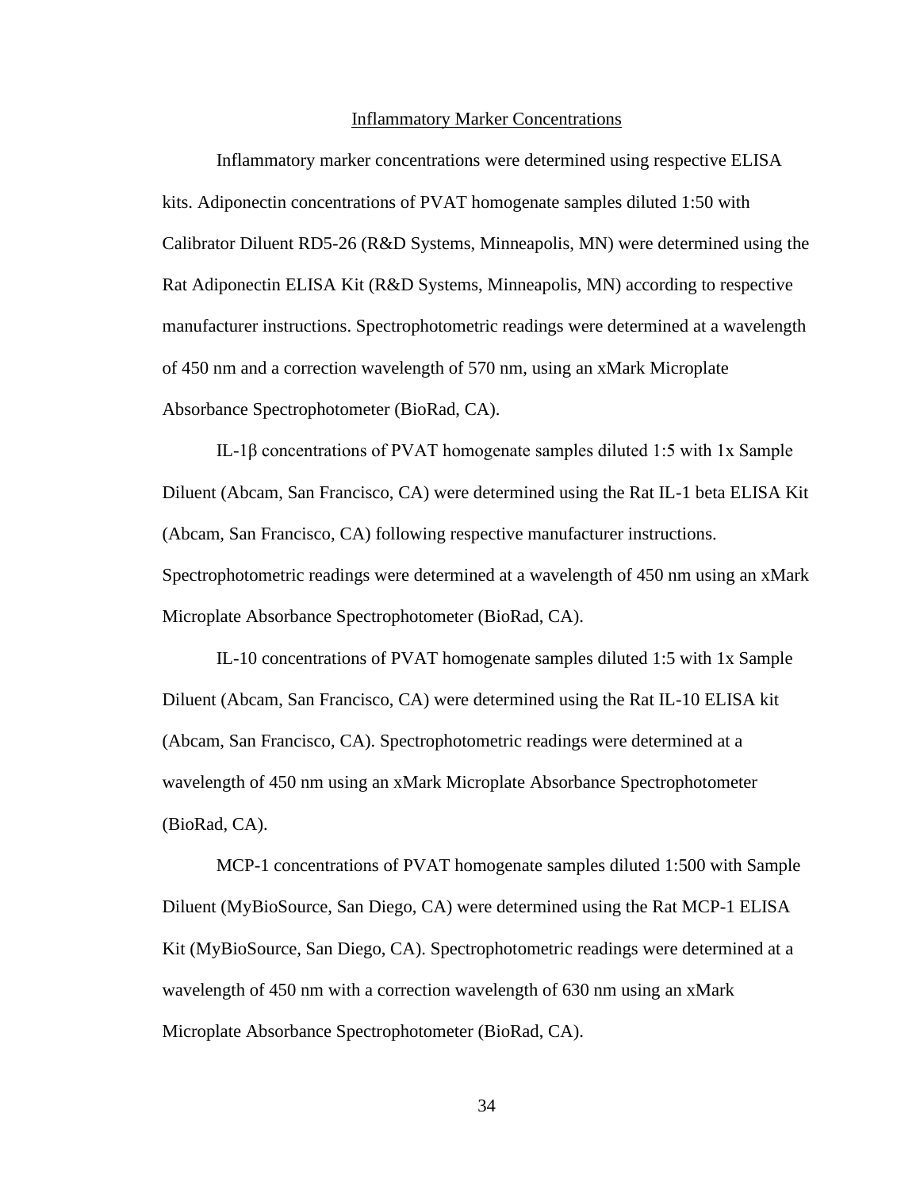## Inflammatory Marker Concentrations

Inflammatory marker concentrations were determined using respective ELISA kits. Adiponectin concentrations of PVAT homogenate samples diluted 1:50 with Calibrator Diluent RD5-26 (R&D Systems, Minneapolis, MN) were determined using the Rat Adiponectin ELISA Kit (R&D Systems, Minneapolis, MN) according to respective manufacturer instructions. Spectrophotometric readings were determined at a wavelength of 450 nm and a correction wavelength of 570 nm, using an xMark Microplate Absorbance Spectrophotometer (BioRad, CA).

IL-1β concentrations of PVAT homogenate samples diluted 1:5 with 1x Sample Diluent (Abcam, San Francisco, CA) were determined using the Rat IL-1 beta ELISA Kit (Abcam, San Francisco, CA) following respective manufacturer instructions. Spectrophotometric readings were determined at a wavelength of 450 nm using an xMark Microplate Absorbance Spectrophotometer (BioRad, CA).

IL-10 concentrations of PVAT homogenate samples diluted 1:5 with 1x Sample Diluent (Abcam, San Francisco, CA) were determined using the Rat IL-10 ELISA kit (Abcam, San Francisco, CA). Spectrophotometric readings were determined at a wavelength of 450 nm using an xMark Microplate Absorbance Spectrophotometer (BioRad, CA).

MCP-1 concentrations of PVAT homogenate samples diluted 1:500 with Sample Diluent (MyBioSource, San Diego, CA) were determined using the Rat MCP-1 ELISA Kit (MyBioSource, San Diego, CA). Spectrophotometric readings were determined at a wavelength of 450 nm with a correction wavelength of 630 nm using an xMark Microplate Absorbance Spectrophotometer (BioRad, CA).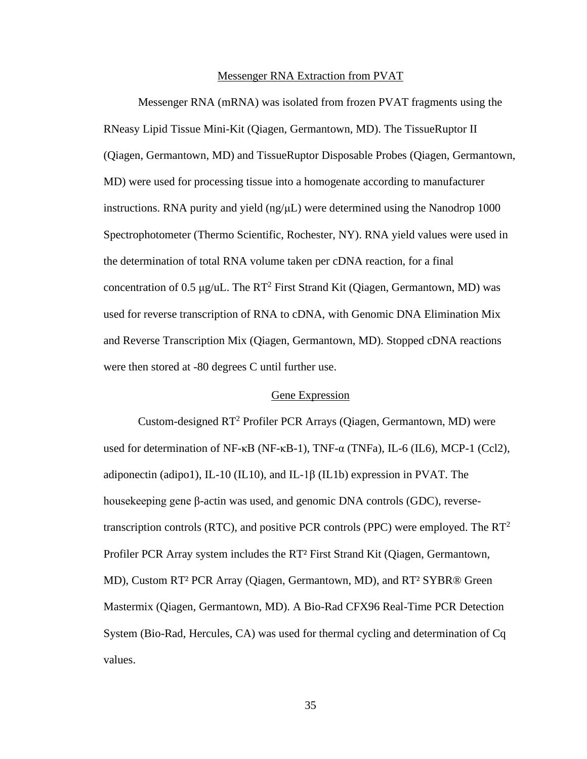## Messenger RNA Extraction from PVAT

Messenger RNA (mRNA) was isolated from frozen PVAT fragments using the RNeasy Lipid Tissue Mini-Kit (Qiagen, Germantown, MD). The TissueRuptor II (Qiagen, Germantown, MD) and TissueRuptor Disposable Probes (Qiagen, Germantown, MD) were used for processing tissue into a homogenate according to manufacturer instructions. RNA purity and yield (ng/μL) were determined using the Nanodrop 1000 Spectrophotometer (Thermo Scientific, Rochester, NY). RNA yield values were used in the determination of total RNA volume taken per cDNA reaction, for a final concentration of 0.5 μg/uL. The $RT^2$ First Strand Kit (Qiagen, Germantown, MD) was used for reverse transcription of RNA to cDNA, with Genomic DNA Elimination Mix and Reverse Transcription Mix (Qiagen, Germantown, MD). Stopped cDNA reactions were then stored at -80 degrees C until further use.

## Gene Expression

Custom-designed $RT^2$ Profiler PCR Arrays (Qiagen, Germantown, MD) were used for determination of NF-κB (NF-κB-1), TNF-α (TNFa), IL-6 (IL6), MCP-1 (Ccl2), adiponectin (adipo1), IL-10 (IL10), and IL-1β (IL1b) expression in PVAT. The housekeeping gene β-actin was used, and genomic DNA controls (GDC), reverse-transcription controls (RTC), and positive PCR controls (PPC) were employed. The $RT^2$ Profiler PCR Array system includes the $RT^2$ First Strand Kit (Qiagen, Germantown, MD), Custom $RT^2$ PCR Array (Qiagen, Germantown, MD), and $RT^2$ SYBR® Green Mastermix (Qiagen, Germantown, MD). A Bio-Rad CFX96 Real-Time PCR Detection System (Bio-Rad, Hercules, CA) was used for thermal cycling and determination of Cq values.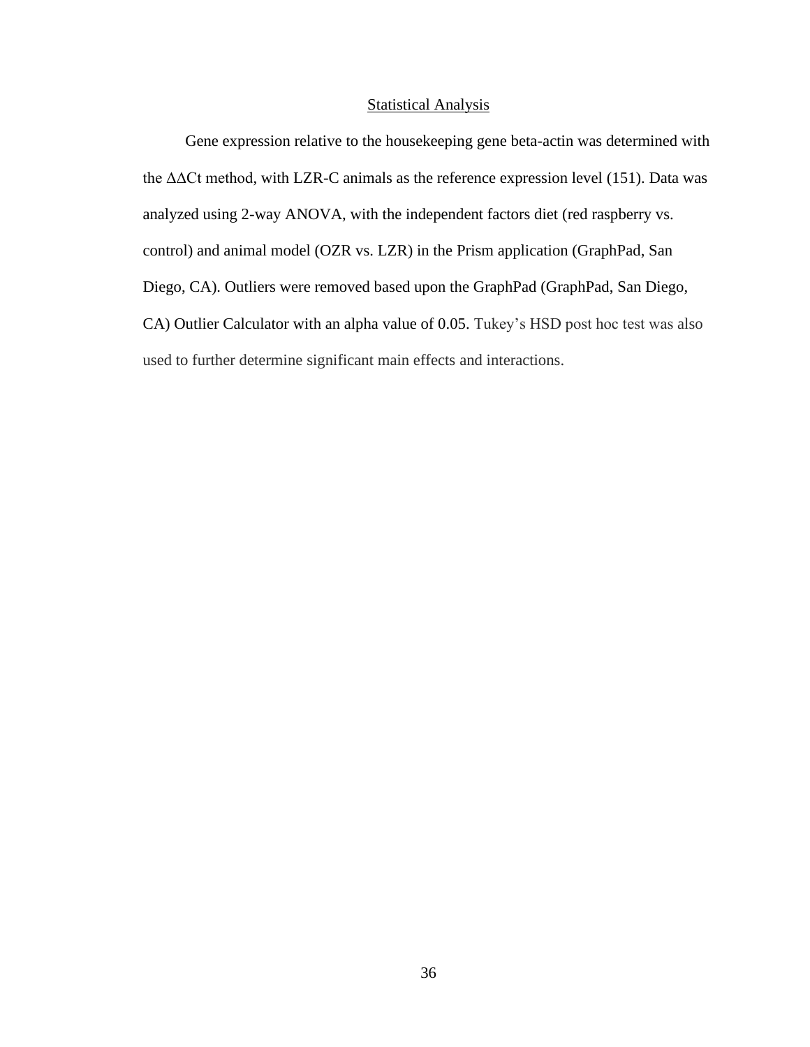## Statistical Analysis

Gene expression relative to the housekeeping gene beta-actin was determined with the $\Delta\Delta$Ct method, with LZR-C animals as the reference expression level (151). Data was analyzed using 2-way ANOVA, with the independent factors diet (red raspberry vs. control) and animal model (OZR vs. LZR) in the Prism application (GraphPad, San Diego, CA). Outliers were removed based upon the GraphPad (GraphPad, San Diego, CA) Outlier Calculator with an alpha value of 0.05. Tukey's HSD post hoc test was also used to further determine significant main effects and interactions.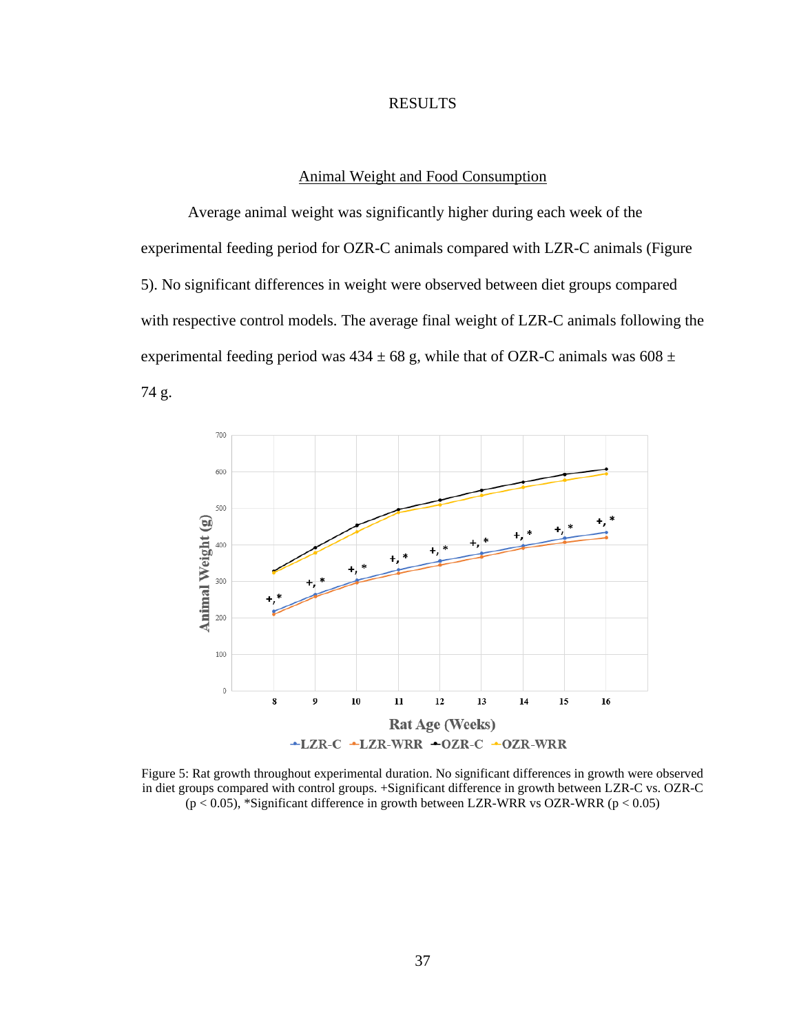# RESULTS

## Animal Weight and Food Consumption

Average animal weight was significantly higher during each week of the experimental feeding period for OZR-C animals compared with LZR-C animals (Figure 5). No significant differences in weight were observed between diet groups compared with respective control models. The average final weight of LZR-C animals following the experimental feeding period was 434 ± 68 g, while that of OZR-C animals was 608 ± 74 g.

Figure 5: Rat growth throughout experimental duration. No significant differences in growth were observed in diet groups compared with control groups. +Significant difference in growth between LZR-C vs. OZR-C ($p < 0.05$), *Significant difference in growth between LZR-WRR vs OZR-WRR ($p < 0.05$)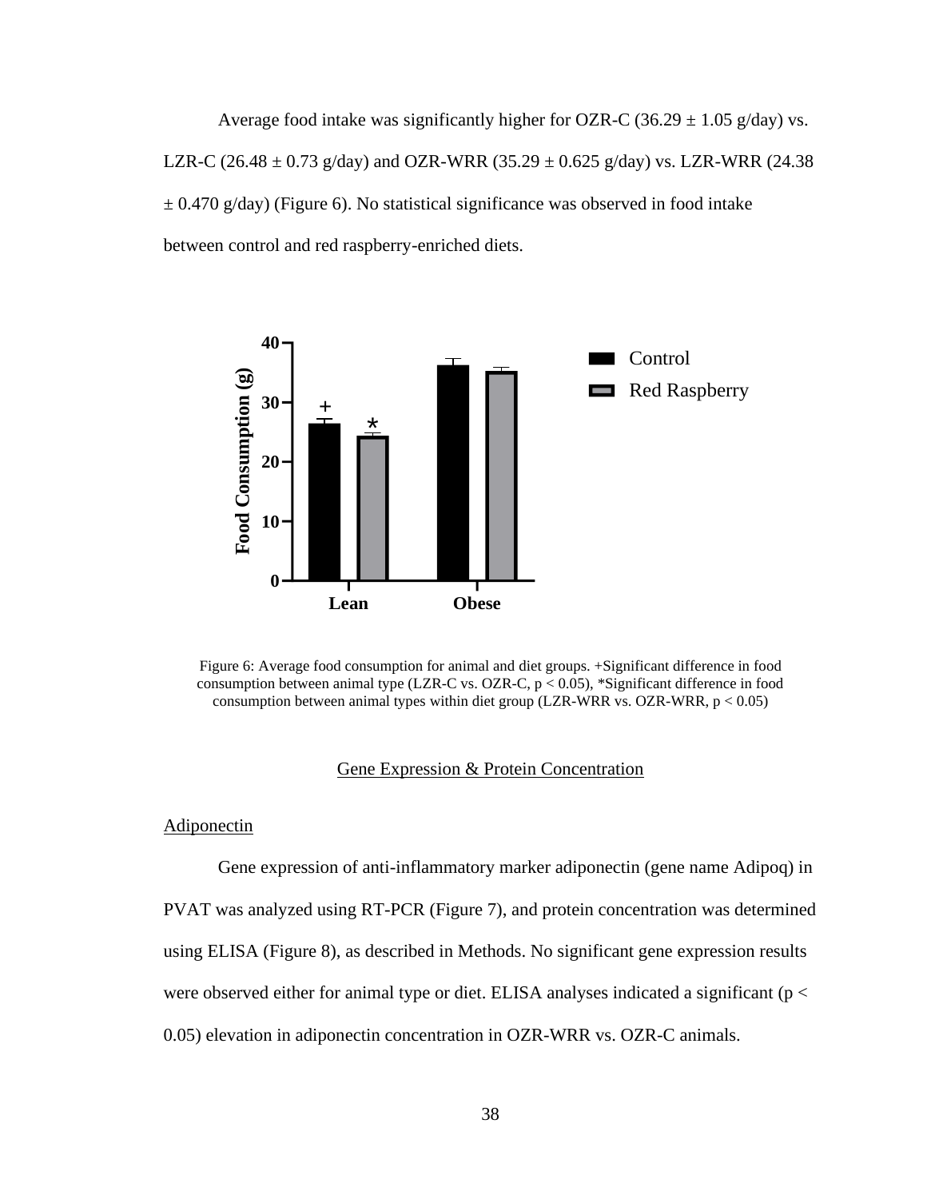Average food intake was significantly higher for OZR-C (36.29 ± 1.05 g/day) vs. LZR-C (26.48 ± 0.73 g/day) and OZR-WRR (35.29 ± 0.625 g/day) vs. LZR-WRR (24.38 ± 0.470 g/day) (Figure 6). No statistical significance was observed in food intake between control and red raspberry-enriched diets.

Figure 6: Average food consumption for animal and diet groups. +Significant difference in food consumption between animal type (LZR-C vs. OZR-C, $p < 0.05$), *Significant difference in food consumption between animal types within diet group (LZR-WRR vs. OZR-WRR, $p < 0.05$)

## Gene Expression & Protein Concentration

### Adiponectin

Gene expression of anti-inflammatory marker adiponectin (gene name Adipoq) in PVAT was analyzed using RT-PCR (Figure 7), and protein concentration was determined using ELISA (Figure 8), as described in Methods. No significant gene expression results were observed either for animal type or diet. ELISA analyses indicated a significant ($p < 0.05$) elevation in adiponectin concentration in OZR-WRR vs. OZR-C animals.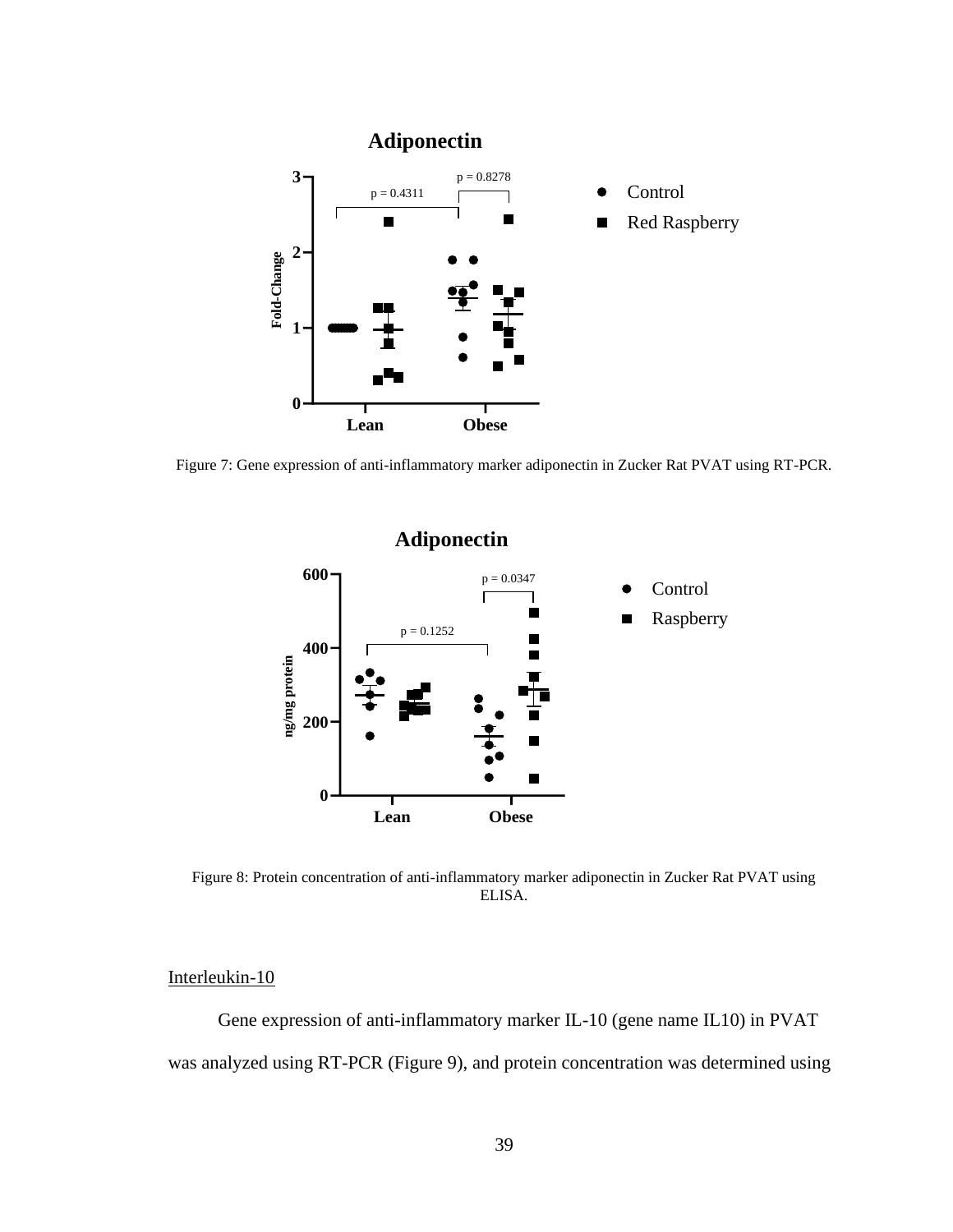Figure 7: Gene expression of anti-inflammatory marker adiponectin in Zucker Rat PVAT using RT-PCR.

Figure 8: Protein concentration of anti-inflammatory marker adiponectin in Zucker Rat PVAT using ELISA.

Interleukin-10

Gene expression of anti-inflammatory marker IL-10 (gene name IL10) in PVAT was analyzed using RT-PCR (Figure 9), and protein concentration was determined using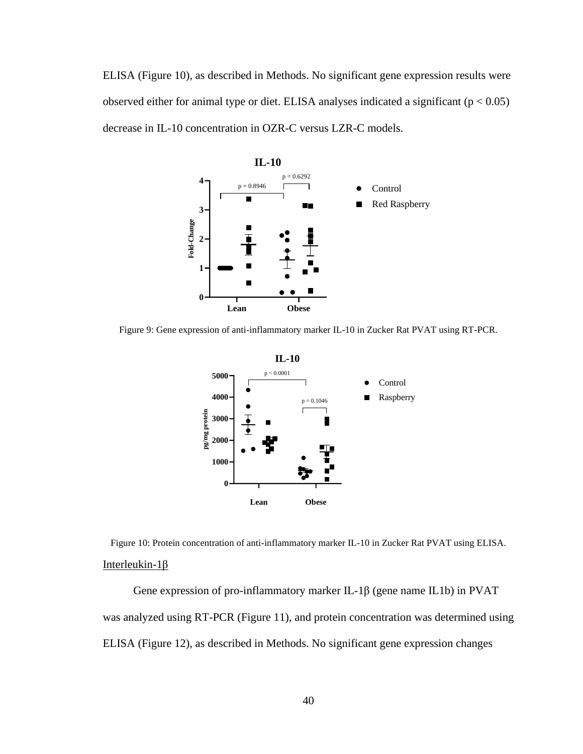ELISA (Figure 10), as described in Methods. No significant gene expression results were observed either for animal type or diet. ELISA analyses indicated a significant ($p < 0.05$) decrease in IL-10 concentration in OZR-C versus LZR-C models.

Figure 9: Gene expression of anti-inflammatory marker IL-10 in Zucker Rat PVAT using RT-PCR.

Figure 10: Protein concentration of anti-inflammatory marker IL-10 in Zucker Rat PVAT using ELISA.

Interleukin-1β

Gene expression of pro-inflammatory marker IL-1β (gene name IL1b) in PVAT was analyzed using RT-PCR (Figure 11), and protein concentration was determined using ELISA (Figure 12), as described in Methods. No significant gene expression changes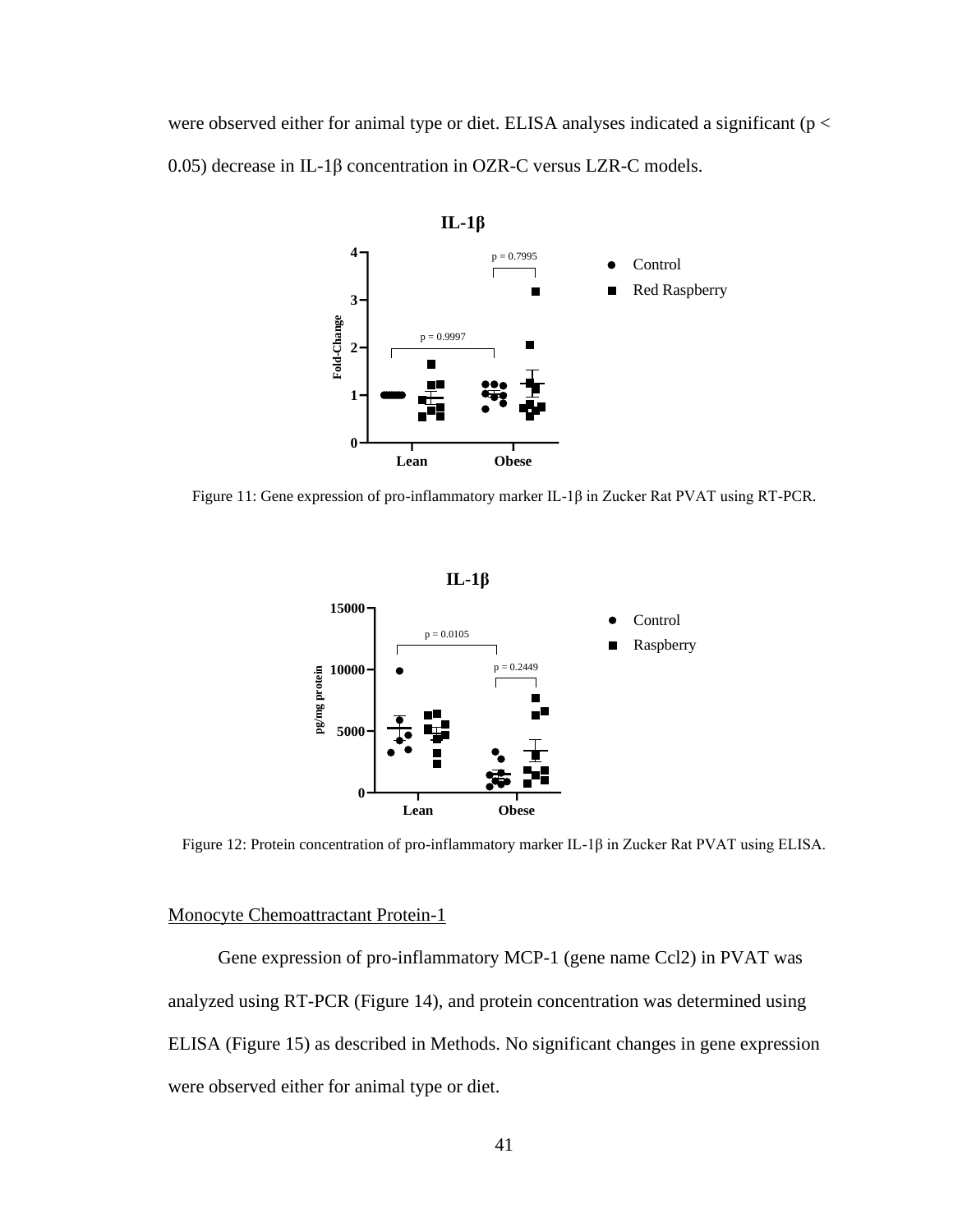were observed either for animal type or diet. ELISA analyses indicated a significant ($p < 0.05$) decrease in IL-1β concentration in OZR-C versus LZR-C models.

Figure 11: Gene expression of pro-inflammatory marker IL-1β in Zucker Rat PVAT using RT-PCR.

Figure 12: Protein concentration of pro-inflammatory marker IL-1β in Zucker Rat PVAT using ELISA.

## Monocyte Chemoattractant Protein-1

Gene expression of pro-inflammatory MCP-1 (gene name Ccl2) in PVAT was analyzed using RT-PCR (Figure 14), and protein concentration was determined using ELISA (Figure 15) as described in Methods. No significant changes in gene expression were observed either for animal type or diet.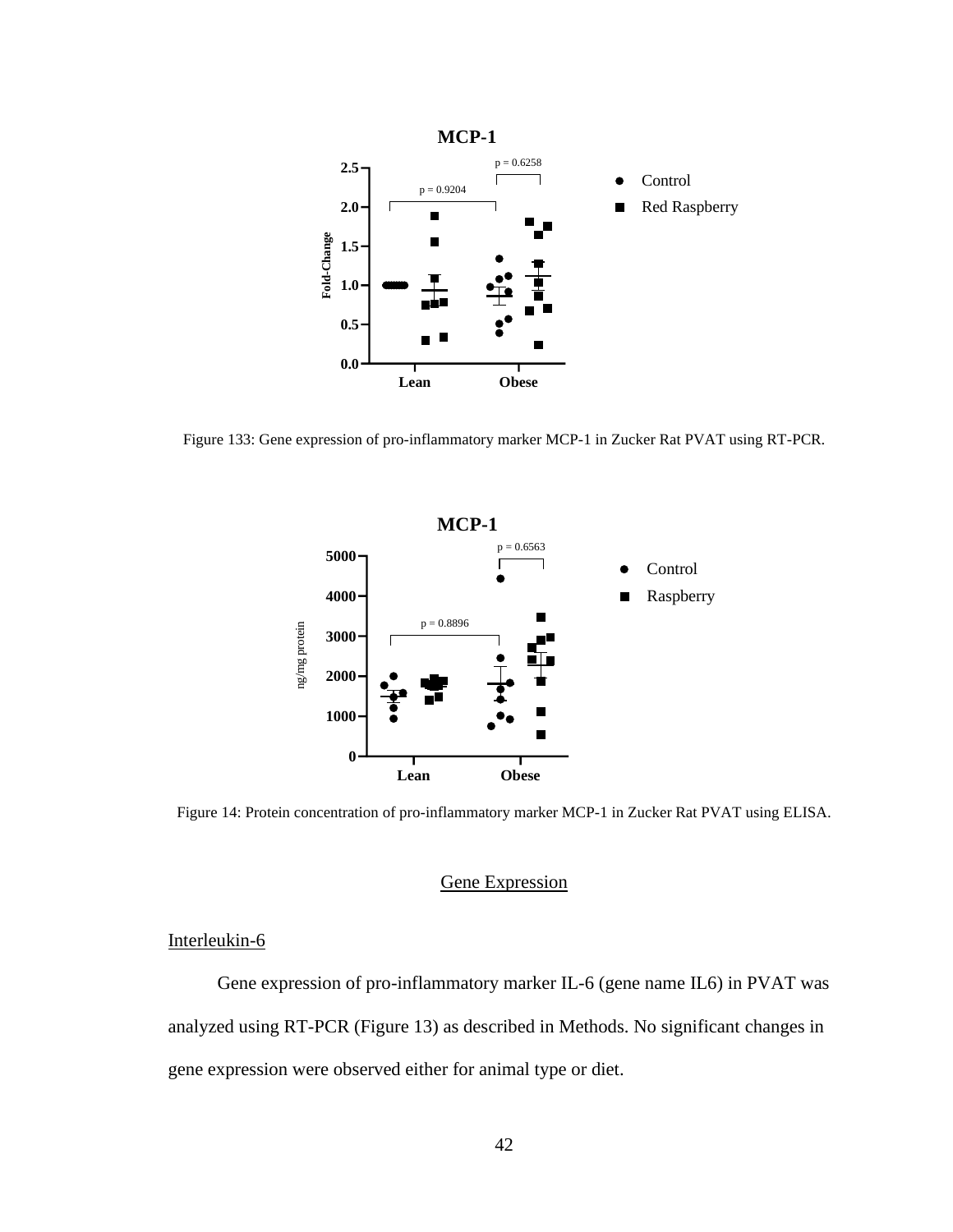Figure 133: Gene expression of pro-inflammatory marker MCP-1 in Zucker Rat PVAT using RT-PCR.

Figure 14: Protein concentration of pro-inflammatory marker MCP-1 in Zucker Rat PVAT using ELISA.

## Gene Expression

### Interleukin-6

Gene expression of pro-inflammatory marker IL-6 (gene name IL6) in PVAT was analyzed using RT-PCR (Figure 13) as described in Methods. No significant changes in gene expression were observed either for animal type or diet.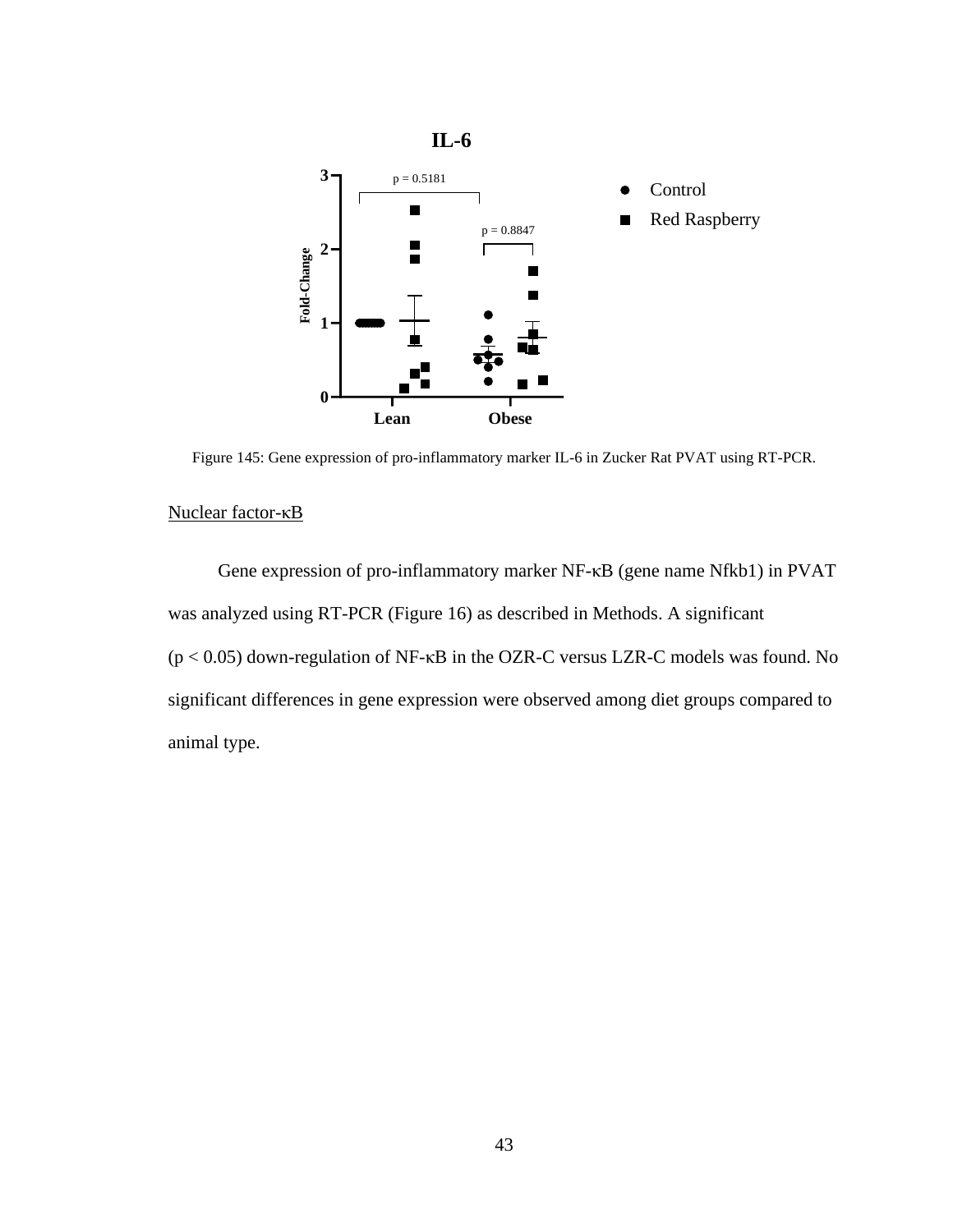Figure 145: Gene expression of pro-inflammatory marker IL-6 in Zucker Rat PVAT using RT-PCR.

Nuclear factor-κB

Gene expression of pro-inflammatory marker NF-κB (gene name Nfkb1) in PVAT was analyzed using RT-PCR (Figure 16) as described in Methods. A significant ($p < 0.05$) down-regulation of NF-κB in the OZR-C versus LZR-C models was found. No significant differences in gene expression were observed among diet groups compared to animal type.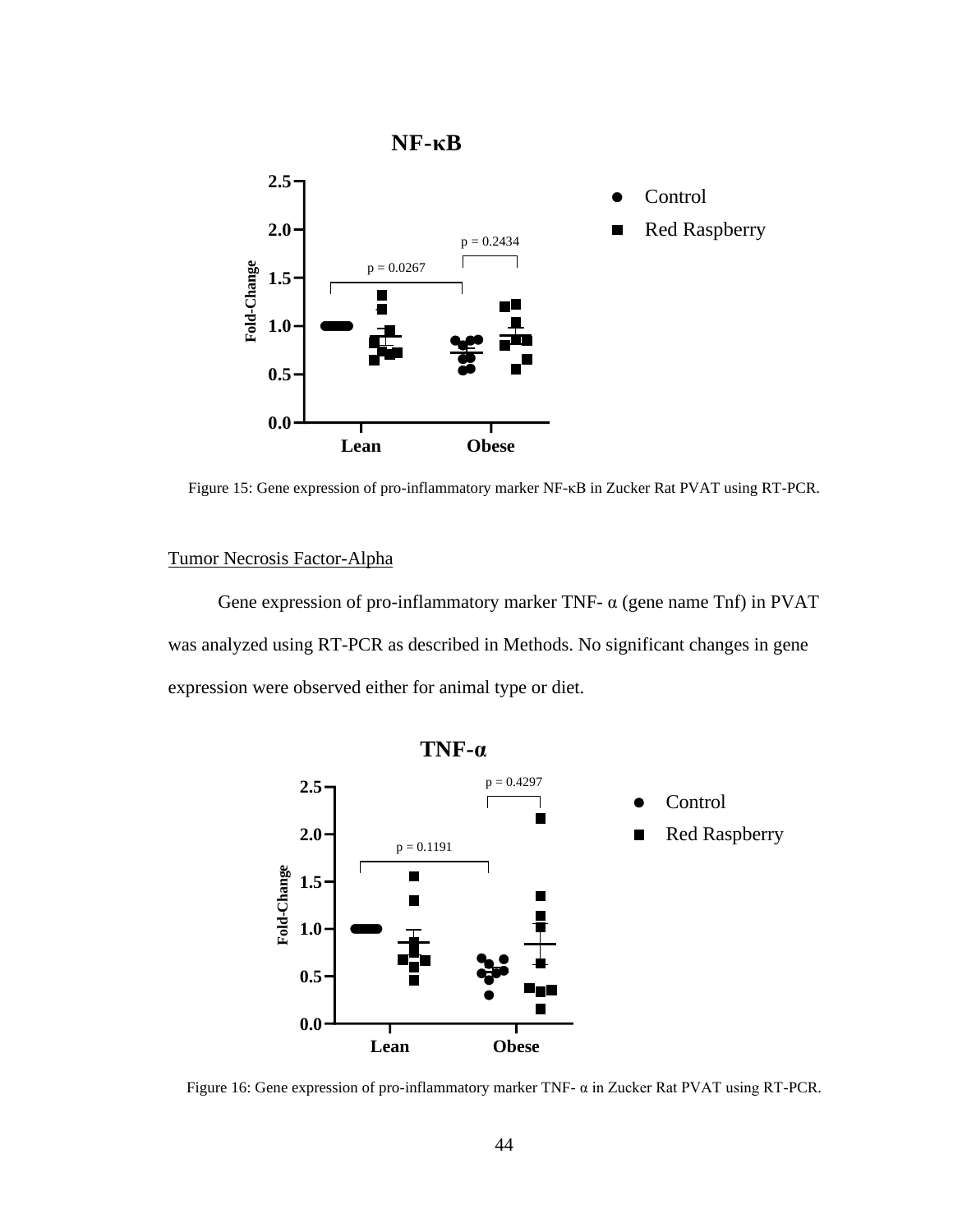Figure 15: Gene expression of pro-inflammatory marker NF-κB in Zucker Rat PVAT using RT-PCR.

Tumor Necrosis Factor-Alpha

Gene expression of pro-inflammatory marker TNF- α (gene name Tnf) in PVAT was analyzed using RT-PCR as described in Methods. No significant changes in gene expression were observed either for animal type or diet.

Figure 16: Gene expression of pro-inflammatory marker TNF- α in Zucker Rat PVAT using RT-PCR.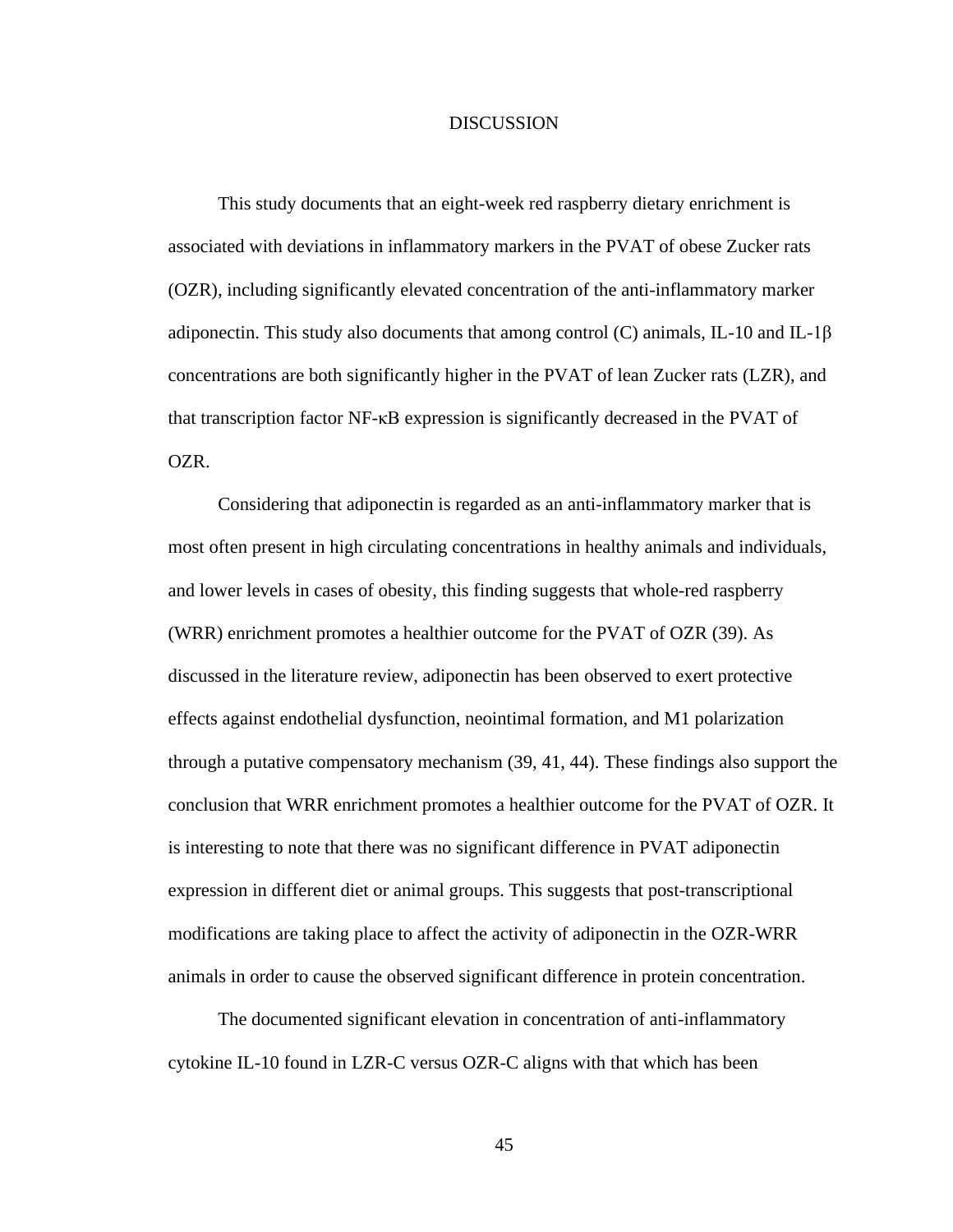# DISCUSSION

This study documents that an eight-week red raspberry dietary enrichment is associated with deviations in inflammatory markers in the PVAT of obese Zucker rats (OZR), including significantly elevated concentration of the anti-inflammatory marker adiponectin. This study also documents that among control (C) animals, IL-10 and IL-1β concentrations are both significantly higher in the PVAT of lean Zucker rats (LZR), and that transcription factor NF-κB expression is significantly decreased in the PVAT of OZR.

Considering that adiponectin is regarded as an anti-inflammatory marker that is most often present in high circulating concentrations in healthy animals and individuals, and lower levels in cases of obesity, this finding suggests that whole-red raspberry (WRR) enrichment promotes a healthier outcome for the PVAT of OZR (39). As discussed in the literature review, adiponectin has been observed to exert protective effects against endothelial dysfunction, neointimal formation, and M1 polarization through a putative compensatory mechanism (39, 41, 44). These findings also support the conclusion that WRR enrichment promotes a healthier outcome for the PVAT of OZR. It is interesting to note that there was no significant difference in PVAT adiponectin expression in different diet or animal groups. This suggests that post-transcriptional modifications are taking place to affect the activity of adiponectin in the OZR-WRR animals in order to cause the observed significant difference in protein concentration.

The documented significant elevation in concentration of anti-inflammatory cytokine IL-10 found in LZR-C versus OZR-C aligns with that which has been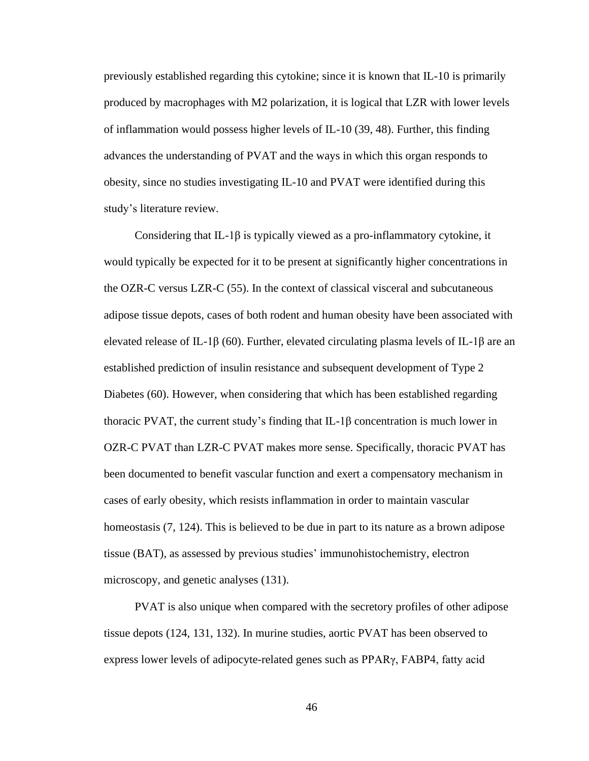previously established regarding this cytokine; since it is known that IL-10 is primarily produced by macrophages with M2 polarization, it is logical that LZR with lower levels of inflammation would possess higher levels of IL-10 (39, 48). Further, this finding advances the understanding of PVAT and the ways in which this organ responds to obesity, since no studies investigating IL-10 and PVAT were identified during this study's literature review.

Considering that IL-1β is typically viewed as a pro-inflammatory cytokine, it would typically be expected for it to be present at significantly higher concentrations in the OZR-C versus LZR-C (55). In the context of classical visceral and subcutaneous adipose tissue depots, cases of both rodent and human obesity have been associated with elevated release of IL-1β (60). Further, elevated circulating plasma levels of IL-1β are an established prediction of insulin resistance and subsequent development of Type 2 Diabetes (60). However, when considering that which has been established regarding thoracic PVAT, the current study's finding that IL-1β concentration is much lower in OZR-C PVAT than LZR-C PVAT makes more sense. Specifically, thoracic PVAT has been documented to benefit vascular function and exert a compensatory mechanism in cases of early obesity, which resists inflammation in order to maintain vascular homeostasis (7, 124). This is believed to be due in part to its nature as a brown adipose tissue (BAT), as assessed by previous studies' immunohistochemistry, electron microscopy, and genetic analyses (131).

PVAT is also unique when compared with the secretory profiles of other adipose tissue depots (124, 131, 132). In murine studies, aortic PVAT has been observed to express lower levels of adipocyte-related genes such as PPARγ, FABP4, fatty acid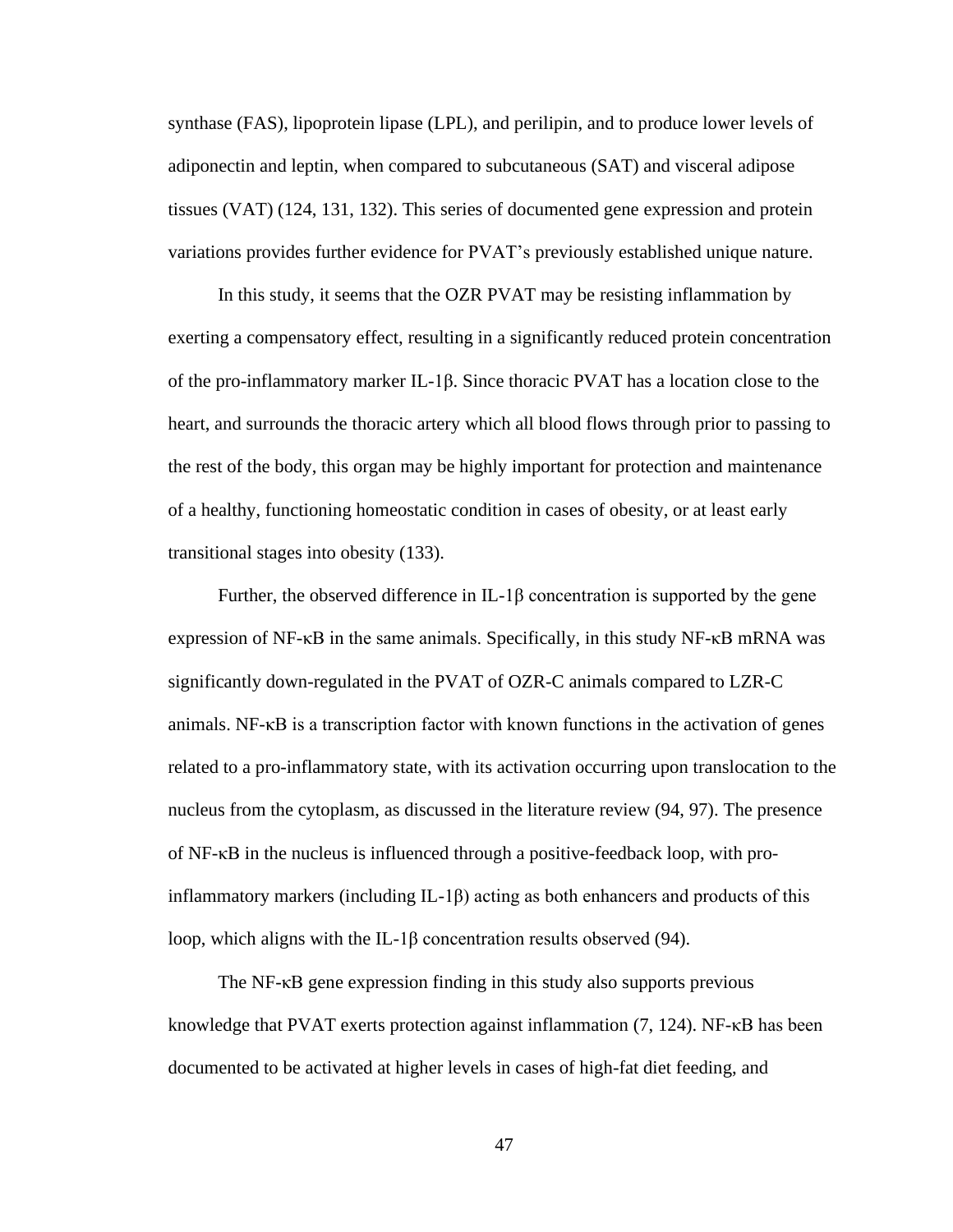synthase (FAS), lipoprotein lipase (LPL), and perilipin, and to produce lower levels of adiponectin and leptin, when compared to subcutaneous (SAT) and visceral adipose tissues (VAT) (124, 131, 132). This series of documented gene expression and protein variations provides further evidence for PVAT's previously established unique nature.

In this study, it seems that the OZR PVAT may be resisting inflammation by exerting a compensatory effect, resulting in a significantly reduced protein concentration of the pro-inflammatory marker IL-1β. Since thoracic PVAT has a location close to the heart, and surrounds the thoracic artery which all blood flows through prior to passing to the rest of the body, this organ may be highly important for protection and maintenance of a healthy, functioning homeostatic condition in cases of obesity, or at least early transitional stages into obesity (133).

Further, the observed difference in IL-1β concentration is supported by the gene expression of NF-κB in the same animals. Specifically, in this study NF-κB mRNA was significantly down-regulated in the PVAT of OZR-C animals compared to LZR-C animals. NF-κB is a transcription factor with known functions in the activation of genes related to a pro-inflammatory state, with its activation occurring upon translocation to the nucleus from the cytoplasm, as discussed in the literature review (94, 97). The presence of NF-κB in the nucleus is influenced through a positive-feedback loop, with pro-inflammatory markers (including IL-1β) acting as both enhancers and products of this loop, which aligns with the IL-1β concentration results observed (94).

The NF-κB gene expression finding in this study also supports previous knowledge that PVAT exerts protection against inflammation (7, 124). NF-κB has been documented to be activated at higher levels in cases of high-fat diet feeding, and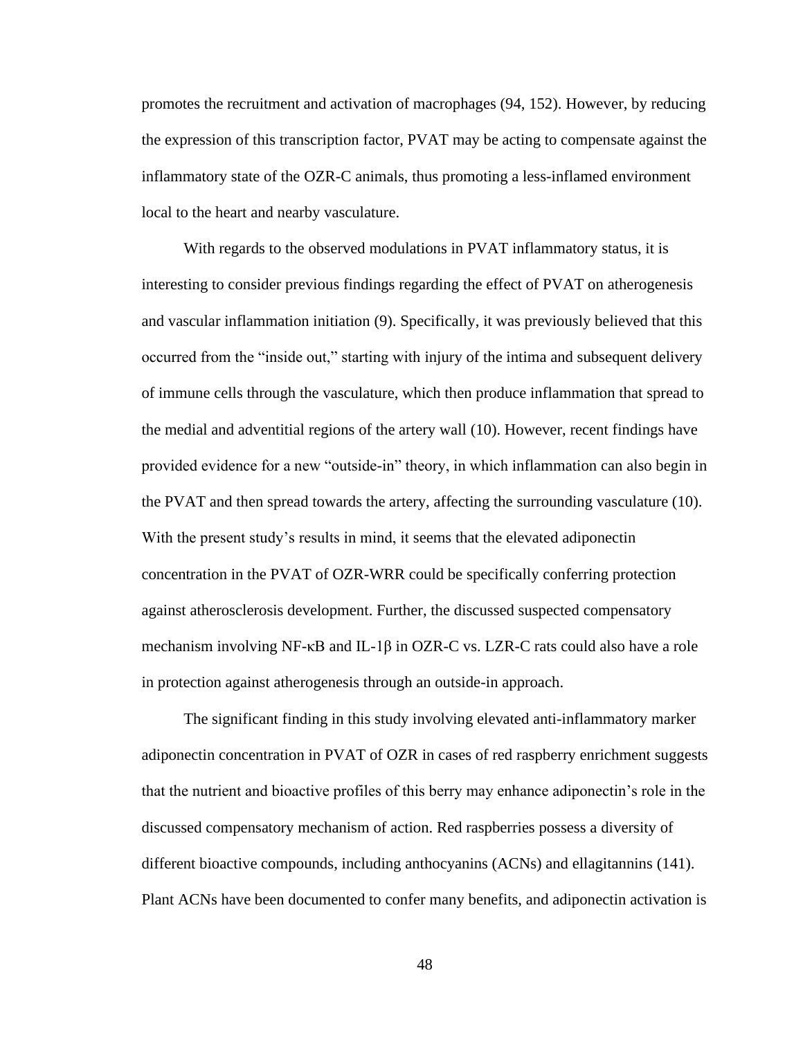promotes the recruitment and activation of macrophages (94, 152). However, by reducing the expression of this transcription factor, PVAT may be acting to compensate against the inflammatory state of the OZR-C animals, thus promoting a less-inflamed environment local to the heart and nearby vasculature.

With regards to the observed modulations in PVAT inflammatory status, it is interesting to consider previous findings regarding the effect of PVAT on atherogenesis and vascular inflammation initiation (9). Specifically, it was previously believed that this occurred from the "inside out," starting with injury of the intima and subsequent delivery of immune cells through the vasculature, which then produce inflammation that spread to the medial and adventitial regions of the artery wall (10). However, recent findings have provided evidence for a new "outside-in" theory, in which inflammation can also begin in the PVAT and then spread towards the artery, affecting the surrounding vasculature (10). With the present study's results in mind, it seems that the elevated adiponectin concentration in the PVAT of OZR-WRR could be specifically conferring protection against atherosclerosis development. Further, the discussed suspected compensatory mechanism involving NF-κB and IL-1β in OZR-C vs. LZR-C rats could also have a role in protection against atherogenesis through an outside-in approach.

The significant finding in this study involving elevated anti-inflammatory marker adiponectin concentration in PVAT of OZR in cases of red raspberry enrichment suggests that the nutrient and bioactive profiles of this berry may enhance adiponectin's role in the discussed compensatory mechanism of action. Red raspberries possess a diversity of different bioactive compounds, including anthocyanins (ACNs) and ellagitannins (141). Plant ACNs have been documented to confer many benefits, and adiponectin activation is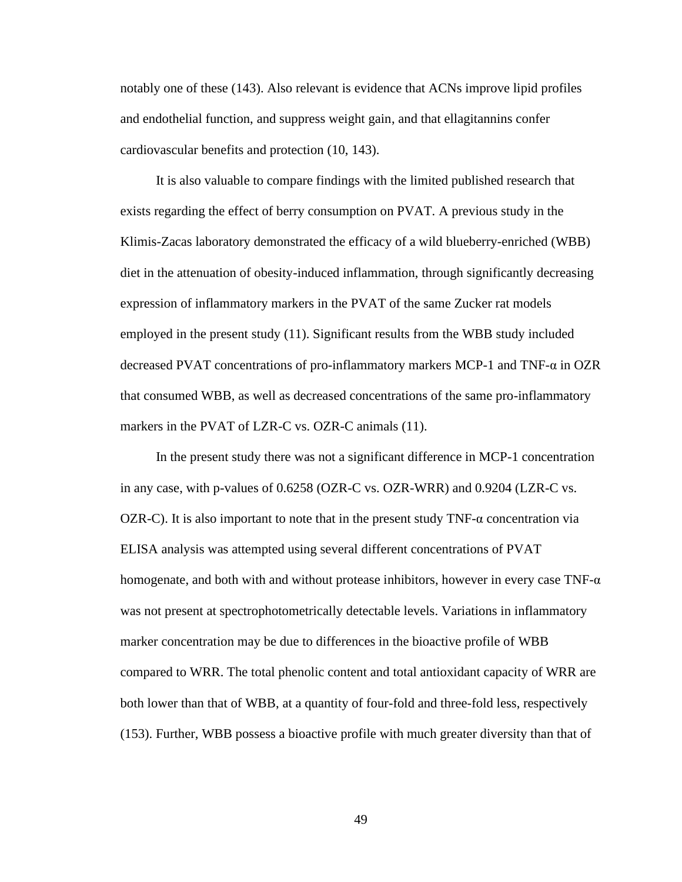notably one of these (143). Also relevant is evidence that ACNs improve lipid profiles and endothelial function, and suppress weight gain, and that ellagitannins confer cardiovascular benefits and protection (10, 143).

It is also valuable to compare findings with the limited published research that exists regarding the effect of berry consumption on PVAT. A previous study in the Klimis-Zacas laboratory demonstrated the efficacy of a wild blueberry-enriched (WBB) diet in the attenuation of obesity-induced inflammation, through significantly decreasing expression of inflammatory markers in the PVAT of the same Zucker rat models employed in the present study (11). Significant results from the WBB study included decreased PVAT concentrations of pro-inflammatory markers MCP-1 and TNF-α in OZR that consumed WBB, as well as decreased concentrations of the same pro-inflammatory markers in the PVAT of LZR-C vs. OZR-C animals (11).

In the present study there was not a significant difference in MCP-1 concentration in any case, with p-values of 0.6258 (OZR-C vs. OZR-WRR) and 0.9204 (LZR-C vs. OZR-C). It is also important to note that in the present study TNF-α concentration via ELISA analysis was attempted using several different concentrations of PVAT homogenate, and both with and without protease inhibitors, however in every case TNF-α was not present at spectrophotometrically detectable levels. Variations in inflammatory marker concentration may be due to differences in the bioactive profile of WBB compared to WRR. The total phenolic content and total antioxidant capacity of WRR are both lower than that of WBB, at a quantity of four-fold and three-fold less, respectively (153). Further, WBB possess a bioactive profile with much greater diversity than that of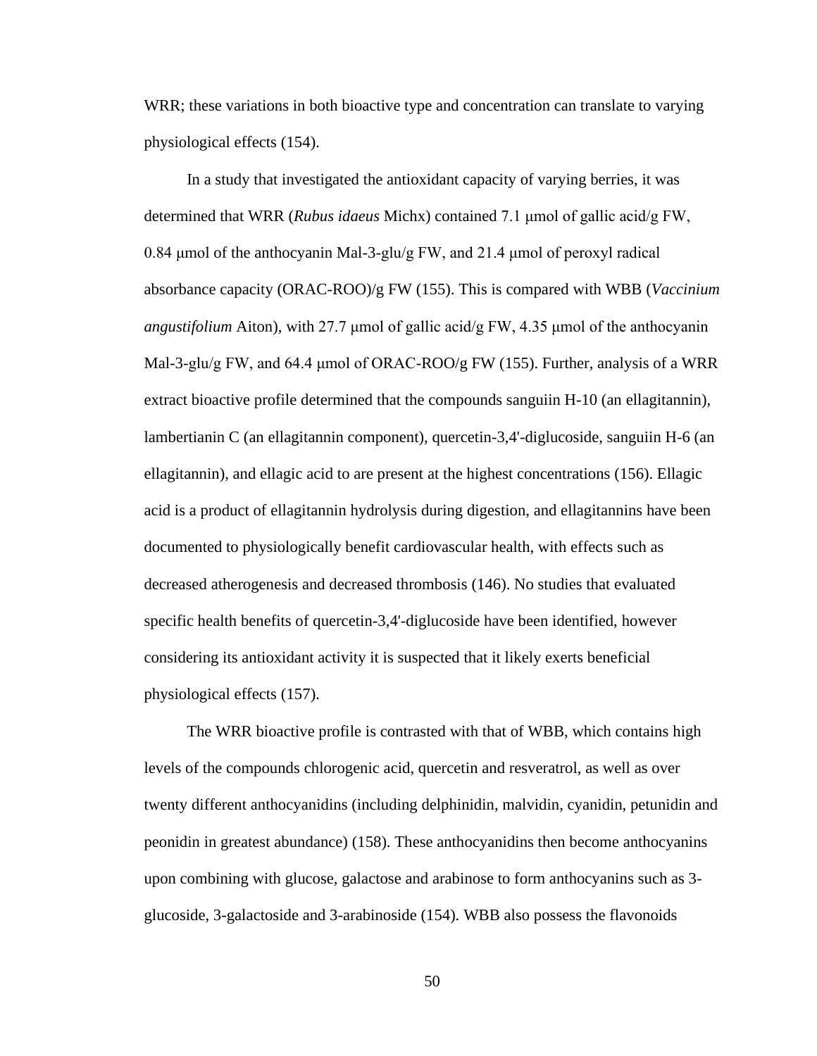WRR; these variations in both bioactive type and concentration can translate to varying physiological effects (154).

In a study that investigated the antioxidant capacity of varying berries, it was determined that WRR (*Rubus idaeus* Michx) contained 7.1 μmol of gallic acid/g FW, 0.84 μmol of the anthocyanin Mal-3-glu/g FW, and 21.4 μmol of peroxyl radical absorbance capacity (ORAC-ROO)/g FW (155). This is compared with WBB (*Vaccinium angustifolium* Aiton), with 27.7 μmol of gallic acid/g FW, 4.35 μmol of the anthocyanin Mal-3-glu/g FW, and 64.4 μmol of ORAC-ROO/g FW (155). Further, analysis of a WRR extract bioactive profile determined that the compounds sanguiin H-10 (an ellagitannin), lambertianin C (an ellagitannin component), quercetin-3,4'-diglucoside, sanguiin H-6 (an ellagitannin), and ellagic acid to are present at the highest concentrations (156). Ellagic acid is a product of ellagitannin hydrolysis during digestion, and ellagitannins have been documented to physiologically benefit cardiovascular health, with effects such as decreased atherogenesis and decreased thrombosis (146). No studies that evaluated specific health benefits of quercetin-3,4'-diglucoside have been identified, however considering its antioxidant activity it is suspected that it likely exerts beneficial physiological effects (157).

The WRR bioactive profile is contrasted with that of WBB, which contains high levels of the compounds chlorogenic acid, quercetin and resveratrol, as well as over twenty different anthocyanidins (including delphinidin, malvidin, cyanidin, petunidin and peonidin in greatest abundance) (158). These anthocyanidins then become anthocyanins upon combining with glucose, galactose and arabinose to form anthocyanins such as 3-glucoside, 3-galactoside and 3-arabinoside (154). WBB also possess the flavonoids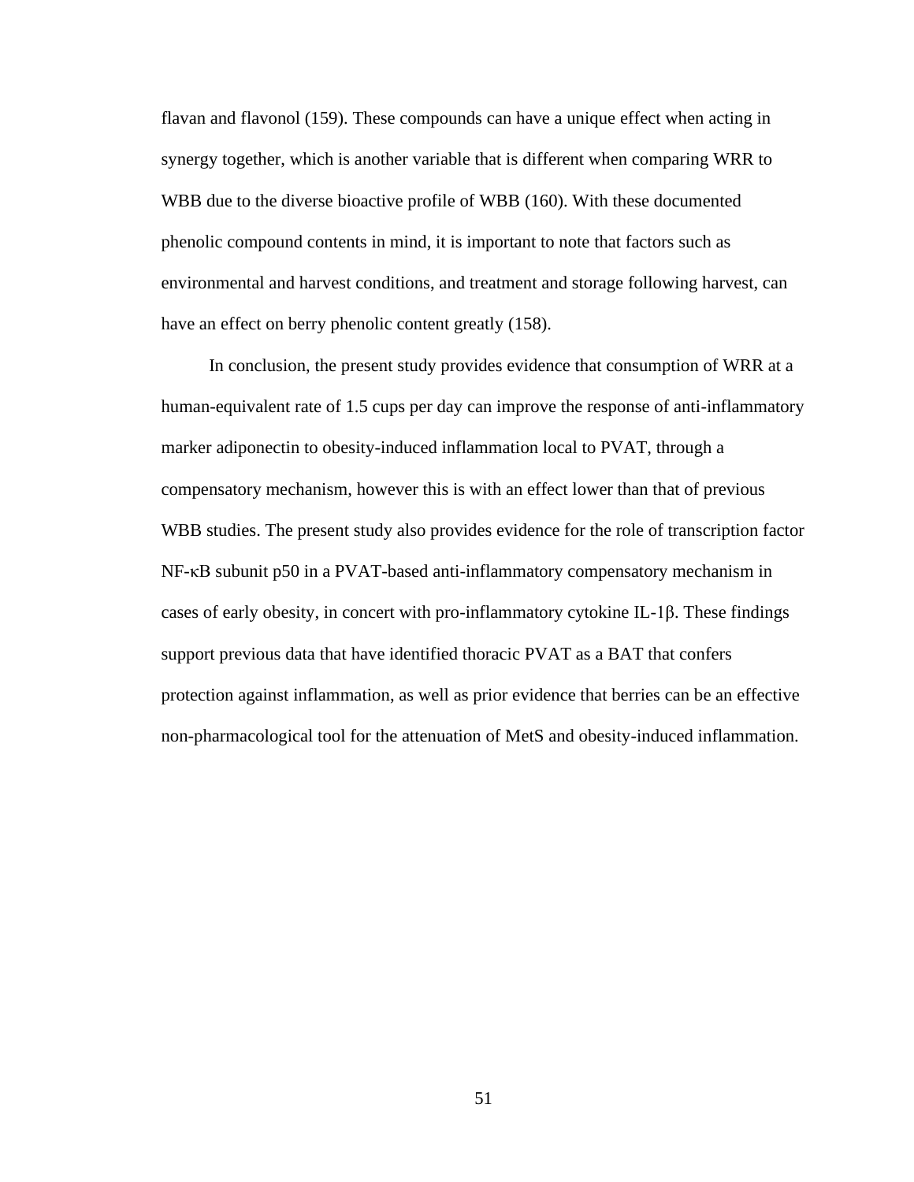flavan and flavonol (159). These compounds can have a unique effect when acting in synergy together, which is another variable that is different when comparing WRR to WBB due to the diverse bioactive profile of WBB (160). With these documented phenolic compound contents in mind, it is important to note that factors such as environmental and harvest conditions, and treatment and storage following harvest, can have an effect on berry phenolic content greatly (158).

In conclusion, the present study provides evidence that consumption of WRR at a human-equivalent rate of 1.5 cups per day can improve the response of anti-inflammatory marker adiponectin to obesity-induced inflammation local to PVAT, through a compensatory mechanism, however this is with an effect lower than that of previous WBB studies. The present study also provides evidence for the role of transcription factor NF-κB subunit p50 in a PVAT-based anti-inflammatory compensatory mechanism in cases of early obesity, in concert with pro-inflammatory cytokine IL-1β. These findings support previous data that have identified thoracic PVAT as a BAT that confers protection against inflammation, as well as prior evidence that berries can be an effective non-pharmacological tool for the attenuation of MetS and obesity-induced inflammation.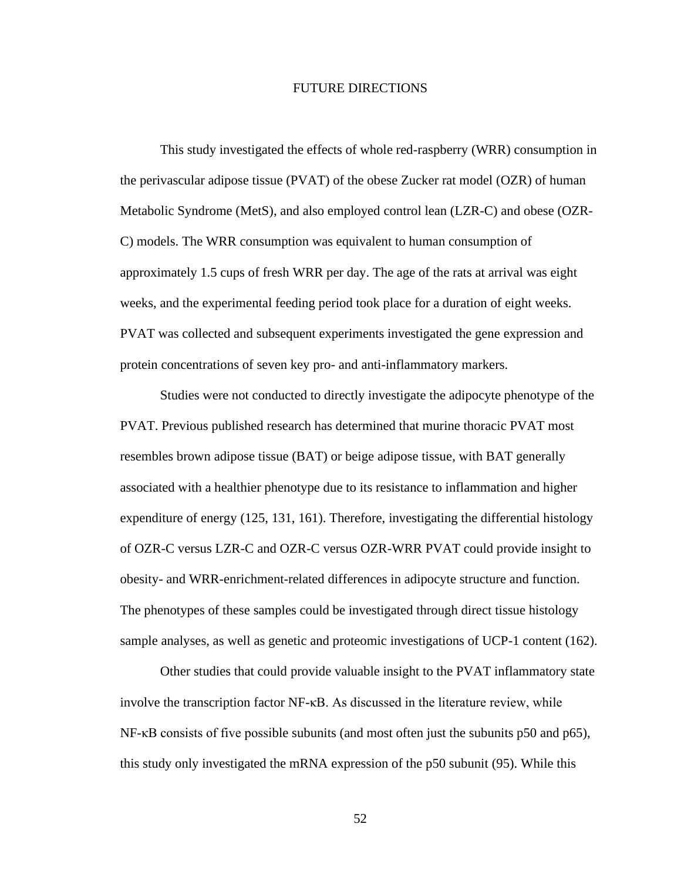# FUTURE DIRECTIONS

This study investigated the effects of whole red-raspberry (WRR) consumption in the perivascular adipose tissue (PVAT) of the obese Zucker rat model (OZR) of human Metabolic Syndrome (MetS), and also employed control lean (LZR-C) and obese (OZR-C) models. The WRR consumption was equivalent to human consumption of approximately 1.5 cups of fresh WRR per day. The age of the rats at arrival was eight weeks, and the experimental feeding period took place for a duration of eight weeks. PVAT was collected and subsequent experiments investigated the gene expression and protein concentrations of seven key pro- and anti-inflammatory markers.

Studies were not conducted to directly investigate the adipocyte phenotype of the PVAT. Previous published research has determined that murine thoracic PVAT most resembles brown adipose tissue (BAT) or beige adipose tissue, with BAT generally associated with a healthier phenotype due to its resistance to inflammation and higher expenditure of energy (125, 131, 161). Therefore, investigating the differential histology of OZR-C versus LZR-C and OZR-C versus OZR-WRR PVAT could provide insight to obesity- and WRR-enrichment-related differences in adipocyte structure and function. The phenotypes of these samples could be investigated through direct tissue histology sample analyses, as well as genetic and proteomic investigations of UCP-1 content (162).

Other studies that could provide valuable insight to the PVAT inflammatory state involve the transcription factor NF-κB. As discussed in the literature review, while NF-κB consists of five possible subunits (and most often just the subunits p50 and p65), this study only investigated the mRNA expression of the p50 subunit (95). While this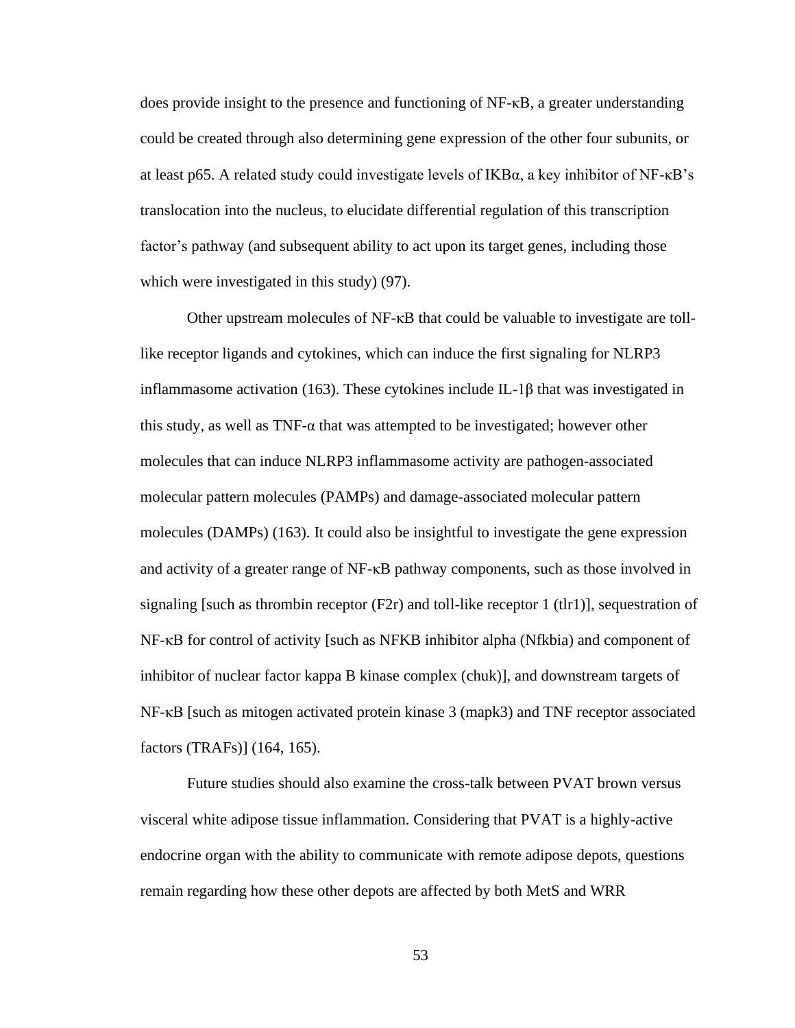does provide insight to the presence and functioning of NF-κB, a greater understanding could be created through also determining gene expression of the other four subunits, or at least p65. A related study could investigate levels of IKBα, a key inhibitor of NF-κB's translocation into the nucleus, to elucidate differential regulation of this transcription factor's pathway (and subsequent ability to act upon its target genes, including those which were investigated in this study) (97).

Other upstream molecules of NF-κB that could be valuable to investigate are toll-like receptor ligands and cytokines, which can induce the first signaling for NLRP3 inflammasome activation (163). These cytokines include IL-1β that was investigated in this study, as well as TNF-α that was attempted to be investigated; however other molecules that can induce NLRP3 inflammasome activity are pathogen-associated molecular pattern molecules (PAMPs) and damage-associated molecular pattern molecules (DAMPs) (163). It could also be insightful to investigate the gene expression and activity of a greater range of NF-κB pathway components, such as those involved in signaling [such as thrombin receptor (F2r) and toll-like receptor 1 (tlr1)], sequestration of NF-κB for control of activity [such as NFKB inhibitor alpha (Nfkbia) and component of inhibitor of nuclear factor kappa B kinase complex (chuk)], and downstream targets of NF-κB [such as mitogen activated protein kinase 3 (mapk3) and TNF receptor associated factors (TRAFs)] (164, 165).

Future studies should also examine the cross-talk between PVAT brown versus visceral white adipose tissue inflammation. Considering that PVAT is a highly-active endocrine organ with the ability to communicate with remote adipose depots, questions remain regarding how these other depots are affected by both MetS and WRR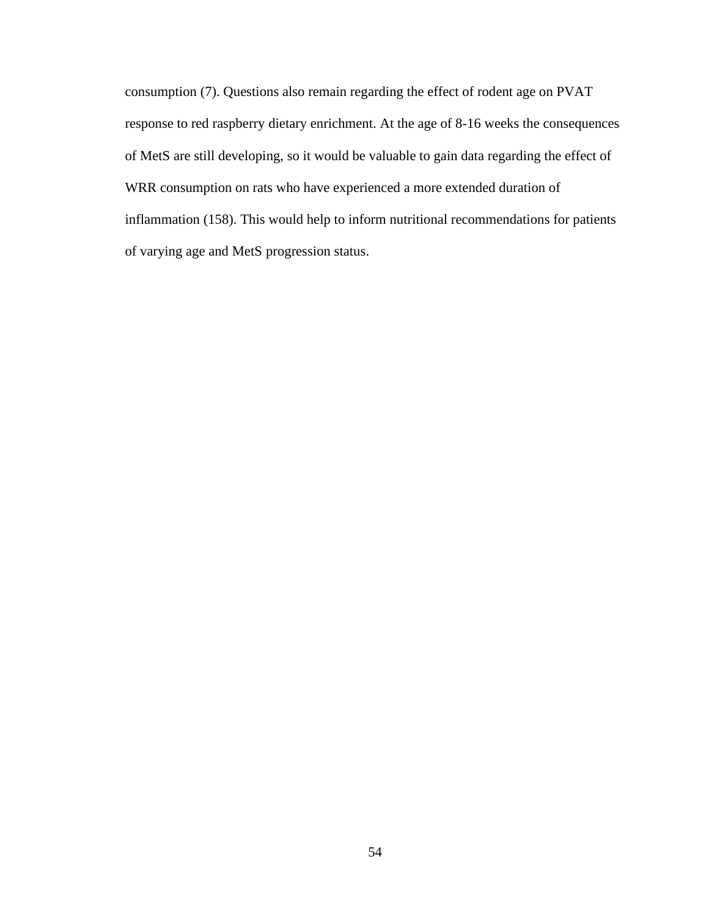consumption (7). Questions also remain regarding the effect of rodent age on PVAT response to red raspberry dietary enrichment. At the age of 8-16 weeks the consequences of MetS are still developing, so it would be valuable to gain data regarding the effect of WRR consumption on rats who have experienced a more extended duration of inflammation (158). This would help to inform nutritional recommendations for patients of varying age and MetS progression status.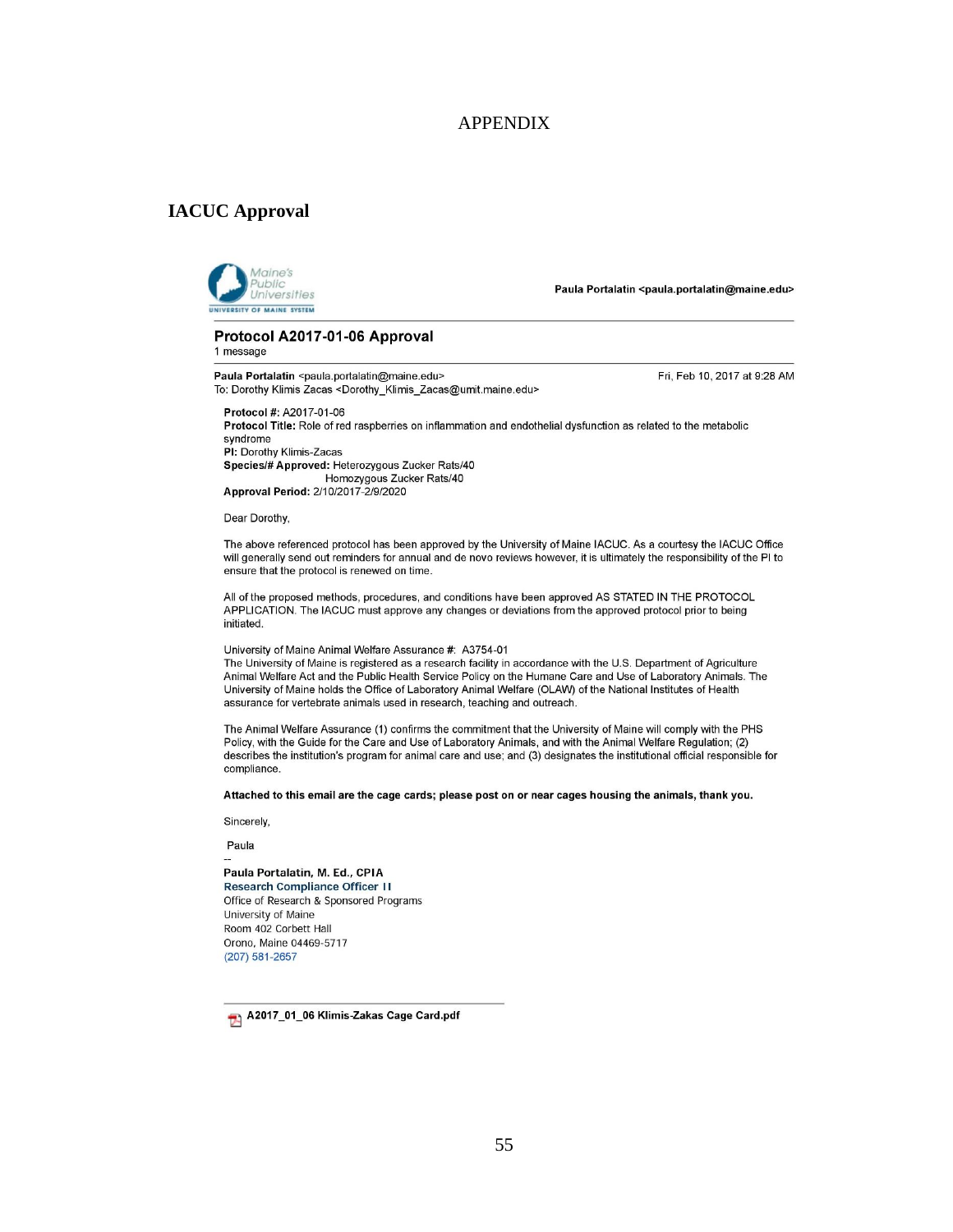# APPENDIX

## IACUC Approval

Maine's Public Universities
UNIVERSITY OF MAINE SYSTEM

Paula Portalatin <paula.portalatin@maine.edu>

**Protocol A2017-01-06 Approval**
1 message

**Paula Portalatin** <paula.portalatin@maine.edu>    Fri, Feb 10, 2017 at 9:28 AM
To: Dorothy Klimis Zacas <Dorothy_Klimis_Zacas@umit.maine.edu>

**Protocol #:** A2017-01-06
**Protocol Title:** Role of red raspberries on inflammation and endothelial dysfunction as related to the metabolic syndrome
**PI:** Dorothy Klimis-Zacas
**Species/# Approved:** Heterozygous Zucker Rats/40
Homozygous Zucker Rats/40
**Approval Period:** 2/10/2017-2/9/2020

Dear Dorothy,

The above referenced protocol has been approved by the University of Maine IACUC. As a courtesy the IACUC Office will generally send out reminders for annual and de novo reviews however, it is ultimately the responsibility of the PI to ensure that the protocol is renewed on time.

All of the proposed methods, procedures, and conditions have been approved AS STATED IN THE PROTOCOL APPLICATION. The IACUC must approve any changes or deviations from the approved protocol prior to being initiated.

University of Maine Animal Welfare Assurance #: A3754-01
The University of Maine is registered as a research facility in accordance with the U.S. Department of Agriculture Animal Welfare Act and the Public Health Service Policy on the Humane Care and Use of Laboratory Animals. The University of Maine holds the Office of Laboratory Animal Welfare (OLAW) of the National Institutes of Health assurance for vertebrate animals used in research, teaching and outreach.

The Animal Welfare Assurance (1) confirms the commitment that the University of Maine will comply with the PHS Policy, with the Guide for the Care and Use of Laboratory Animals, and with the Animal Welfare Regulation; (2) describes the institution's program for animal care and use; and (3) designates the institutional official responsible for compliance.

**Attached to this email are the cage cards; please post on or near cages housing the animals, thank you.**

Sincerely,

Paula

--
**Paula Portalatin, M. Ed., CPIA**
Research Compliance Officer II
Office of Research & Sponsored Programs
University of Maine
Room 402 Corbett Hall
Orono, Maine 04469-5717
(207) 581-2657

A2017_01_06 Klimis-Zakas Cage Card.pdf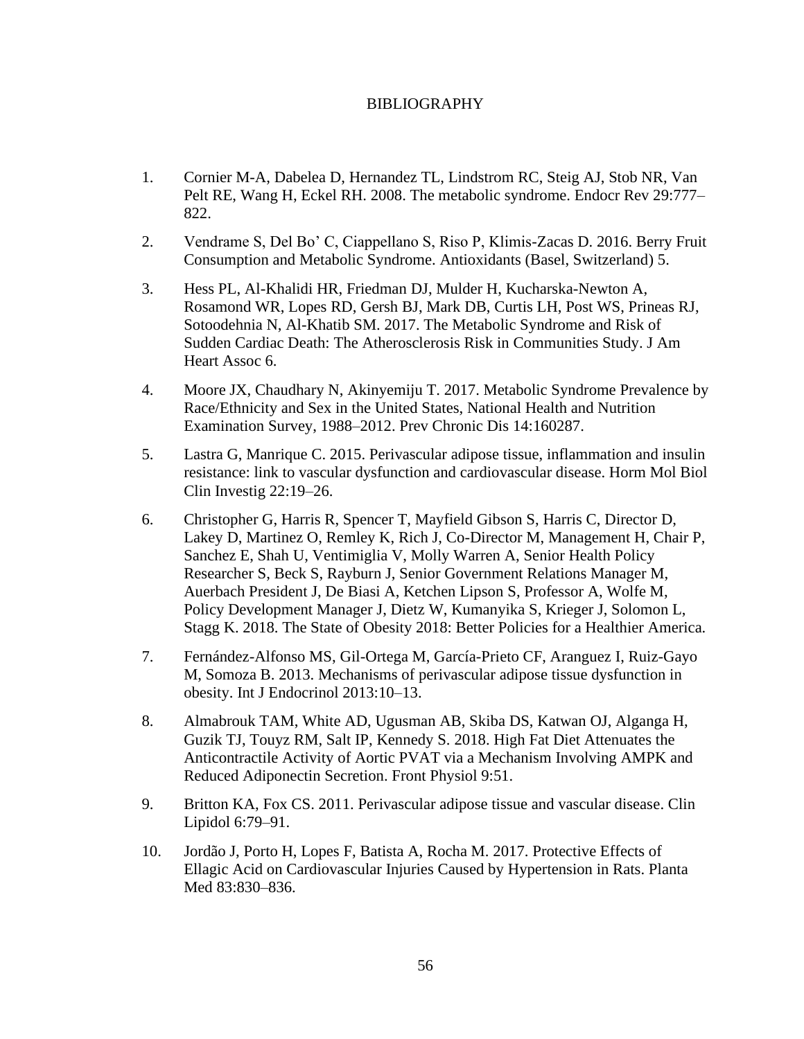# BIBLIOGRAPHY

1. Cornier M-A, Dabelea D, Hernandez TL, Lindstrom RC, Steig AJ, Stob NR, Van Pelt RE, Wang H, Eckel RH. 2008. The metabolic syndrome. Endocr Rev 29:777–822.

2. Vendrame S, Del Bo' C, Ciappellano S, Riso P, Klimis-Zacas D. 2016. Berry Fruit Consumption and Metabolic Syndrome. Antioxidants (Basel, Switzerland) 5.

3. Hess PL, Al-Khalidi HR, Friedman DJ, Mulder H, Kucharska-Newton A, Rosamond WR, Lopes RD, Gersh BJ, Mark DB, Curtis LH, Post WS, Prineas RJ, Sotoodehnia N, Al-Khatib SM. 2017. The Metabolic Syndrome and Risk of Sudden Cardiac Death: The Atherosclerosis Risk in Communities Study. J Am Heart Assoc 6.

4. Moore JX, Chaudhary N, Akinyemiju T. 2017. Metabolic Syndrome Prevalence by Race/Ethnicity and Sex in the United States, National Health and Nutrition Examination Survey, 1988–2012. Prev Chronic Dis 14:160287.

5. Lastra G, Manrique C. 2015. Perivascular adipose tissue, inflammation and insulin resistance: link to vascular dysfunction and cardiovascular disease. Horm Mol Biol Clin Investig 22:19–26.

6. Christopher G, Harris R, Spencer T, Mayfield Gibson S, Harris C, Director D, Lakey D, Martinez O, Remley K, Rich J, Co-Director M, Management H, Chair P, Sanchez E, Shah U, Ventimiglia V, Molly Warren A, Senior Health Policy Researcher S, Beck S, Rayburn J, Senior Government Relations Manager M, Auerbach President J, De Biasi A, Ketchen Lipson S, Professor A, Wolfe M, Policy Development Manager J, Dietz W, Kumanyika S, Krieger J, Solomon L, Stagg K. 2018. The State of Obesity 2018: Better Policies for a Healthier America.

7. Fernández-Alfonso MS, Gil-Ortega M, García-Prieto CF, Aranguez I, Ruiz-Gayo M, Somoza B. 2013. Mechanisms of perivascular adipose tissue dysfunction in obesity. Int J Endocrinol 2013:10–13.

8. Almabrouk TAM, White AD, Ugusman AB, Skiba DS, Katwan OJ, Alganga H, Guzik TJ, Touyz RM, Salt IP, Kennedy S. 2018. High Fat Diet Attenuates the Anticontractile Activity of Aortic PVAT via a Mechanism Involving AMPK and Reduced Adiponectin Secretion. Front Physiol 9:51.

9. Britton KA, Fox CS. 2011. Perivascular adipose tissue and vascular disease. Clin Lipidol 6:79–91.

10. Jordão J, Porto H, Lopes F, Batista A, Rocha M. 2017. Protective Effects of Ellagic Acid on Cardiovascular Injuries Caused by Hypertension in Rats. Planta Med 83:830–836.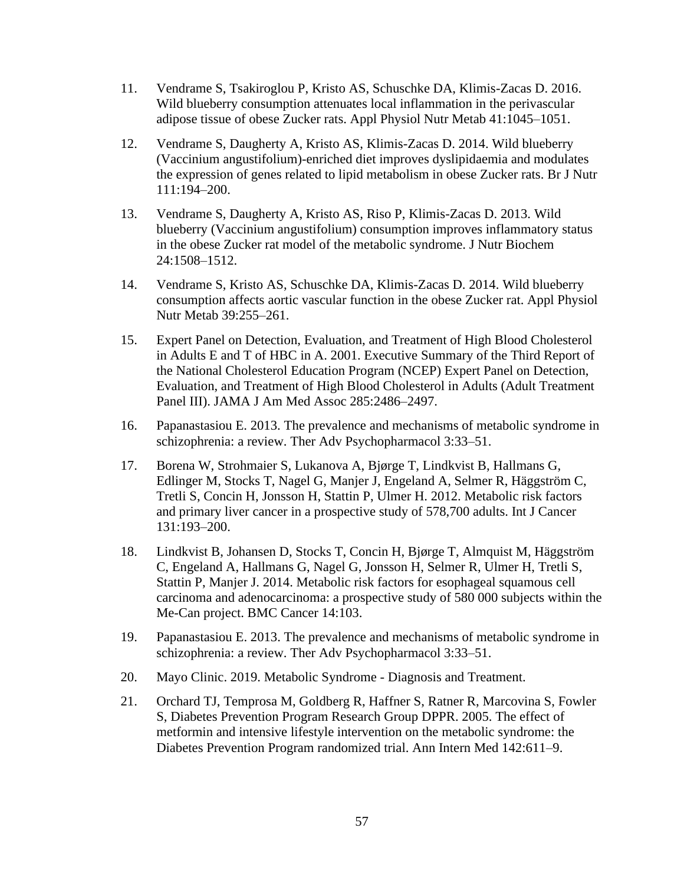11. Vendrame S, Tsakiroglou P, Kristo AS, Schuschke DA, Klimis-Zacas D. 2016. Wild blueberry consumption attenuates local inflammation in the perivascular adipose tissue of obese Zucker rats. Appl Physiol Nutr Metab 41:1045–1051.

12. Vendrame S, Daugherty A, Kristo AS, Klimis-Zacas D. 2014. Wild blueberry (Vaccinium angustifolium)-enriched diet improves dyslipidaemia and modulates the expression of genes related to lipid metabolism in obese Zucker rats. Br J Nutr 111:194–200.

13. Vendrame S, Daugherty A, Kristo AS, Riso P, Klimis-Zacas D. 2013. Wild blueberry (Vaccinium angustifolium) consumption improves inflammatory status in the obese Zucker rat model of the metabolic syndrome. J Nutr Biochem 24:1508–1512.

14. Vendrame S, Kristo AS, Schuschke DA, Klimis-Zacas D. 2014. Wild blueberry consumption affects aortic vascular function in the obese Zucker rat. Appl Physiol Nutr Metab 39:255–261.

15. Expert Panel on Detection, Evaluation, and Treatment of High Blood Cholesterol in Adults E and T of HBC in A. 2001. Executive Summary of the Third Report of the National Cholesterol Education Program (NCEP) Expert Panel on Detection, Evaluation, and Treatment of High Blood Cholesterol in Adults (Adult Treatment Panel III). JAMA J Am Med Assoc 285:2486–2497.

16. Papanastasiou E. 2013. The prevalence and mechanisms of metabolic syndrome in schizophrenia: a review. Ther Adv Psychopharmacol 3:33–51.

17. Borena W, Strohmaier S, Lukanova A, Bjørge T, Lindkvist B, Hallmans G, Edlinger M, Stocks T, Nagel G, Manjer J, Engeland A, Selmer R, Häggström C, Tretli S, Concin H, Jonsson H, Stattin P, Ulmer H. 2012. Metabolic risk factors and primary liver cancer in a prospective study of 578,700 adults. Int J Cancer 131:193–200.

18. Lindkvist B, Johansen D, Stocks T, Concin H, Bjørge T, Almquist M, Häggström C, Engeland A, Hallmans G, Nagel G, Jonsson H, Selmer R, Ulmer H, Tretli S, Stattin P, Manjer J. 2014. Metabolic risk factors for esophageal squamous cell carcinoma and adenocarcinoma: a prospective study of 580 000 subjects within the Me-Can project. BMC Cancer 14:103.

19. Papanastasiou E. 2013. The prevalence and mechanisms of metabolic syndrome in schizophrenia: a review. Ther Adv Psychopharmacol 3:33–51.

20. Mayo Clinic. 2019. Metabolic Syndrome - Diagnosis and Treatment.

21. Orchard TJ, Temprosa M, Goldberg R, Haffner S, Ratner R, Marcovina S, Fowler S, Diabetes Prevention Program Research Group DPPR. 2005. The effect of metformin and intensive lifestyle intervention on the metabolic syndrome: the Diabetes Prevention Program randomized trial. Ann Intern Med 142:611–9.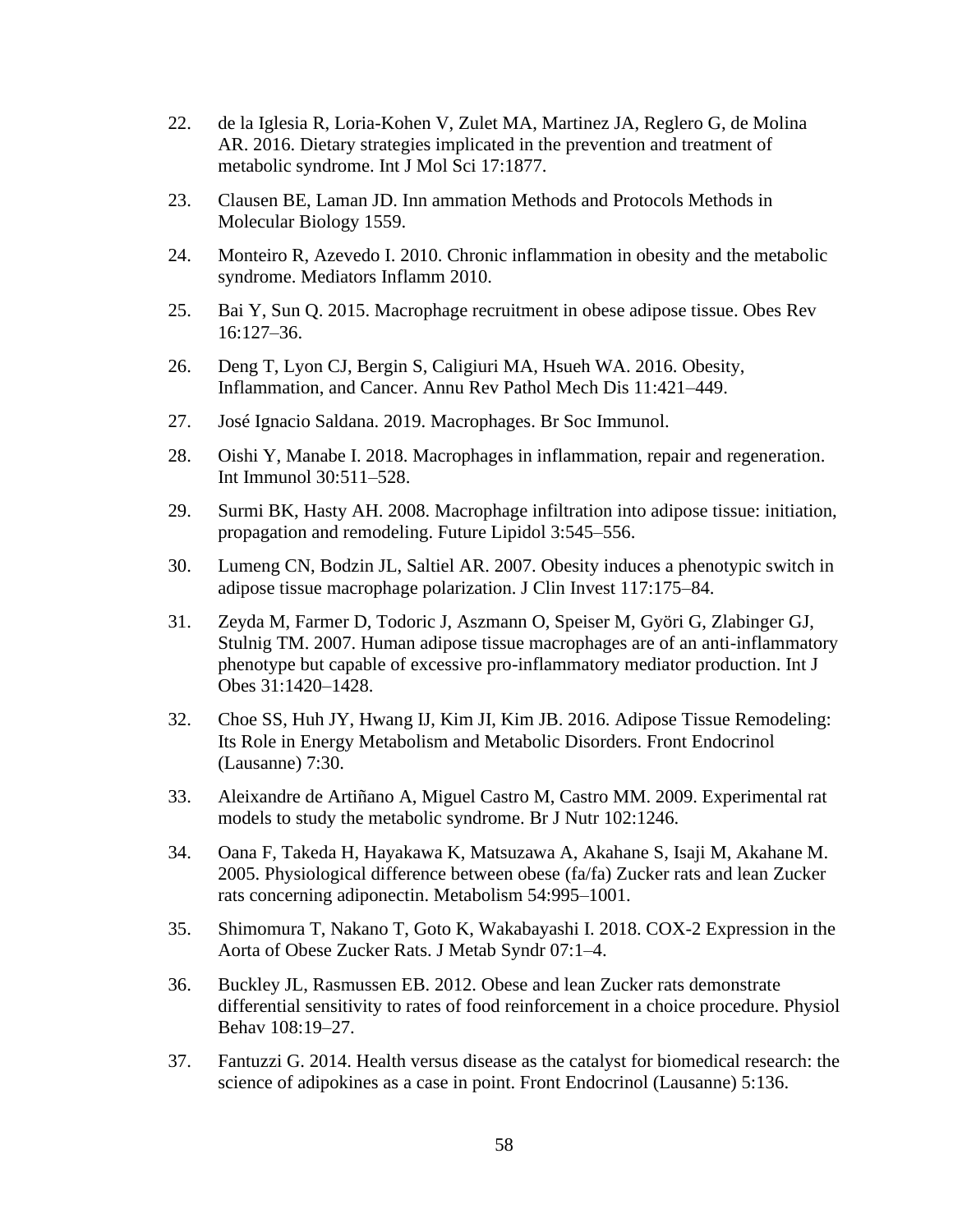22. de la Iglesia R, Loria-Kohen V, Zulet MA, Martinez JA, Reglero G, de Molina AR. 2016. Dietary strategies implicated in the prevention and treatment of metabolic syndrome. Int J Mol Sci 17:1877.

23. Clausen BE, Laman JD. Inn ammation Methods and Protocols Methods in Molecular Biology 1559.

24. Monteiro R, Azevedo I. 2010. Chronic inflammation in obesity and the metabolic syndrome. Mediators Inflamm 2010.

25. Bai Y, Sun Q. 2015. Macrophage recruitment in obese adipose tissue. Obes Rev 16:127–36.

26. Deng T, Lyon CJ, Bergin S, Caligiuri MA, Hsueh WA. 2016. Obesity, Inflammation, and Cancer. Annu Rev Pathol Mech Dis 11:421–449.

27. José Ignacio Saldana. 2019. Macrophages. Br Soc Immunol.

28. Oishi Y, Manabe I. 2018. Macrophages in inflammation, repair and regeneration. Int Immunol 30:511–528.

29. Surmi BK, Hasty AH. 2008. Macrophage infiltration into adipose tissue: initiation, propagation and remodeling. Future Lipidol 3:545–556.

30. Lumeng CN, Bodzin JL, Saltiel AR. 2007. Obesity induces a phenotypic switch in adipose tissue macrophage polarization. J Clin Invest 117:175–84.

31. Zeyda M, Farmer D, Todoric J, Aszmann O, Speiser M, Györi G, Zlabinger GJ, Stulnig TM. 2007. Human adipose tissue macrophages are of an anti-inflammatory phenotype but capable of excessive pro-inflammatory mediator production. Int J Obes 31:1420–1428.

32. Choe SS, Huh JY, Hwang IJ, Kim JI, Kim JB. 2016. Adipose Tissue Remodeling: Its Role in Energy Metabolism and Metabolic Disorders. Front Endocrinol (Lausanne) 7:30.

33. Aleixandre de Artiñano A, Miguel Castro M, Castro MM. 2009. Experimental rat models to study the metabolic syndrome. Br J Nutr 102:1246.

34. Oana F, Takeda H, Hayakawa K, Matsuzawa A, Akahane S, Isaji M, Akahane M. 2005. Physiological difference between obese (fa/fa) Zucker rats and lean Zucker rats concerning adiponectin. Metabolism 54:995–1001.

35. Shimomura T, Nakano T, Goto K, Wakabayashi I. 2018. COX-2 Expression in the Aorta of Obese Zucker Rats. J Metab Syndr 07:1–4.

36. Buckley JL, Rasmussen EB. 2012. Obese and lean Zucker rats demonstrate differential sensitivity to rates of food reinforcement in a choice procedure. Physiol Behav 108:19–27.

37. Fantuzzi G. 2014. Health versus disease as the catalyst for biomedical research: the science of adipokines as a case in point. Front Endocrinol (Lausanne) 5:136.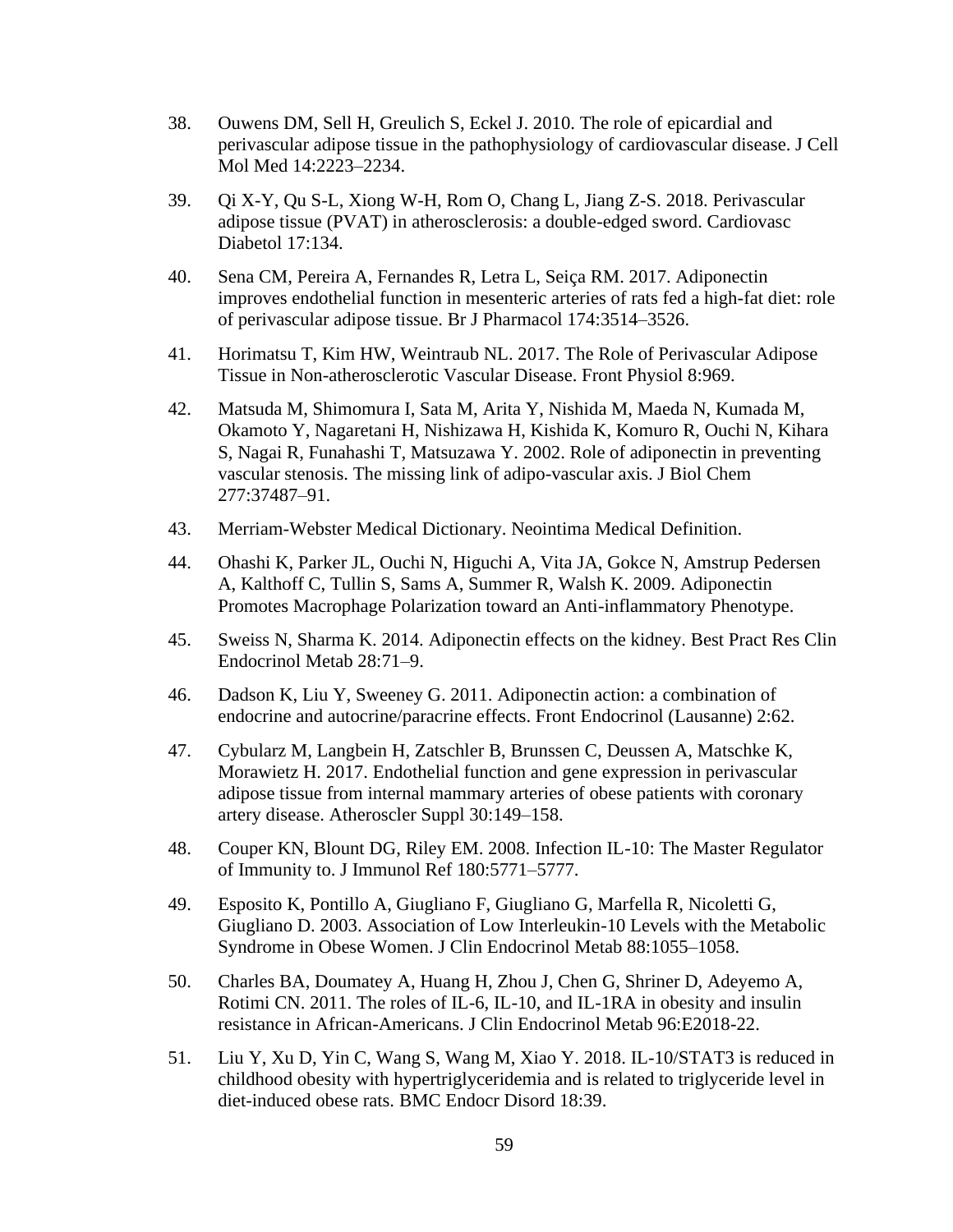38. Ouwens DM, Sell H, Greulich S, Eckel J. 2010. The role of epicardial and perivascular adipose tissue in the pathophysiology of cardiovascular disease. J Cell Mol Med 14:2223–2234.

39. Qi X-Y, Qu S-L, Xiong W-H, Rom O, Chang L, Jiang Z-S. 2018. Perivascular adipose tissue (PVAT) in atherosclerosis: a double-edged sword. Cardiovasc Diabetol 17:134.

40. Sena CM, Pereira A, Fernandes R, Letra L, Seiça RM. 2017. Adiponectin improves endothelial function in mesenteric arteries of rats fed a high-fat diet: role of perivascular adipose tissue. Br J Pharmacol 174:3514–3526.

41. Horimatsu T, Kim HW, Weintraub NL. 2017. The Role of Perivascular Adipose Tissue in Non-atherosclerotic Vascular Disease. Front Physiol 8:969.

42. Matsuda M, Shimomura I, Sata M, Arita Y, Nishida M, Maeda N, Kumada M, Okamoto Y, Nagaretani H, Nishizawa H, Kishida K, Komuro R, Ouchi N, Kihara S, Nagai R, Funahashi T, Matsuzawa Y. 2002. Role of adiponectin in preventing vascular stenosis. The missing link of adipo-vascular axis. J Biol Chem 277:37487–91.

43. Merriam-Webster Medical Dictionary. Neointima Medical Definition.

44. Ohashi K, Parker JL, Ouchi N, Higuchi A, Vita JA, Gokce N, Amstrup Pedersen A, Kalthoff C, Tullin S, Sams A, Summer R, Walsh K. 2009. Adiponectin Promotes Macrophage Polarization toward an Anti-inflammatory Phenotype.

45. Sweiss N, Sharma K. 2014. Adiponectin effects on the kidney. Best Pract Res Clin Endocrinol Metab 28:71–9.

46. Dadson K, Liu Y, Sweeney G. 2011. Adiponectin action: a combination of endocrine and autocrine/paracrine effects. Front Endocrinol (Lausanne) 2:62.

47. Cybularz M, Langbein H, Zatschler B, Brunssen C, Deussen A, Matschke K, Morawietz H. 2017. Endothelial function and gene expression in perivascular adipose tissue from internal mammary arteries of obese patients with coronary artery disease. Atheroscler Suppl 30:149–158.

48. Couper KN, Blount DG, Riley EM. 2008. Infection IL-10: The Master Regulator of Immunity to. J Immunol Ref 180:5771–5777.

49. Esposito K, Pontillo A, Giugliano F, Giugliano G, Marfella R, Nicoletti G, Giugliano D. 2003. Association of Low Interleukin-10 Levels with the Metabolic Syndrome in Obese Women. J Clin Endocrinol Metab 88:1055–1058.

50. Charles BA, Doumatey A, Huang H, Zhou J, Chen G, Shriner D, Adeyemo A, Rotimi CN. 2011. The roles of IL-6, IL-10, and IL-1RA in obesity and insulin resistance in African-Americans. J Clin Endocrinol Metab 96:E2018-22.

51. Liu Y, Xu D, Yin C, Wang S, Wang M, Xiao Y. 2018. IL-10/STAT3 is reduced in childhood obesity with hypertriglyceridemia and is related to triglyceride level in diet-induced obese rats. BMC Endocr Disord 18:39.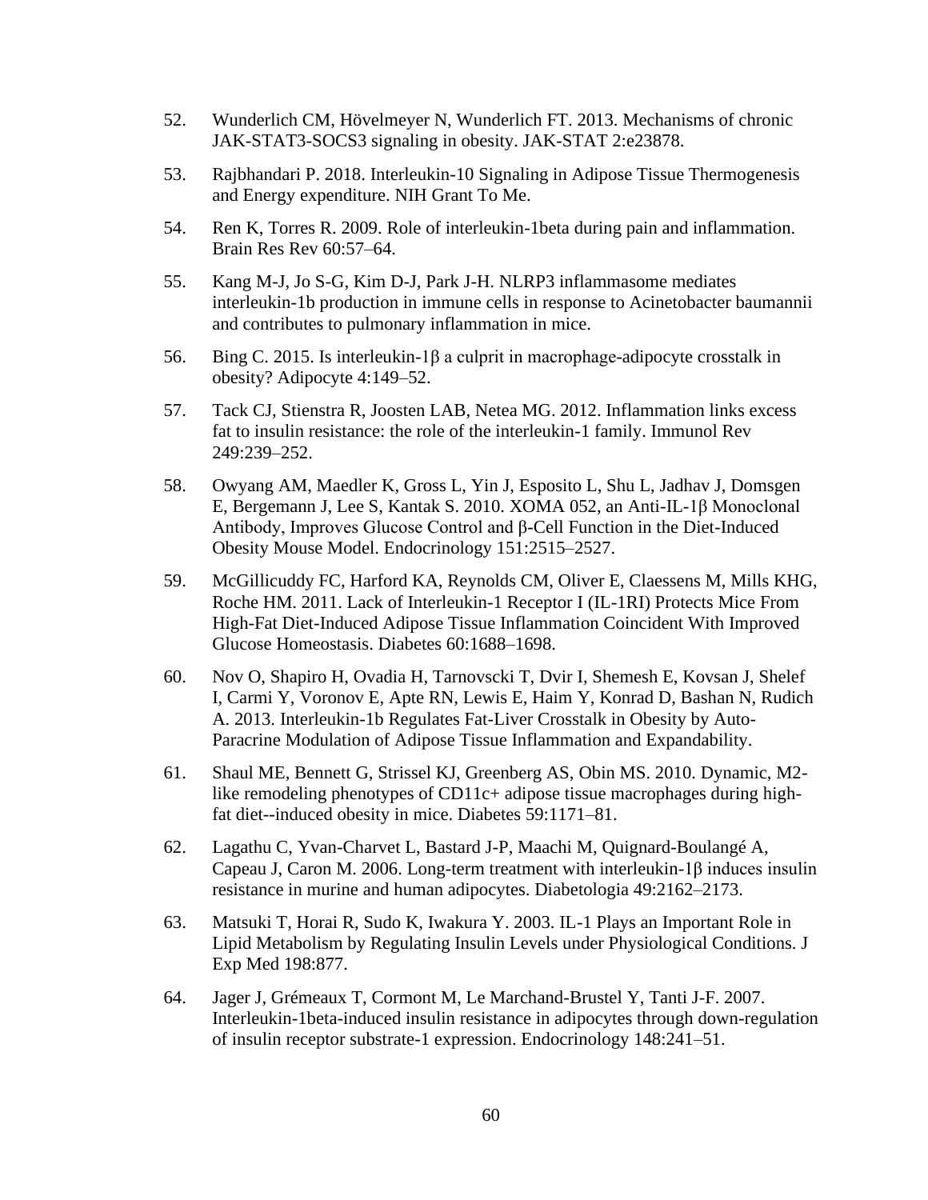52. Wunderlich CM, Hövelmeyer N, Wunderlich FT. 2013. Mechanisms of chronic JAK-STAT3-SOCS3 signaling in obesity. JAK-STAT 2:e23878.

53. Rajbhandari P. 2018. Interleukin-10 Signaling in Adipose Tissue Thermogenesis and Energy expenditure. NIH Grant To Me.

54. Ren K, Torres R. 2009. Role of interleukin-1beta during pain and inflammation. Brain Res Rev 60:57–64.

55. Kang M-J, Jo S-G, Kim D-J, Park J-H. NLRP3 inflammasome mediates interleukin-1b production in immune cells in response to Acinetobacter baumannii and contributes to pulmonary inflammation in mice.

56. Bing C. 2015. Is interleukin-1β a culprit in macrophage-adipocyte crosstalk in obesity? Adipocyte 4:149–52.

57. Tack CJ, Stienstra R, Joosten LAB, Netea MG. 2012. Inflammation links excess fat to insulin resistance: the role of the interleukin-1 family. Immunol Rev 249:239–252.

58. Owyang AM, Maedler K, Gross L, Yin J, Esposito L, Shu L, Jadhav J, Domsgen E, Bergemann J, Lee S, Kantak S. 2010. XOMA 052, an Anti-IL-1β Monoclonal Antibody, Improves Glucose Control and β-Cell Function in the Diet-Induced Obesity Mouse Model. Endocrinology 151:2515–2527.

59. McGillicuddy FC, Harford KA, Reynolds CM, Oliver E, Claessens M, Mills KHG, Roche HM. 2011. Lack of Interleukin-1 Receptor I (IL-1RI) Protects Mice From High-Fat Diet-Induced Adipose Tissue Inflammation Coincident With Improved Glucose Homeostasis. Diabetes 60:1688–1698.

60. Nov O, Shapiro H, Ovadia H, Tarnovscki T, Dvir I, Shemesh E, Kovsan J, Shelef I, Carmi Y, Voronov E, Apte RN, Lewis E, Haim Y, Konrad D, Bashan N, Rudich A. 2013. Interleukin-1b Regulates Fat-Liver Crosstalk in Obesity by Auto-Paracrine Modulation of Adipose Tissue Inflammation and Expandability.

61. Shaul ME, Bennett G, Strissel KJ, Greenberg AS, Obin MS. 2010. Dynamic, M2-like remodeling phenotypes of CD11c+ adipose tissue macrophages during high-fat diet--induced obesity in mice. Diabetes 59:1171–81.

62. Lagathu C, Yvan-Charvet L, Bastard J-P, Maachi M, Quignard-Boulangé A, Capeau J, Caron M. 2006. Long-term treatment with interleukin-1β induces insulin resistance in murine and human adipocytes. Diabetologia 49:2162–2173.

63. Matsuki T, Horai R, Sudo K, Iwakura Y. 2003. IL-1 Plays an Important Role in Lipid Metabolism by Regulating Insulin Levels under Physiological Conditions. J Exp Med 198:877.

64. Jager J, Grémeaux T, Cormont M, Le Marchand-Brustel Y, Tanti J-F. 2007. Interleukin-1beta-induced insulin resistance in adipocytes through down-regulation of insulin receptor substrate-1 expression. Endocrinology 148:241–51.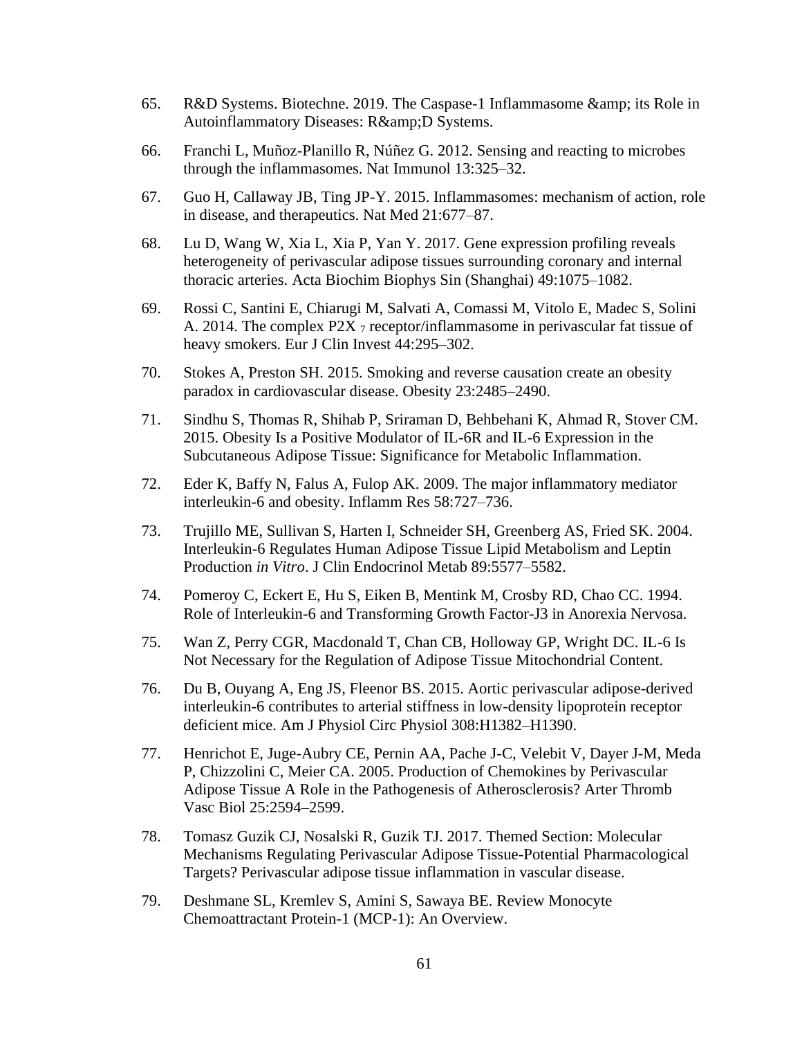65. R&D Systems. Biotechne. 2019. The Caspase-1 Inflammasome &amp; its Role in Autoinflammatory Diseases: R&amp;D Systems.

66. Franchi L, Muñoz-Planillo R, Núñez G. 2012. Sensing and reacting to microbes through the inflammasomes. Nat Immunol 13:325–32.

67. Guo H, Callaway JB, Ting JP-Y. 2015. Inflammasomes: mechanism of action, role in disease, and therapeutics. Nat Med 21:677–87.

68. Lu D, Wang W, Xia L, Xia P, Yan Y. 2017. Gene expression profiling reveals heterogeneity of perivascular adipose tissues surrounding coronary and internal thoracic arteries. Acta Biochim Biophys Sin (Shanghai) 49:1075–1082.

69. Rossi C, Santini E, Chiarugi M, Salvati A, Comassi M, Vitolo E, Madec S, Solini A. 2014. The complex $P2X_7$ receptor/inflammasome in perivascular fat tissue of heavy smokers. Eur J Clin Invest 44:295–302.

70. Stokes A, Preston SH. 2015. Smoking and reverse causation create an obesity paradox in cardiovascular disease. Obesity 23:2485–2490.

71. Sindhu S, Thomas R, Shihab P, Sriraman D, Behbehani K, Ahmad R, Stover CM. 2015. Obesity Is a Positive Modulator of IL-6R and IL-6 Expression in the Subcutaneous Adipose Tissue: Significance for Metabolic Inflammation.

72. Eder K, Baffy N, Falus A, Fulop AK. 2009. The major inflammatory mediator interleukin-6 and obesity. Inflamm Res 58:727–736.

73. Trujillo ME, Sullivan S, Harten I, Schneider SH, Greenberg AS, Fried SK. 2004. Interleukin-6 Regulates Human Adipose Tissue Lipid Metabolism and Leptin Production *in Vitro*. J Clin Endocrinol Metab 89:5577–5582.

74. Pomeroy C, Eckert E, Hu S, Eiken B, Mentink M, Crosby RD, Chao CC. 1994. Role of Interleukin-6 and Transforming Growth Factor-J3 in Anorexia Nervosa.

75. Wan Z, Perry CGR, Macdonald T, Chan CB, Holloway GP, Wright DC. IL-6 Is Not Necessary for the Regulation of Adipose Tissue Mitochondrial Content.

76. Du B, Ouyang A, Eng JS, Fleenor BS. 2015. Aortic perivascular adipose-derived interleukin-6 contributes to arterial stiffness in low-density lipoprotein receptor deficient mice. Am J Physiol Circ Physiol 308:H1382–H1390.

77. Henrichot E, Juge-Aubry CE, Pernin AA, Pache J-C, Velebit V, Dayer J-M, Meda P, Chizzolini C, Meier CA. 2005. Production of Chemokines by Perivascular Adipose Tissue A Role in the Pathogenesis of Atherosclerosis? Arter Thromb Vasc Biol 25:2594–2599.

78. Tomasz Guzik CJ, Nosalski R, Guzik TJ. 2017. Themed Section: Molecular Mechanisms Regulating Perivascular Adipose Tissue-Potential Pharmacological Targets? Perivascular adipose tissue inflammation in vascular disease.

79. Deshmane SL, Kremlev S, Amini S, Sawaya BE. Review Monocyte Chemoattractant Protein-1 (MCP-1): An Overview.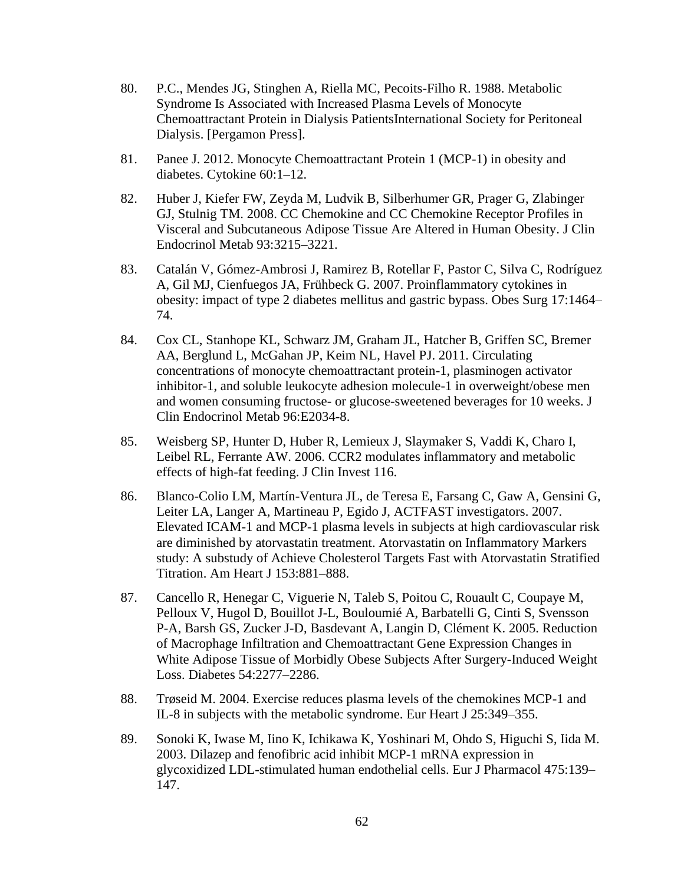80. P.C., Mendes JG, Stinghen A, Riella MC, Pecoits-Filho R. 1988. Metabolic Syndrome Is Associated with Increased Plasma Levels of Monocyte Chemoattractant Protein in Dialysis PatientsInternational Society for Peritoneal Dialysis. [Pergamon Press].

81. Panee J. 2012. Monocyte Chemoattractant Protein 1 (MCP-1) in obesity and diabetes. Cytokine 60:1–12.

82. Huber J, Kiefer FW, Zeyda M, Ludvik B, Silberhumer GR, Prager G, Zlabinger GJ, Stulnig TM. 2008. CC Chemokine and CC Chemokine Receptor Profiles in Visceral and Subcutaneous Adipose Tissue Are Altered in Human Obesity. J Clin Endocrinol Metab 93:3215–3221.

83. Catalán V, Gómez-Ambrosi J, Ramirez B, Rotellar F, Pastor C, Silva C, Rodríguez A, Gil MJ, Cienfuegos JA, Frühbeck G. 2007. Proinflammatory cytokines in obesity: impact of type 2 diabetes mellitus and gastric bypass. Obes Surg 17:1464–74.

84. Cox CL, Stanhope KL, Schwarz JM, Graham JL, Hatcher B, Griffen SC, Bremer AA, Berglund L, McGahan JP, Keim NL, Havel PJ. 2011. Circulating concentrations of monocyte chemoattractant protein-1, plasminogen activator inhibitor-1, and soluble leukocyte adhesion molecule-1 in overweight/obese men and women consuming fructose- or glucose-sweetened beverages for 10 weeks. J Clin Endocrinol Metab 96:E2034-8.

85. Weisberg SP, Hunter D, Huber R, Lemieux J, Slaymaker S, Vaddi K, Charo I, Leibel RL, Ferrante AW. 2006. CCR2 modulates inflammatory and metabolic effects of high-fat feeding. J Clin Invest 116.

86. Blanco-Colio LM, Martín-Ventura JL, de Teresa E, Farsang C, Gaw A, Gensini G, Leiter LA, Langer A, Martineau P, Egido J, ACTFAST investigators. 2007. Elevated ICAM-1 and MCP-1 plasma levels in subjects at high cardiovascular risk are diminished by atorvastatin treatment. Atorvastatin on Inflammatory Markers study: A substudy of Achieve Cholesterol Targets Fast with Atorvastatin Stratified Titration. Am Heart J 153:881–888.

87. Cancello R, Henegar C, Viguerie N, Taleb S, Poitou C, Rouault C, Coupaye M, Pelloux V, Hugol D, Bouillot J-L, Bouloumié A, Barbatelli G, Cinti S, Svensson P-A, Barsh GS, Zucker J-D, Basdevant A, Langin D, Clément K. 2005. Reduction of Macrophage Infiltration and Chemoattractant Gene Expression Changes in White Adipose Tissue of Morbidly Obese Subjects After Surgery-Induced Weight Loss. Diabetes 54:2277–2286.

88. Trøseid M. 2004. Exercise reduces plasma levels of the chemokines MCP-1 and IL-8 in subjects with the metabolic syndrome. Eur Heart J 25:349–355.

89. Sonoki K, Iwase M, Iino K, Ichikawa K, Yoshinari M, Ohdo S, Higuchi S, Iida M. 2003. Dilazep and fenofibric acid inhibit MCP-1 mRNA expression in glycoxidized LDL-stimulated human endothelial cells. Eur J Pharmacol 475:139–147.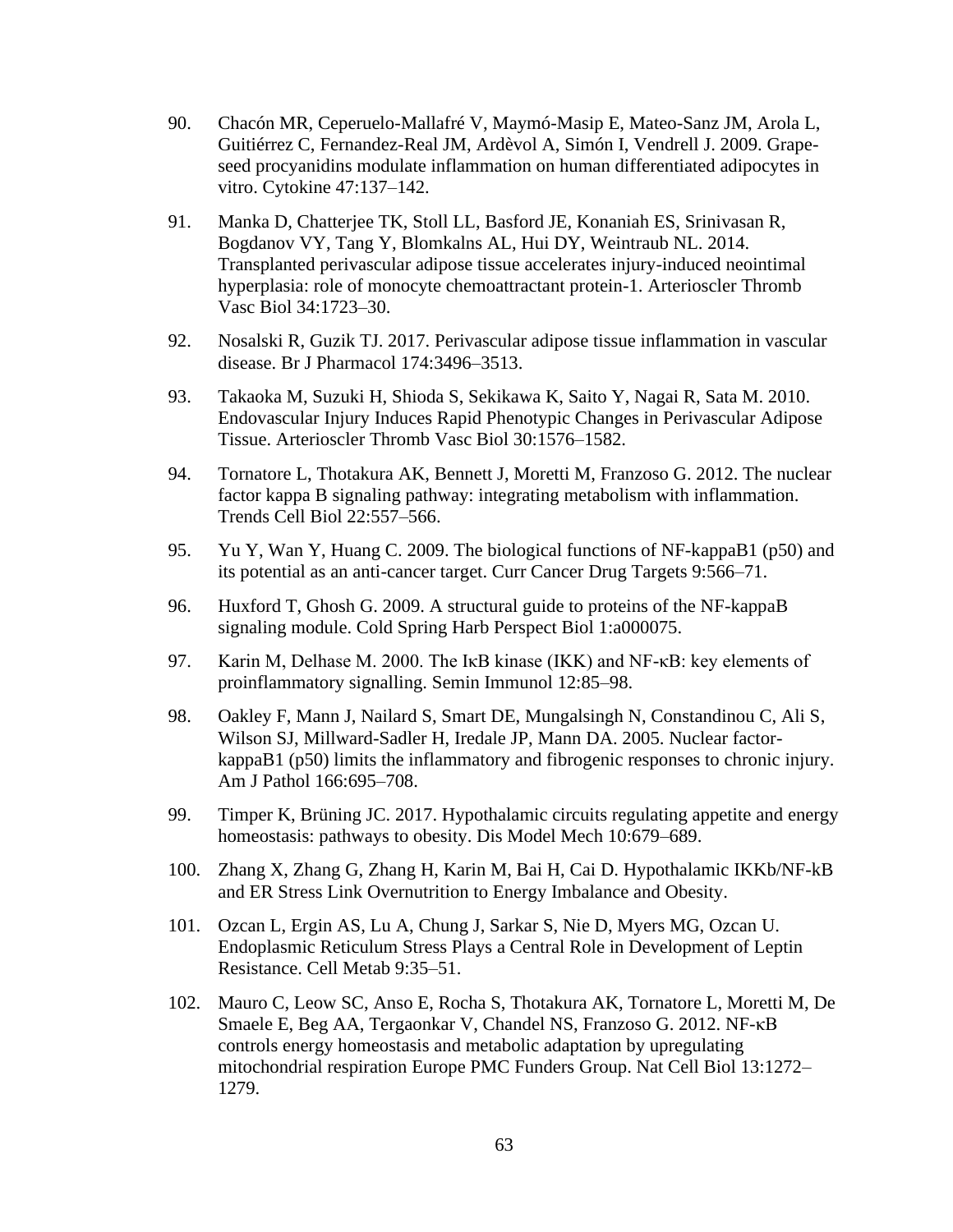90. Chacón MR, Ceperuelo-Mallafré V, Maymó-Masip E, Mateo-Sanz JM, Arola L, Guitiérrez C, Fernandez-Real JM, Ardèvol A, Simón I, Vendrell J. 2009. Grape-seed procyanidins modulate inflammation on human differentiated adipocytes in vitro. Cytokine 47:137–142.

91. Manka D, Chatterjee TK, Stoll LL, Basford JE, Konaniah ES, Srinivasan R, Bogdanov VY, Tang Y, Blomkalns AL, Hui DY, Weintraub NL. 2014. Transplanted perivascular adipose tissue accelerates injury-induced neointimal hyperplasia: role of monocyte chemoattractant protein-1. Arterioscler Thromb Vasc Biol 34:1723–30.

92. Nosalski R, Guzik TJ. 2017. Perivascular adipose tissue inflammation in vascular disease. Br J Pharmacol 174:3496–3513.

93. Takaoka M, Suzuki H, Shioda S, Sekikawa K, Saito Y, Nagai R, Sata M. 2010. Endovascular Injury Induces Rapid Phenotypic Changes in Perivascular Adipose Tissue. Arterioscler Thromb Vasc Biol 30:1576–1582.

94. Tornatore L, Thotakura AK, Bennett J, Moretti M, Franzoso G. 2012. The nuclear factor kappa B signaling pathway: integrating metabolism with inflammation. Trends Cell Biol 22:557–566.

95. Yu Y, Wan Y, Huang C. 2009. The biological functions of NF-kappaB1 (p50) and its potential as an anti-cancer target. Curr Cancer Drug Targets 9:566–71.

96. Huxford T, Ghosh G. 2009. A structural guide to proteins of the NF-kappaB signaling module. Cold Spring Harb Perspect Biol 1:a000075.

97. Karin M, Delhase M. 2000. The IκB kinase (IKK) and NF-κB: key elements of proinflammatory signalling. Semin Immunol 12:85–98.

98. Oakley F, Mann J, Nailard S, Smart DE, Mungalsingh N, Constandinou C, Ali S, Wilson SJ, Millward-Sadler H, Iredale JP, Mann DA. 2005. Nuclear factor-kappaB1 (p50) limits the inflammatory and fibrogenic responses to chronic injury. Am J Pathol 166:695–708.

99. Timper K, Brüning JC. 2017. Hypothalamic circuits regulating appetite and energy homeostasis: pathways to obesity. Dis Model Mech 10:679–689.

100. Zhang X, Zhang G, Zhang H, Karin M, Bai H, Cai D. Hypothalamic IKKb/NF-kB and ER Stress Link Overnutrition to Energy Imbalance and Obesity.

101. Ozcan L, Ergin AS, Lu A, Chung J, Sarkar S, Nie D, Myers MG, Ozcan U. Endoplasmic Reticulum Stress Plays a Central Role in Development of Leptin Resistance. Cell Metab 9:35–51.

102. Mauro C, Leow SC, Anso E, Rocha S, Thotakura AK, Tornatore L, Moretti M, De Smaele E, Beg AA, Tergaonkar V, Chandel NS, Franzoso G. 2012. NF-κB controls energy homeostasis and metabolic adaptation by upregulating mitochondrial respiration Europe PMC Funders Group. Nat Cell Biol 13:1272–1279.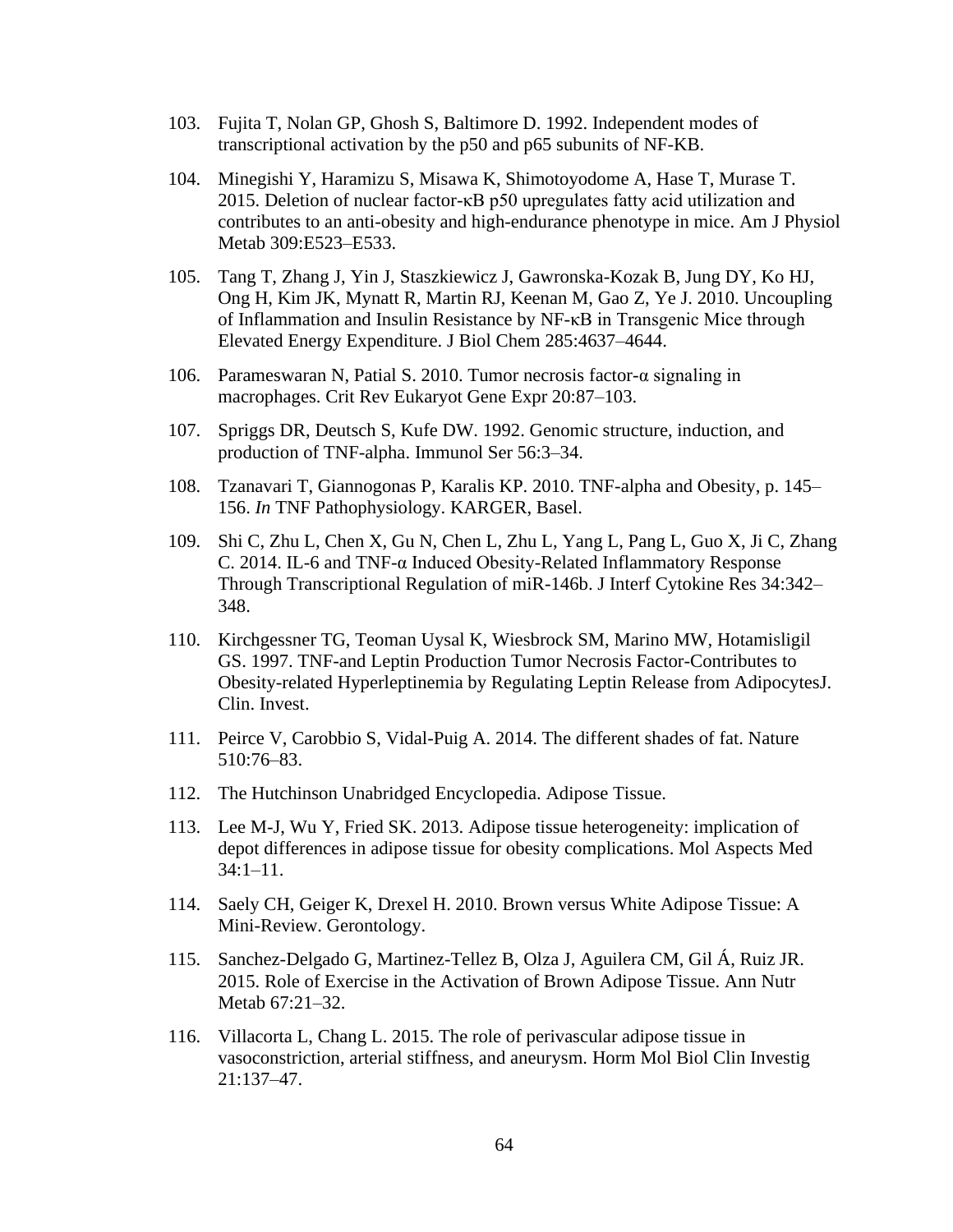103. Fujita T, Nolan GP, Ghosh S, Baltimore D. 1992. Independent modes of transcriptional activation by the p50 and p65 subunits of NF-KB.

104. Minegishi Y, Haramizu S, Misawa K, Shimotoyodome A, Hase T, Murase T. 2015. Deletion of nuclear factor-κB p50 upregulates fatty acid utilization and contributes to an anti-obesity and high-endurance phenotype in mice. Am J Physiol Metab 309:E523–E533.

105. Tang T, Zhang J, Yin J, Staszkiewicz J, Gawronska-Kozak B, Jung DY, Ko HJ, Ong H, Kim JK, Mynatt R, Martin RJ, Keenan M, Gao Z, Ye J. 2010. Uncoupling of Inflammation and Insulin Resistance by NF-κB in Transgenic Mice through Elevated Energy Expenditure. J Biol Chem 285:4637–4644.

106. Parameswaran N, Patial S. 2010. Tumor necrosis factor-α signaling in macrophages. Crit Rev Eukaryot Gene Expr 20:87–103.

107. Spriggs DR, Deutsch S, Kufe DW. 1992. Genomic structure, induction, and production of TNF-alpha. Immunol Ser 56:3–34.

108. Tzanavari T, Giannogonas P, Karalis KP. 2010. TNF-alpha and Obesity, p. 145–156. *In* TNF Pathophysiology. KARGER, Basel.

109. Shi C, Zhu L, Chen X, Gu N, Chen L, Zhu L, Yang L, Pang L, Guo X, Ji C, Zhang C. 2014. IL-6 and TNF-α Induced Obesity-Related Inflammatory Response Through Transcriptional Regulation of miR-146b. J Interf Cytokine Res 34:342–348.

110. Kirchgessner TG, Teoman Uysal K, Wiesbrock SM, Marino MW, Hotamisligil GS. 1997. TNF-and Leptin Production Tumor Necrosis Factor-Contributes to Obesity-related Hyperleptinemia by Regulating Leptin Release from AdipocytesJ. Clin. Invest.

111. Peirce V, Carobbio S, Vidal-Puig A. 2014. The different shades of fat. Nature 510:76–83.

112. The Hutchinson Unabridged Encyclopedia. Adipose Tissue.

113. Lee M-J, Wu Y, Fried SK. 2013. Adipose tissue heterogeneity: implication of depot differences in adipose tissue for obesity complications. Mol Aspects Med 34:1–11.

114. Saely CH, Geiger K, Drexel H. 2010. Brown versus White Adipose Tissue: A Mini-Review. Gerontology.

115. Sanchez-Delgado G, Martinez-Tellez B, Olza J, Aguilera CM, Gil Á, Ruiz JR. 2015. Role of Exercise in the Activation of Brown Adipose Tissue. Ann Nutr Metab 67:21–32.

116. Villacorta L, Chang L. 2015. The role of perivascular adipose tissue in vasoconstriction, arterial stiffness, and aneurysm. Horm Mol Biol Clin Investig 21:137–47.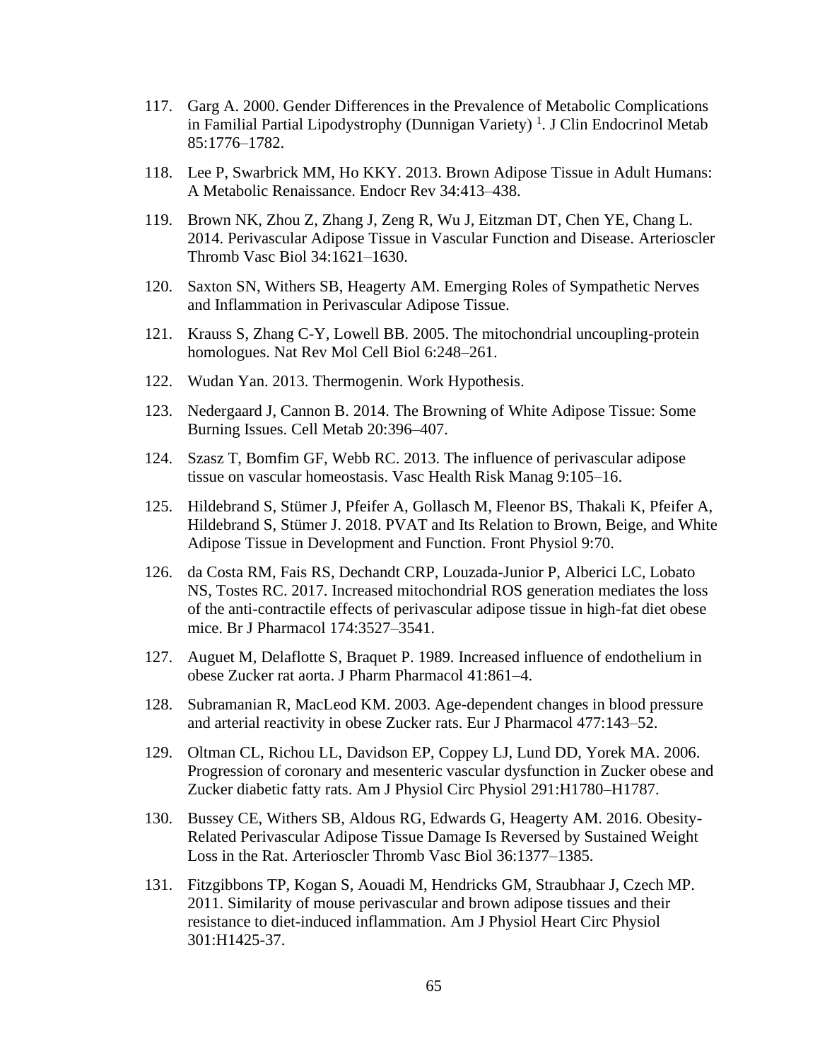117. Garg A. 2000. Gender Differences in the Prevalence of Metabolic Complications in Familial Partial Lipodystrophy (Dunnigan Variety) [1]. J Clin Endocrinol Metab 85:1776–1782.

118. Lee P, Swarbrick MM, Ho KKY. 2013. Brown Adipose Tissue in Adult Humans: A Metabolic Renaissance. Endocr Rev 34:413–438.

119. Brown NK, Zhou Z, Zhang J, Zeng R, Wu J, Eitzman DT, Chen YE, Chang L. 2014. Perivascular Adipose Tissue in Vascular Function and Disease. Arterioscler Thromb Vasc Biol 34:1621–1630.

120. Saxton SN, Withers SB, Heagerty AM. Emerging Roles of Sympathetic Nerves and Inflammation in Perivascular Adipose Tissue.

121. Krauss S, Zhang C-Y, Lowell BB. 2005. The mitochondrial uncoupling-protein homologues. Nat Rev Mol Cell Biol 6:248–261.

122. Wudan Yan. 2013. Thermogenin. Work Hypothesis.

123. Nedergaard J, Cannon B. 2014. The Browning of White Adipose Tissue: Some Burning Issues. Cell Metab 20:396–407.

124. Szasz T, Bomfim GF, Webb RC. 2013. The influence of perivascular adipose tissue on vascular homeostasis. Vasc Health Risk Manag 9:105–16.

125. Hildebrand S, Stümer J, Pfeifer A, Gollasch M, Fleenor BS, Thakali K, Pfeifer A, Hildebrand S, Stümer J. 2018. PVAT and Its Relation to Brown, Beige, and White Adipose Tissue in Development and Function. Front Physiol 9:70.

126. da Costa RM, Fais RS, Dechandt CRP, Louzada-Junior P, Alberici LC, Lobato NS, Tostes RC. 2017. Increased mitochondrial ROS generation mediates the loss of the anti-contractile effects of perivascular adipose tissue in high-fat diet obese mice. Br J Pharmacol 174:3527–3541.

127. Auguet M, Delaflotte S, Braquet P. 1989. Increased influence of endothelium in obese Zucker rat aorta. J Pharm Pharmacol 41:861–4.

128. Subramanian R, MacLeod KM. 2003. Age-dependent changes in blood pressure and arterial reactivity in obese Zucker rats. Eur J Pharmacol 477:143–52.

129. Oltman CL, Richou LL, Davidson EP, Coppey LJ, Lund DD, Yorek MA. 2006. Progression of coronary and mesenteric vascular dysfunction in Zucker obese and Zucker diabetic fatty rats. Am J Physiol Circ Physiol 291:H1780–H1787.

130. Bussey CE, Withers SB, Aldous RG, Edwards G, Heagerty AM. 2016. Obesity-Related Perivascular Adipose Tissue Damage Is Reversed by Sustained Weight Loss in the Rat. Arterioscler Thromb Vasc Biol 36:1377–1385.

131. Fitzgibbons TP, Kogan S, Aouadi M, Hendricks GM, Straubhaar J, Czech MP. 2011. Similarity of mouse perivascular and brown adipose tissues and their resistance to diet-induced inflammation. Am J Physiol Heart Circ Physiol 301:H1425-37.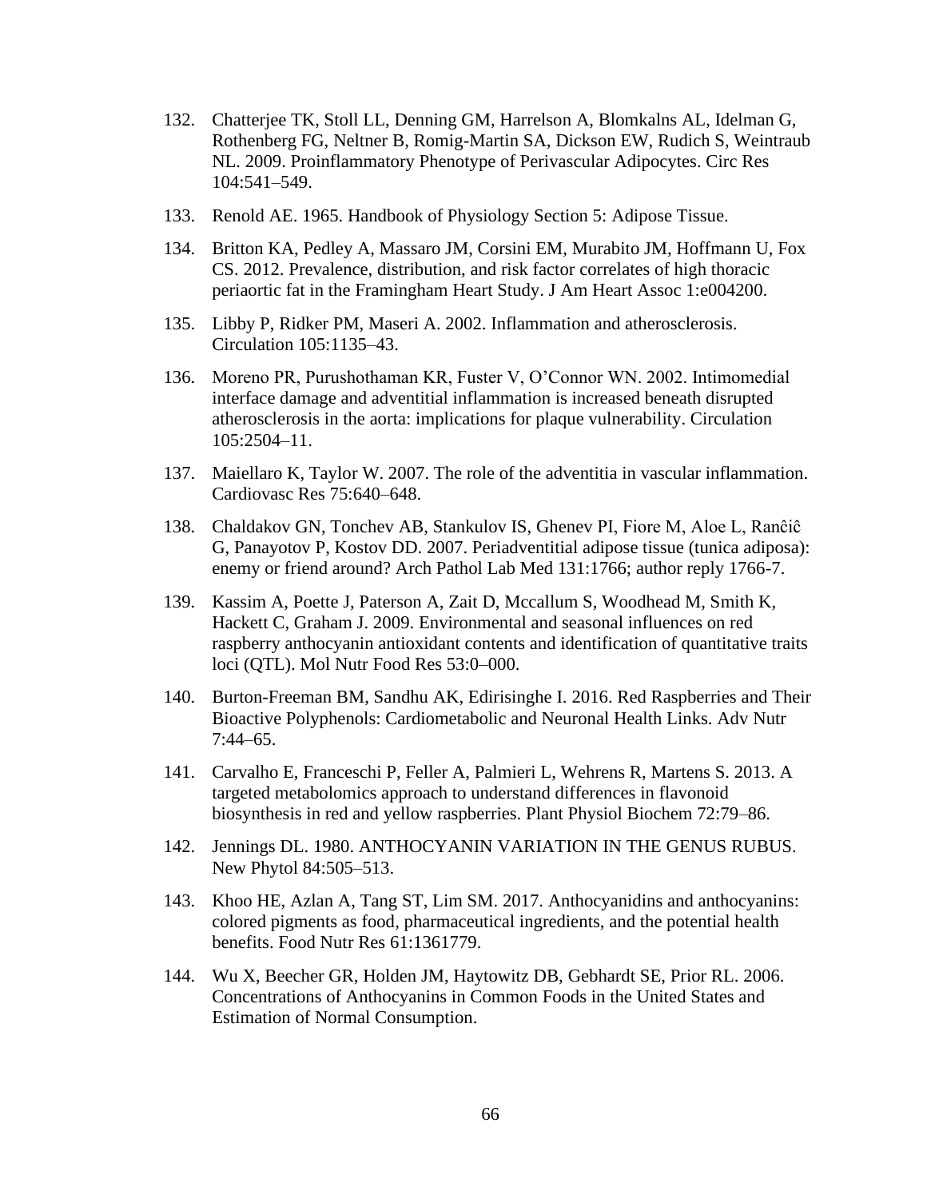132. Chatterjee TK, Stoll LL, Denning GM, Harrelson A, Blomkalns AL, Idelman G, Rothenberg FG, Neltner B, Romig-Martin SA, Dickson EW, Rudich S, Weintraub NL. 2009. Proinflammatory Phenotype of Perivascular Adipocytes. Circ Res 104:541–549.

133. Renold AE. 1965. Handbook of Physiology Section 5: Adipose Tissue.

134. Britton KA, Pedley A, Massaro JM, Corsini EM, Murabito JM, Hoffmann U, Fox CS. 2012. Prevalence, distribution, and risk factor correlates of high thoracic periaortic fat in the Framingham Heart Study. J Am Heart Assoc 1:e004200.

135. Libby P, Ridker PM, Maseri A. 2002. Inflammation and atherosclerosis. Circulation 105:1135–43.

136. Moreno PR, Purushothaman KR, Fuster V, O'Connor WN. 2002. Intimomedial interface damage and adventitial inflammation is increased beneath disrupted atherosclerosis in the aorta: implications for plaque vulnerability. Circulation 105:2504–11.

137. Maiellaro K, Taylor W. 2007. The role of the adventitia in vascular inflammation. Cardiovasc Res 75:640–648.

138. Chaldakov GN, Tonchev AB, Stankulov IS, Ghenev PI, Fiore M, Aloe L, Rancic G, Panayotov P, Kostov DD. 2007. Periadventitial adipose tissue (tunica adiposa): enemy or friend around? Arch Pathol Lab Med 131:1766; author reply 1766-7.

139. Kassim A, Poette J, Paterson A, Zait D, Mccallum S, Woodhead M, Smith K, Hackett C, Graham J. 2009. Environmental and seasonal influences on red raspberry anthocyanin antioxidant contents and identification of quantitative traits loci (QTL). Mol Nutr Food Res 53:0–000.

140. Burton-Freeman BM, Sandhu AK, Edirisinghe I. 2016. Red Raspberries and Their Bioactive Polyphenols: Cardiometabolic and Neuronal Health Links. Adv Nutr 7:44–65.

141. Carvalho E, Franceschi P, Feller A, Palmieri L, Wehrens R, Martens S. 2013. A targeted metabolomics approach to understand differences in flavonoid biosynthesis in red and yellow raspberries. Plant Physiol Biochem 72:79–86.

142. Jennings DL. 1980. ANTHOCYANIN VARIATION IN THE GENUS RUBUS. New Phytol 84:505–513.

143. Khoo HE, Azlan A, Tang ST, Lim SM. 2017. Anthocyanidins and anthocyanins: colored pigments as food, pharmaceutical ingredients, and the potential health benefits. Food Nutr Res 61:1361779.

144. Wu X, Beecher GR, Holden JM, Haytowitz DB, Gebhardt SE, Prior RL. 2006. Concentrations of Anthocyanins in Common Foods in the United States and Estimation of Normal Consumption.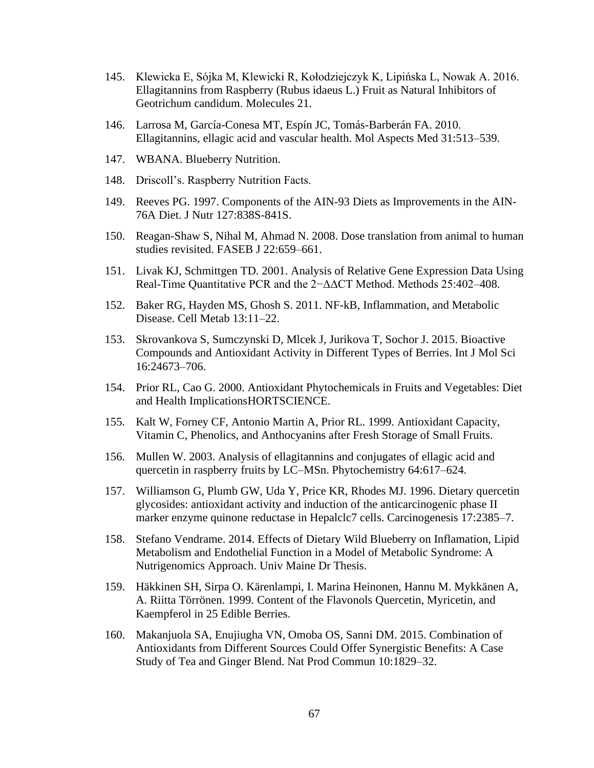145. Klewicka E, Sójka M, Klewicki R, Kołodziejczyk K, Lipińska L, Nowak A. 2016. Ellagitannins from Raspberry (Rubus idaeus L.) Fruit as Natural Inhibitors of Geotrichum candidum. Molecules 21.

146. Larrosa M, García-Conesa MT, Espín JC, Tomás-Barberán FA. 2010. Ellagitannins, ellagic acid and vascular health. Mol Aspects Med 31:513–539.

147. WBANA. Blueberry Nutrition.

148. Driscoll's. Raspberry Nutrition Facts.

149. Reeves PG. 1997. Components of the AIN-93 Diets as Improvements in the AIN-76A Diet. J Nutr 127:838S-841S.

150. Reagan-Shaw S, Nihal M, Ahmad N. 2008. Dose translation from animal to human studies revisited. FASEB J 22:659–661.

151. Livak KJ, Schmittgen TD. 2001. Analysis of Relative Gene Expression Data Using Real-Time Quantitative PCR and the $2^{-\Delta\Delta CT}$ Method. Methods 25:402–408.

152. Baker RG, Hayden MS, Ghosh S. 2011. NF-kB, Inflammation, and Metabolic Disease. Cell Metab 13:11–22.

153. Skrovankova S, Sumczynski D, Mlcek J, Jurikova T, Sochor J. 2015. Bioactive Compounds and Antioxidant Activity in Different Types of Berries. Int J Mol Sci 16:24673–706.

154. Prior RL, Cao G. 2000. Antioxidant Phytochemicals in Fruits and Vegetables: Diet and Health ImplicationsHORTSCIENCE.

155. Kalt W, Forney CF, Antonio Martin A, Prior RL. 1999. Antioxidant Capacity, Vitamin C, Phenolics, and Anthocyanins after Fresh Storage of Small Fruits.

156. Mullen W. 2003. Analysis of ellagitannins and conjugates of ellagic acid and quercetin in raspberry fruits by LC–MSn. Phytochemistry 64:617–624.

157. Williamson G, Plumb GW, Uda Y, Price KR, Rhodes MJ. 1996. Dietary quercetin glycosides: antioxidant activity and induction of the anticarcinogenic phase II marker enzyme quinone reductase in Hepalclc7 cells. Carcinogenesis 17:2385–7.

158. Stefano Vendrame. 2014. Effects of Dietary Wild Blueberry on Inflamation, Lipid Metabolism and Endothelial Function in a Model of Metabolic Syndrome: A Nutrigenomics Approach. Univ Maine Dr Thesis.

159. Häkkinen SH, Sirpa O. Kärenlampi, I. Marina Heinonen, Hannu M. Mykkänen A, A. Riitta Törrönen. 1999. Content of the Flavonols Quercetin, Myricetin, and Kaempferol in 25 Edible Berries.

160. Makanjuola SA, Enujiugha VN, Omoba OS, Sanni DM. 2015. Combination of Antioxidants from Different Sources Could Offer Synergistic Benefits: A Case Study of Tea and Ginger Blend. Nat Prod Commun 10:1829–32.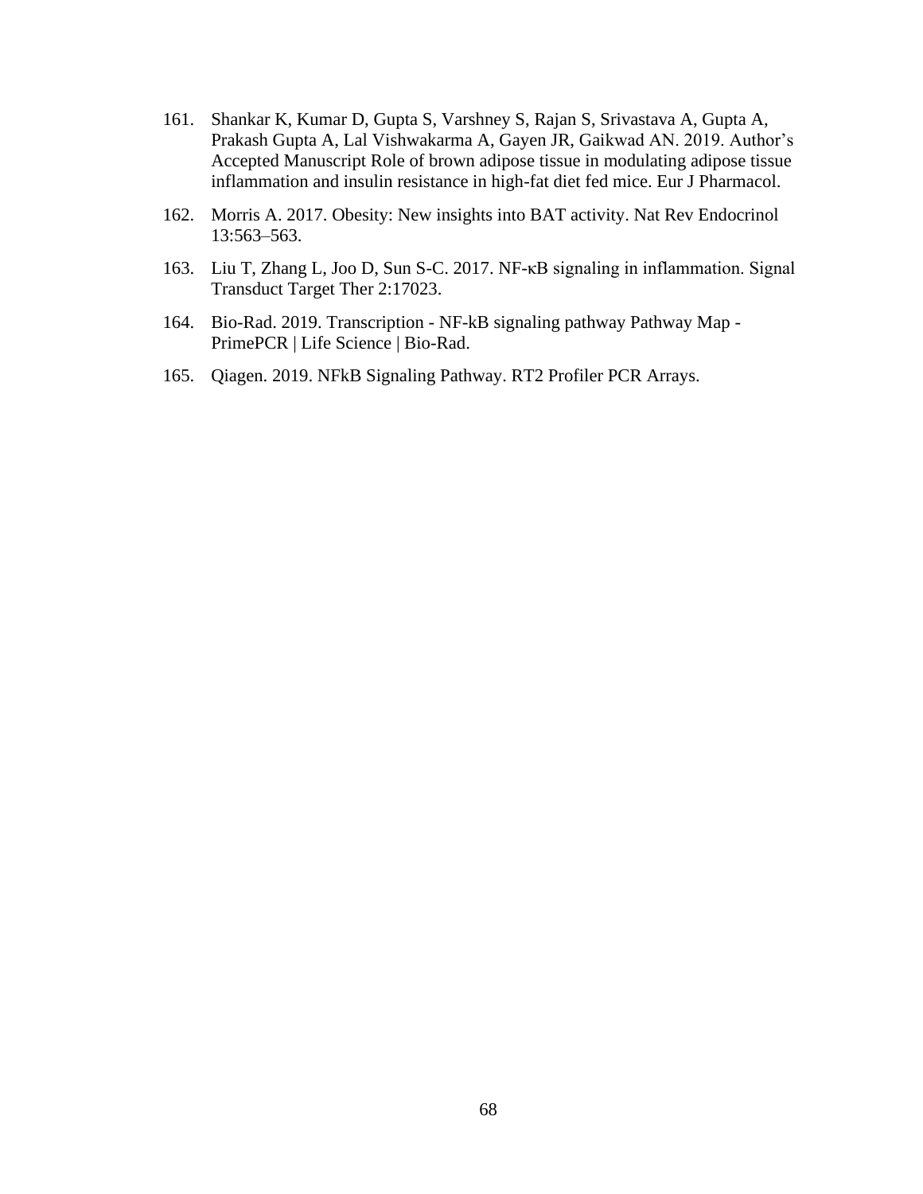161. Shankar K, Kumar D, Gupta S, Varshney S, Rajan S, Srivastava A, Gupta A, Prakash Gupta A, Lal Vishwakarma A, Gayen JR, Gaikwad AN. 2019. Author's Accepted Manuscript Role of brown adipose tissue in modulating adipose tissue inflammation and insulin resistance in high-fat diet fed mice. Eur J Pharmacol.

162. Morris A. 2017. Obesity: New insights into BAT activity. Nat Rev Endocrinol 13:563–563.

163. Liu T, Zhang L, Joo D, Sun S-C. 2017. NF-κB signaling in inflammation. Signal Transduct Target Ther 2:17023.

164. Bio-Rad. 2019. Transcription - NF-kB signaling pathway Pathway Map - PrimePCR | Life Science | Bio-Rad.

165. Qiagen. 2019. NFkB Signaling Pathway. RT2 Profiler PCR Arrays.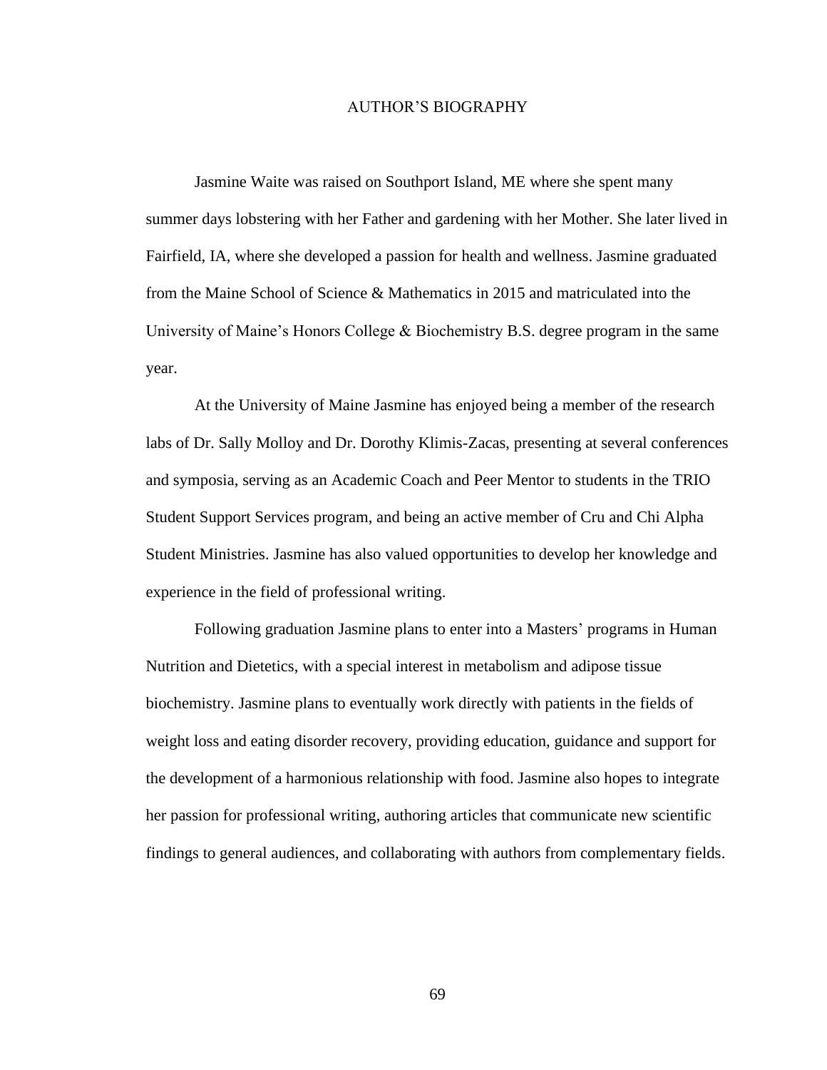# AUTHOR'S BIOGRAPHY

Jasmine Waite was raised on Southport Island, ME where she spent many summer days lobstering with her Father and gardening with her Mother. She later lived in Fairfield, IA, where she developed a passion for health and wellness. Jasmine graduated from the Maine School of Science & Mathematics in 2015 and matriculated into the University of Maine's Honors College & Biochemistry B.S. degree program in the same year.

At the University of Maine Jasmine has enjoyed being a member of the research labs of Dr. Sally Molloy and Dr. Dorothy Klimis-Zacas, presenting at several conferences and symposia, serving as an Academic Coach and Peer Mentor to students in the TRIO Student Support Services program, and being an active member of Cru and Chi Alpha Student Ministries. Jasmine has also valued opportunities to develop her knowledge and experience in the field of professional writing.

Following graduation Jasmine plans to enter into a Masters' programs in Human Nutrition and Dietetics, with a special interest in metabolism and adipose tissue biochemistry. Jasmine plans to eventually work directly with patients in the fields of weight loss and eating disorder recovery, providing education, guidance and support for the development of a harmonious relationship with food. Jasmine also hopes to integrate her passion for professional writing, authoring articles that communicate new scientific findings to general audiences, and collaborating with authors from complementary fields.